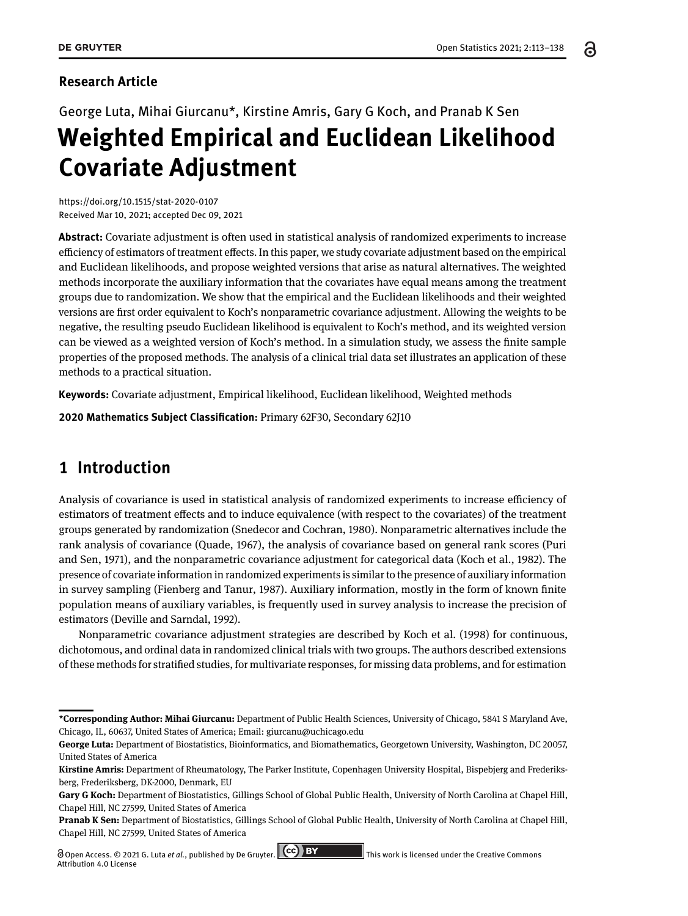**Research Article**

George Luta, Mihai Giurcanu*, Kirstine Amris, Gary G Koch, and Pranab K Sen

# Weighted Empirical and Euclidean Likelihood Covariate Adjustment

https://doi.org/10.1515/stat-2020-0107
Received Mar 10, 2021; accepted Dec 09, 2021

**Abstract:** Covariate adjustment is often used in statistical analysis of randomized experiments to increase efficiency of estimators of treatment effects. In this paper, we study covariate adjustment based on the empirical and Euclidean likelihoods, and propose weighted versions that arise as natural alternatives. The weighted methods incorporate the auxiliary information that the covariates have equal means among the treatment groups due to randomization. We show that the empirical and the Euclidean likelihoods and their weighted versions are first order equivalent to Koch's nonparametric covariate adjustment. Allowing the weights to be negative, the resulting pseudo Euclidean likelihood is equivalent to Koch's method, and its weighted version can be viewed as a weighted version of Koch's method. In a simulation study, we assess the finite sample properties of the proposed methods. The analysis of a clinical trial data set illustrates an application of these methods to a practical situation.

**Keywords:** Covariate adjustment, Empirical likelihood, Euclidean likelihood, Weighted methods

**2020 Mathematics Subject Classification:** Primary 62F30, Secondary 62J10

## 1 Introduction

Analysis of covariance is used in statistical analysis of randomized experiments to increase efficiency of estimators of treatment effects and to induce equivalence (with respect to the covariates) of the treatment groups generated by randomization (Snedecor and Cochran, 1980). Nonparametric alternatives include the rank analysis of covariance (Quade, 1967), the analysis of covariance based on general rank scores (Puri and Sen, 1971), and the nonparametric covariance adjustment for categorical data (Koch et al., 1982). The presence of covariate information in randomized experiments is similar to the presence of auxiliary information in survey sampling (Fienberg and Tanur, 1987). Auxiliary information, mostly in the form of known finite population means of auxiliary variables, is frequently used in survey analysis to increase the precision of estimators (Deville and Sarndal, 1992).

Nonparametric covariance adjustment strategies are described by Koch et al. (1998) for continuous, dichotomous, and ordinal data in randomized clinical trials with two groups. The authors described extensions of these methods for stratified studies, for multivariate responses, for missing data problems, and for estimation

---

***Corresponding Author: Mihai Giurcanu:** Department of Public Health Sciences, University of Chicago, 5841 S Maryland Ave, Chicago, IL, 60637, United States of America; Email: giurcanu@uchicago.edu

**George Luta:** Department of Biostatistics, Bioinformatics, and Biomathematics, Georgetown University, Washington, DC 20057, United States of America

**Kirstine Amris:** Department of Rheumatology, The Parker Institute, Copenhagen University Hospital, Bispebjerg and Frederiksberg, Frederiksberg, DK-2000, Denmark, EU

**Gary G Koch:** Department of Biostatistics, Gillings School of Global Public Health, University of North Carolina at Chapel Hill, Chapel Hill, NC 27599, United States of America

**Pranab K Sen:** Department of Biostatistics, Gillings School of Global Public Health, University of North Carolina at Chapel Hill, Chapel Hill, NC 27599, United States of America

Open Access. © 2021 G. Luta *et al.*, published by De Gruyter. This work is licensed under the Creative Commons Attribution 4.0 License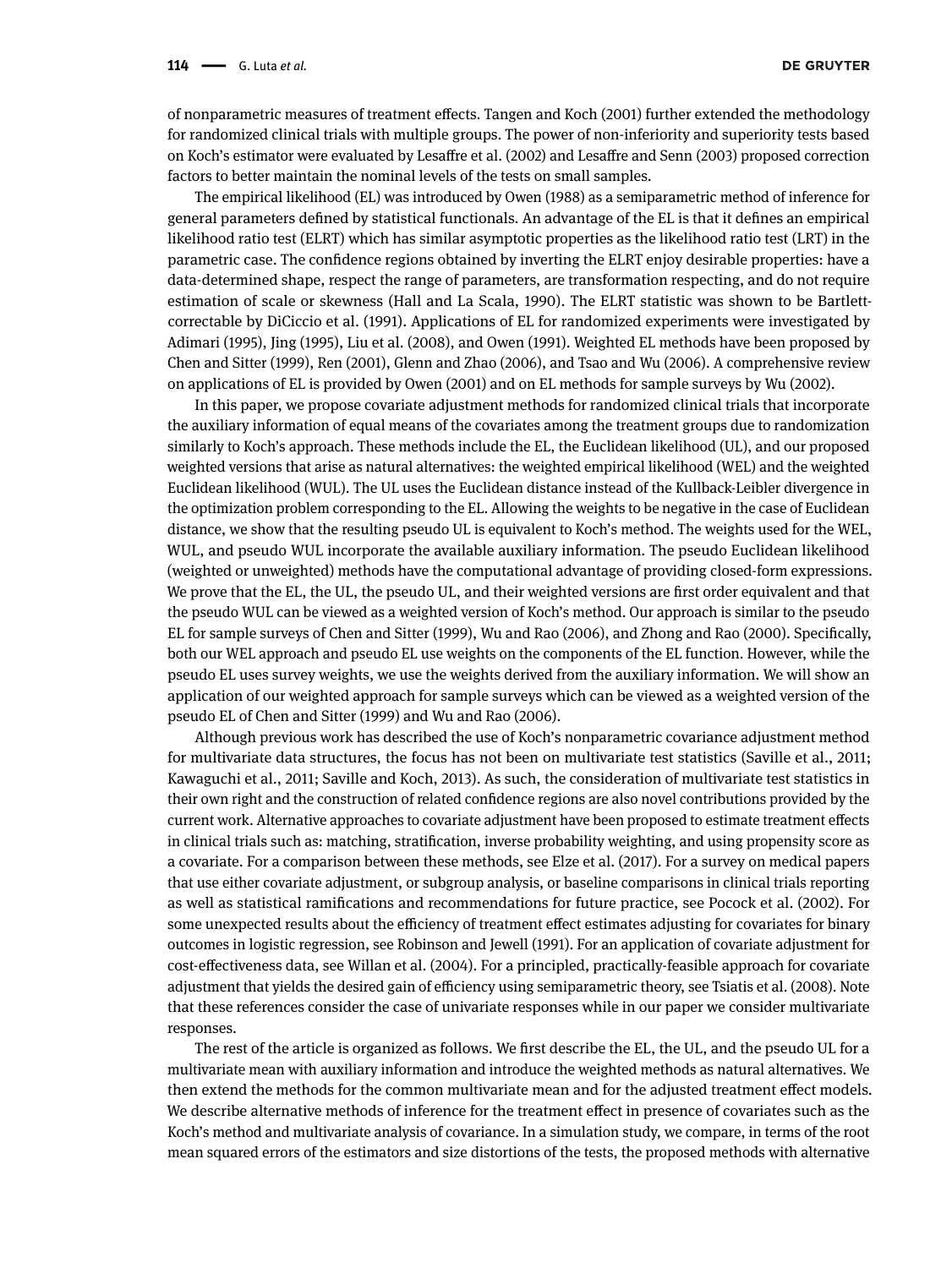of nonparametric measures of treatment effects. Tangen and Koch (2001) further extended the methodology for randomized clinical trials with multiple groups. The power of non-inferiority and superiority tests based on Koch's estimator were evaluated by Lesaffre et al. (2002) and Lesaffre and Senn (2003) proposed correction factors to better maintain the nominal levels of the tests on small samples.

The empirical likelihood (EL) was introduced by Owen (1988) as a semiparametric method of inference for general parameters defined by statistical functionals. An advantage of the EL is that it defines an empirical likelihood ratio test (ELRT) which has similar asymptotic properties as the likelihood ratio test (LRT) in the parametric case. The confidence regions obtained by inverting the ELRT enjoy desirable properties: have a data-determined shape, respect the range of parameters, are transformation respecting, and do not require estimation of scale or skewness (Hall and La Scala, 1990). The ELRT statistic was shown to be Bartlett-correctable by DiCiccio et al. (1991). Applications of EL for randomized experiments were investigated by Adimari (1995), Jing (1995), Liu et al. (2008), and Owen (1991). Weighted EL methods have been proposed by Chen and Sitter (1999), Ren (2001), Glenn and Zhao (2006), and Tsao and Wu (2006). A comprehensive review on applications of EL is provided by Owen (2001) and on EL methods for sample surveys by Wu (2002).

In this paper, we propose covariate adjustment methods for randomized clinical trials that incorporate the auxiliary information of equal means of the covariates among the treatment groups due to randomization similarly to Koch's approach. These methods include the EL, the Euclidean likelihood (UL), and our proposed weighted versions that arise as natural alternatives: the weighted empirical likelihood (WEL) and the weighted Euclidean likelihood (WUL). The UL uses the Euclidean distance instead of the Kullback-Leibler divergence in the optimization problem corresponding to the EL. Allowing the weights to be negative in the case of Euclidean distance, we show that the resulting pseudo UL is equivalent to Koch's method. The weights used for the WEL, WUL, and pseudo WUL incorporate the available auxiliary information. The pseudo Euclidean likelihood (weighted or unweighted) methods have the computational advantage of providing closed-form expressions. We prove that the EL, the UL, the pseudo UL, and their weighted versions are first order equivalent and that the pseudo WUL can be viewed as a weighted version of Koch's method. Our approach is similar to the pseudo EL for sample surveys of Chen and Sitter (1999), Wu and Rao (2006), and Zhong and Rao (2000). Specifically, both our WEL approach and pseudo EL use weights on the components of the EL function. However, while the pseudo EL uses survey weights, we use the weights derived from the auxiliary information. We will show an application of our weighted approach for sample surveys which can be viewed as a weighted version of the pseudo EL of Chen and Sitter (1999) and Wu and Rao (2006).

Although previous work has described the use of Koch's nonparametric covariance adjustment method for multivariate data structures, the focus has not been on multivariate test statistics (Saville et al., 2011; Kawaguchi et al., 2011; Saville and Koch, 2013). As such, the consideration of multivariate test statistics in their own right and the construction of related confidence regions are also novel contributions provided by the current work. Alternative approaches to covariate adjustment have been proposed to estimate treatment effects in clinical trials such as: matching, stratification, inverse probability weighting, and using propensity score as a covariate. For a comparison between these methods, see Elze et al. (2017). For a survey on medical papers that use either covariate adjustment, or subgroup analysis, or baseline comparisons in clinical trials reporting as well as statistical ramifications and recommendations for future practice, see Pocock et al. (2002). For some unexpected results about the efficiency of treatment effect estimates adjusting for covariates for binary outcomes in logistic regression, see Robinson and Jewell (1991). For an application of covariate adjustment for cost-effectiveness data, see Willan et al. (2004). For a principled, practically-feasible approach for covariate adjustment that yields the desired gain of efficiency using semiparametric theory, see Tsiatis et al. (2008). Note that these references consider the case of univariate responses while in our paper we consider multivariate responses.

The rest of the article is organized as follows. We first describe the EL, the UL, and the pseudo UL for a multivariate mean with auxiliary information and introduce the weighted methods as natural alternatives. We then extend the methods for the common multivariate mean and for the adjusted treatment effect models. We describe alternative methods of inference for the treatment effect in presence of covariates such as the Koch's method and multivariate analysis of covariance. In a simulation study, we compare, in terms of the root mean squared errors of the estimators and size distortions of the tests, the proposed methods with alternative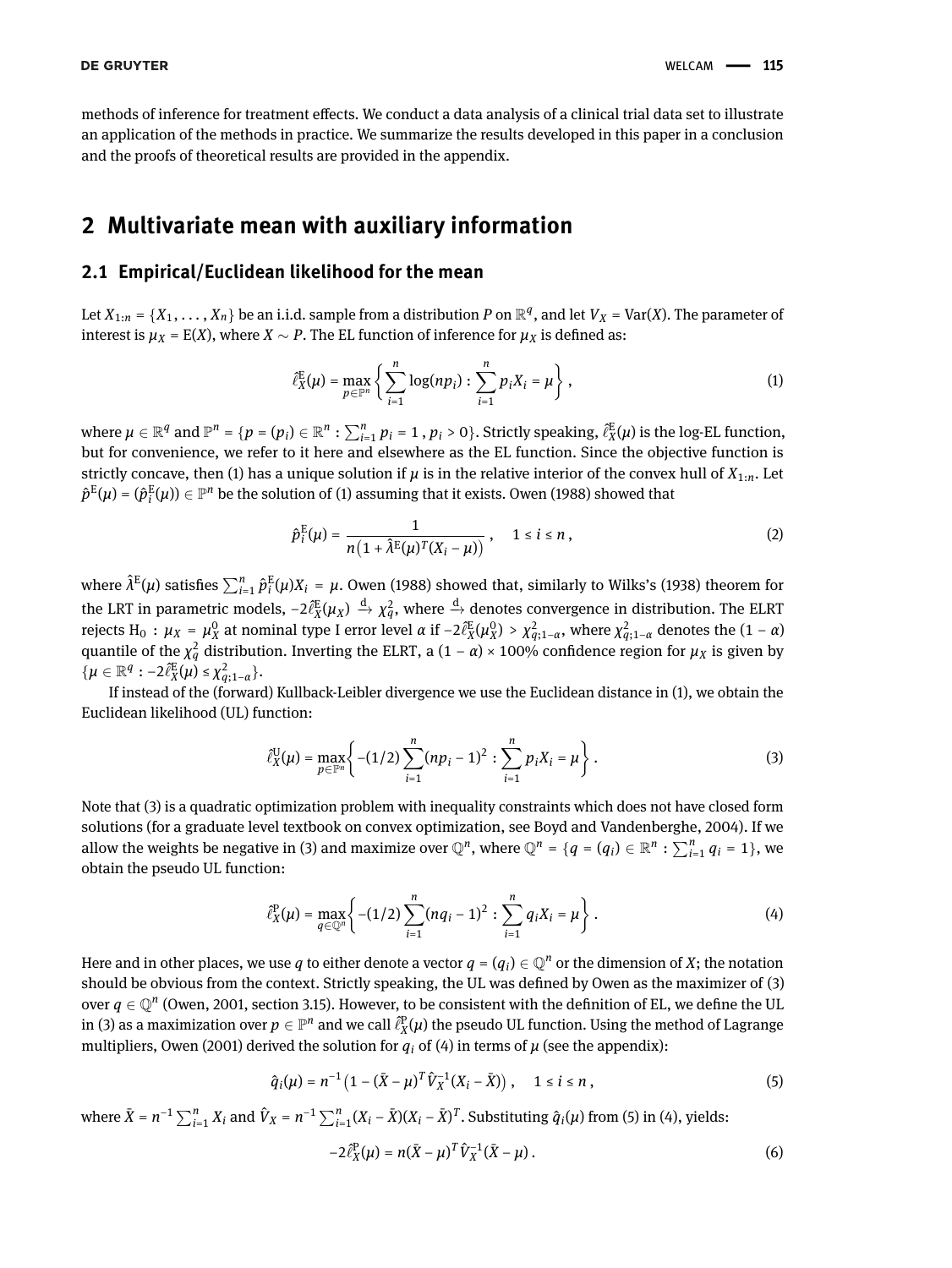methods of inference for treatment effects. We conduct a data analysis of a clinical trial data set to illustrate an application of the methods in practice. We summarize the results developed in this paper in a conclusion and the proofs of theoretical results are provided in the appendix.

## 2 Multivariate mean with auxiliary information

### 2.1 Empirical/Euclidean likelihood for the mean

Let $X_{1:n} = \{X_1, \dots, X_n\}$ be an i.i.d. sample from a distribution $P$ on $\mathbb{R}^q$, and let $V_X = \mathrm{Var}(X)$. The parameter of interest is $\mu_X = \mathrm{E}(X)$, where $X \sim P$. The EL function of inference for $\mu_X$ is defined as:

$$\hat{\ell}_X^{\mathrm{E}}(\mu) = \max_{p \in \mathbb{P}^n} \left\{ \sum_{i=1}^n \log(np_i) : \sum_{i=1}^n p_i X_i = \mu \right\}, \tag{1}$$

where $\mu \in \mathbb{R}^q$ and $\mathbb{P}^n = \{p = (p_i) \in \mathbb{R}^n : \sum_{i=1}^n p_i = 1\,, p_i > 0\}$. Strictly speaking, $\hat{\ell}_X^{\mathrm{E}}(\mu)$ is the log-EL function, but for convenience, we refer to it here and elsewhere as the EL function. Since the objective function is strictly concave, then (1) has a unique solution if $\mu$ is in the relative interior of the convex hull of $X_{1:n}$. Let $\hat{p}^{\mathrm{E}}(\mu) = (\hat{p}_i^{\mathrm{E}}(\mu)) \in \mathbb{P}^n$ be the solution of (1) assuming that it exists. Owen (1988) showed that

$$\hat{p}_i^{\mathrm{E}}(\mu) = \frac{1}{n\big(1 + \hat{\lambda}^{\mathrm{E}}(\mu)^T (X_i - \mu)\big)}\,, \quad 1 \le i \le n\,, \tag{2}$$

where $\hat{\lambda}^{\mathrm{E}}(\mu)$ satisfies $\sum_{i=1}^n \hat{p}_i^{\mathrm{E}}(\mu) X_i = \mu$. Owen (1988) showed that, similarly to Wilks's (1938) theorem for the LRT in parametric models, $-2\hat{\ell}_X^{\mathrm{E}}(\mu_X) \xrightarrow{\mathrm{d}} \chi_q^2$, where $\xrightarrow{\mathrm{d}}$ denotes convergence in distribution. The ELRT rejects $\mathrm{H}_0 : \mu_X = \mu_X^0$ at nominal type I error level $\alpha$ if $-2\hat{\ell}_X^{\mathrm{E}}(\mu_X^0) > \chi^2_{q;1-\alpha}$, where $\chi^2_{q;1-\alpha}$ denotes the $(1-\alpha)$ quantile of the $\chi_q^2$ distribution. Inverting the ELRT, a $(1-\alpha) \times 100\%$ confidence region for $\mu_X$ is given by $\{\mu \in \mathbb{R}^q : -2\hat{\ell}_X^{\mathrm{E}}(\mu) \le \chi^2_{q;1-\alpha}\}$.

If instead of the (forward) Kullback-Leibler divergence we use the Euclidean distance in (1), we obtain the Euclidean likelihood (UL) function:

$$\hat{\ell}_X^{\mathrm{U}}(\mu) = \max_{p \in \mathbb{P}^n} \left\{ -(1/2) \sum_{i=1}^n (np_i - 1)^2 : \sum_{i=1}^n p_i X_i = \mu \right\}. \tag{3}$$

Note that (3) is a quadratic optimization problem with inequality constraints which does not have closed form solutions (for a graduate level textbook on convex optimization, see Boyd and Vandenberghe, 2004). If we allow the weights be negative in (3) and maximize over $\mathbb{Q}^n$, where $\mathbb{Q}^n = \{q = (q_i) \in \mathbb{R}^n : \sum_{i=1}^n q_i = 1\}$, we obtain the pseudo UL function:

$$\hat{\ell}_X^{\mathrm{P}}(\mu) = \max_{q \in \mathbb{Q}^n} \left\{ -(1/2) \sum_{i=1}^n (nq_i - 1)^2 : \sum_{i=1}^n q_i X_i = \mu \right\}. \tag{4}$$

Here and in other places, we use $q$ to either denote a vector $q = (q_i) \in \mathbb{Q}^n$ or the dimension of $X$; the notation should be obvious from the context. Strictly speaking, the UL was defined by Owen as the maximizer of (3) over $q \in \mathbb{Q}^n$ (Owen, 2001, section 3.15). However, to be consistent with the definition of EL, we define the UL in (3) as a maximization over $p \in \mathbb{P}^n$ and we call $\hat{\ell}_X^{\mathrm{P}}(\mu)$ the pseudo UL function. Using the method of Lagrange multipliers, Owen (2001) derived the solution for $q_i$ of (4) in terms of $\mu$ (see the appendix):

$$\hat{q}_i(\mu) = n^{-1}\big(1 - (\bar{X} - \mu)^T \hat{V}_X^{-1} (X_i - \bar{X})\big)\,, \quad 1 \le i \le n\,, \tag{5}$$

where $\bar{X} = n^{-1} \sum_{i=1}^n X_i$ and $\hat{V}_X = n^{-1} \sum_{i=1}^n (X_i - \bar{X})(X_i - \bar{X})^T$. Substituting $\hat{q}_i(\mu)$ from (5) in (4), yields:

$$-2\hat{\ell}_X^{\mathrm{P}}(\mu) = n(\bar{X} - \mu)^T \hat{V}_X^{-1} (\bar{X} - \mu)\,. \tag{6}$$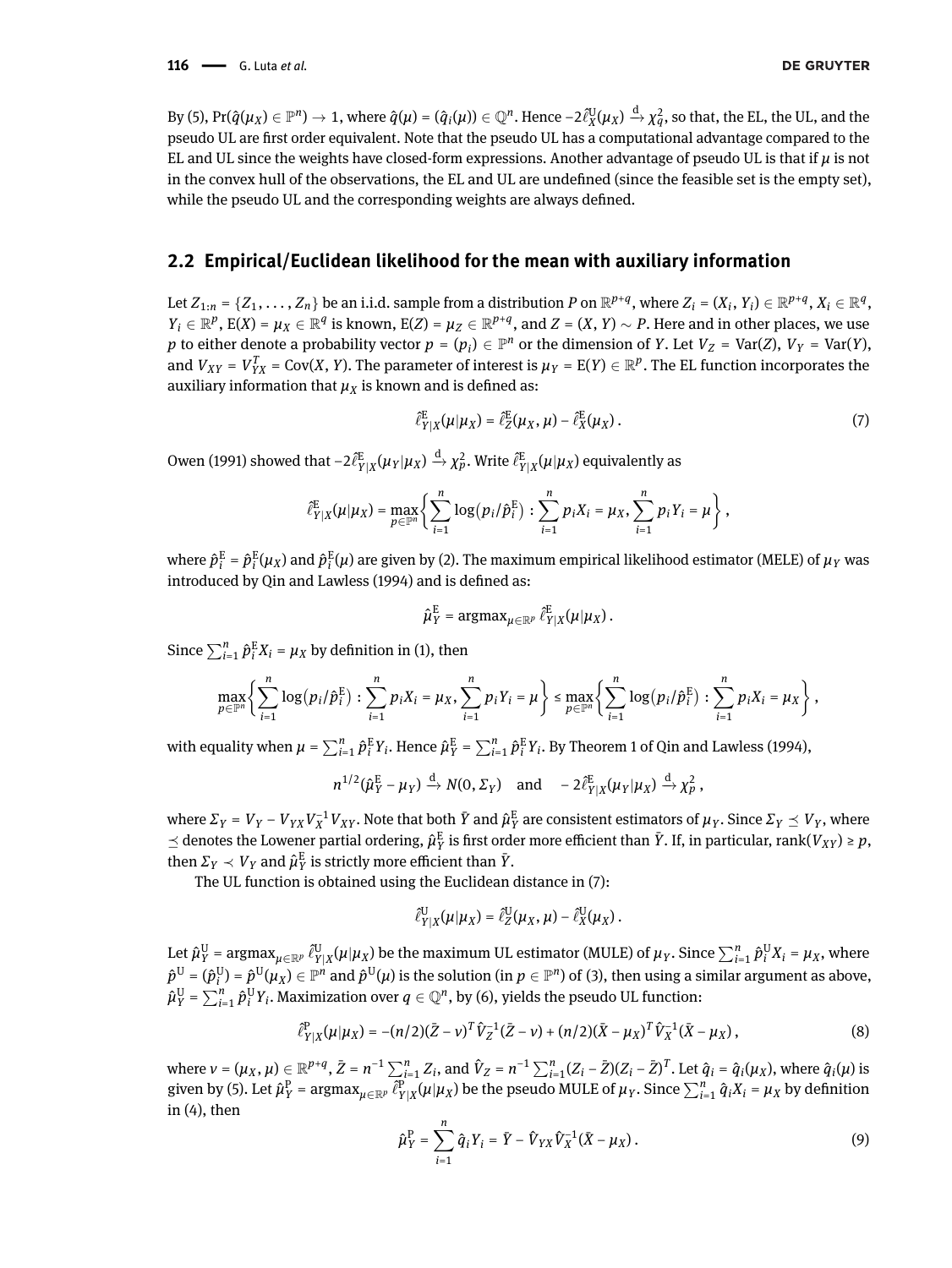By (5), $\Pr(\hat{q}(\mu_X) \in \mathbb{P}^n) \to 1$, where $\hat{q}(\mu) = (\hat{q}_i(\mu)) \in \mathbb{Q}^n$. Hence $-2\hat{\ell}_X^{\mathrm{U}}(\mu_X) \xrightarrow{\mathrm{d}} \chi_q^2$, so that, the EL, the UL, and the pseudo UL are first order equivalent. Note that the pseudo UL has a computational advantage compared to the EL and UL since the weights have closed-form expressions. Another advantage of pseudo UL is that if $\mu$ is not in the convex hull of the observations, the EL and UL are undefined (since the feasible set is the empty set), while the pseudo UL and the corresponding weights are always defined.

## 2.2 Empirical/Euclidean likelihood for the mean with auxiliary information

Let $Z_{1:n} = \{Z_1, \ldots, Z_n\}$ be an i.i.d. sample from a distribution $P$ on $\mathbb{R}^{p+q}$, where $Z_i = (X_i, Y_i) \in \mathbb{R}^{p+q}$, $X_i \in \mathbb{R}^q$, $Y_i \in \mathbb{R}^p$, $\mathrm{E}(X) = \mu_X \in \mathbb{R}^q$ is known, $\mathrm{E}(Z) = \mu_Z \in \mathbb{R}^{p+q}$, and $Z = (X, Y) \sim P$. Here and in other places, we use $p$ to either denote a probability vector $p = (p_i) \in \mathbb{P}^n$ or the dimension of $Y$. Let $V_Z = \mathrm{Var}(Z)$, $V_Y = \mathrm{Var}(Y)$, and $V_{XY} = V_{YX}^T = \mathrm{Cov}(X, Y)$. The parameter of interest is $\mu_Y = \mathrm{E}(Y) \in \mathbb{R}^p$. The EL function incorporates the auxiliary information that $\mu_X$ is known and is defined as:

$$\hat{\ell}_{Y|X}^{\mathrm{E}}(\mu|\mu_X) = \hat{\ell}_Z^{\mathrm{E}}(\mu_X, \mu) - \hat{\ell}_X^{\mathrm{E}}(\mu_X). \tag{7}$$

Owen (1991) showed that $-2\hat{\ell}_{Y|X}^{\mathrm{E}}(\mu_Y|\mu_X) \xrightarrow{\mathrm{d}} \chi_p^2$. Write $\hat{\ell}_{Y|X}^{\mathrm{E}}(\mu|\mu_X)$ equivalently as

$$\hat{\ell}_{Y|X}^{\mathrm{E}}(\mu|\mu_X) = \max_{p \in \mathbb{P}^n} \left\{ \sum_{i=1}^n \log(p_i/\hat{p}_i^{\mathrm{E}}) : \sum_{i=1}^n p_i X_i = \mu_X, \sum_{i=1}^n p_i Y_i = \mu \right\},$$

where $\hat{p}_i^{\mathrm{E}} = \hat{p}_i^{\mathrm{E}}(\mu_X)$ and $\hat{p}_i^{\mathrm{E}}(\mu)$ are given by (2). The maximum empirical likelihood estimator (MELE) of $\mu_Y$ was introduced by Qin and Lawless (1994) and is defined as:

$$\hat{\mu}_Y^{\mathrm{E}} = \mathrm{argmax}_{\mu \in \mathbb{R}^p}\, \hat{\ell}_{Y|X}^{\mathrm{E}}(\mu|\mu_X).$$

Since $\sum_{i=1}^n \hat{p}_i^{\mathrm{E}} X_i = \mu_X$ by definition in (1), then

$$\max_{p \in \mathbb{P}^n} \left\{ \sum_{i=1}^n \log(p_i/\hat{p}_i^{\mathrm{E}}) : \sum_{i=1}^n p_i X_i = \mu_X, \sum_{i=1}^n p_i Y_i = \mu \right\} \le \max_{p \in \mathbb{P}^n} \left\{ \sum_{i=1}^n \log(p_i/\hat{p}_i^{\mathrm{E}}) : \sum_{i=1}^n p_i X_i = \mu_X \right\},$$

with equality when $\mu = \sum_{i=1}^n \hat{p}_i^{\mathrm{E}} Y_i$. Hence $\hat{\mu}_Y^{\mathrm{E}} = \sum_{i=1}^n \hat{p}_i^{\mathrm{E}} Y_i$. By Theorem 1 of Qin and Lawless (1994),

$$n^{1/2}(\hat{\mu}_Y^{\mathrm{E}} - \mu_Y) \xrightarrow{\mathrm{d}} N(0, \Sigma_Y) \quad \text{and} \quad -2\hat{\ell}_{Y|X}^{\mathrm{E}}(\mu_Y|\mu_X) \xrightarrow{\mathrm{d}} \chi_p^2,$$

where $\Sigma_Y = V_Y - V_{YX} V_X^{-1} V_{XY}$. Note that both $\bar{Y}$ and $\hat{\mu}_Y^{\mathrm{E}}$ are consistent estimators of $\mu_Y$. Since $\Sigma_Y \preceq V_Y$, where $\preceq$ denotes the Lowener partial ordering, $\hat{\mu}_Y^{\mathrm{E}}$ is first order more efficient than $\bar{Y}$. If, in particular, $\mathrm{rank}(V_{XY}) \ge p$, then $\Sigma_Y \prec V_Y$ and $\hat{\mu}_Y^{\mathrm{E}}$ is strictly more efficient than $\bar{Y}$.

The UL function is obtained using the Euclidean distance in (7):

$$\hat{\ell}_{Y|X}^{\mathrm{U}}(\mu|\mu_X) = \hat{\ell}_Z^{\mathrm{U}}(\mu_X, \mu) - \hat{\ell}_X^{\mathrm{U}}(\mu_X).$$

Let $\hat{\mu}_Y^{\mathrm{U}} = \mathrm{argmax}_{\mu \in \mathbb{R}^p}\, \hat{\ell}_{Y|X}^{\mathrm{U}}(\mu|\mu_X)$ be the maximum UL estimator (MULE) of $\mu_Y$. Since $\sum_{i=1}^n \hat{p}_i^{\mathrm{U}} X_i = \mu_X$, where $\hat{p}^{\mathrm{U}} = (\hat{p}_i^{\mathrm{U}}) = \hat{p}^{\mathrm{U}}(\mu_X) \in \mathbb{P}^n$ and $\hat{p}^{\mathrm{U}}(\mu)$ is the solution (in $p \in \mathbb{P}^n$) of (3), then using a similar argument as above, $\hat{\mu}_Y^{\mathrm{U}} = \sum_{i=1}^n \hat{p}_i^{\mathrm{U}} Y_i$. Maximization over $q \in \mathbb{Q}^n$, by (6), yields the pseudo UL function:

$$\hat{\ell}_{Y|X}^{\mathrm{P}}(\mu|\mu_X) = -(n/2)(\bar{Z} - \nu)^T \hat{V}_Z^{-1}(\bar{Z} - \nu) + (n/2)(\bar{X} - \mu_X)^T \hat{V}_X^{-1}(\bar{X} - \mu_X), \tag{8}$$

where $\nu = (\mu_X, \mu) \in \mathbb{R}^{p+q}$, $\bar{Z} = n^{-1}\sum_{i=1}^n Z_i$, and $\hat{V}_Z = n^{-1}\sum_{i=1}^n (Z_i - \bar{Z})(Z_i - \bar{Z})^T$. Let $\hat{q}_i = \hat{q}_i(\mu_X)$, where $\hat{q}_i(\mu)$ is given by (5). Let $\hat{\mu}_Y^{\mathrm{P}} = \mathrm{argmax}_{\mu \in \mathbb{R}^p}\, \hat{\ell}_{Y|X}^{\mathrm{P}}(\mu|\mu_X)$ be the pseudo MULE of $\mu_Y$. Since $\sum_{i=1}^n \hat{q}_i X_i = \mu_X$ by definition in (4), then

$$\hat{\mu}_Y^{\mathrm{P}} = \sum_{i=1}^n \hat{q}_i Y_i = \bar{Y} - \hat{V}_{YX} \hat{V}_X^{-1}(\bar{X} - \mu_X). \tag{9}$$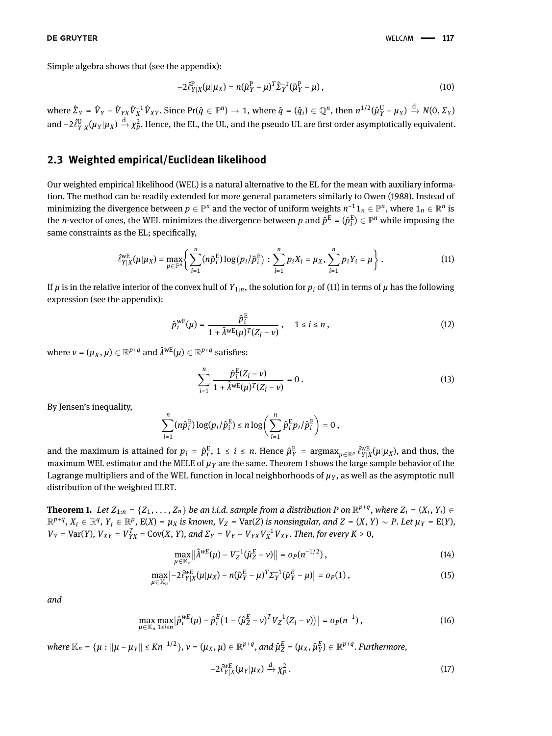Simple algebra shows that (see the appendix):

$$-2\hat{\ell}^{\mathrm{P}}_{Y|X}(\mu|\mu_X) = n(\hat{\mu}^{\mathrm{P}}_Y - \mu)^T \hat{\Sigma}_Y^{-1}(\hat{\mu}^{\mathrm{P}}_Y - \mu)\,, \tag{10}$$

where $\hat{\Sigma}_Y = \hat{V}_Y - \hat{V}_{YX}\hat{V}_X^{-1}\hat{V}_{XY}$. Since $\Pr(\hat{q} \in \mathbb{P}^n) \to 1$, where $\hat{q} = (\hat{q}_i) \in \mathbb{Q}^n$, then $n^{1/2}(\hat{\mu}^{\mathrm{U}}_Y - \mu_Y) \xrightarrow{\mathrm{d}} N(0, \Sigma_Y)$ and $-2\hat{\ell}^{\mathrm{U}}_{Y|X}(\mu_Y|\mu_X) \xrightarrow{\mathrm{d}} \chi^2_p$. Hence, the EL, the UL, and the pseudo UL are first order asymptotically equivalent.

## 2.3 Weighted empirical/Euclidean likelihood

Our weighted empirical likelihood (WEL) is a natural alternative to the EL for the mean with auxiliary information. The method can be readily extended for more general parameters similarly to Owen (1988). Instead of minimizing the divergence between $p \in \mathbb{P}^n$ and the vector of uniform weights $n^{-1}1_n \in \mathbb{P}^n$, where $1_n \in \mathbb{R}^n$ is the $n$-vector of ones, the WEL minimizes the divergence between $p$ and $\hat{p}^{\mathrm{E}} = (\hat{p}^{\mathrm{E}}_i) \in \mathbb{P}^n$ while imposing the same constraints as the EL; specifically,

$$\hat{\ell}^{\mathrm{wE}}_{Y|X}(\mu|\mu_X) = \max_{p \in \mathbb{P}^n}\left\{ \sum_{i=1}^n (n\hat{p}^{\mathrm{E}}_i)\log(p_i/\hat{p}^{\mathrm{E}}_i) : \sum_{i=1}^n p_i X_i = \mu_X, \sum_{i=1}^n p_i Y_i = \mu \right\}. \tag{11}$$

If $\mu$ is in the relative interior of the convex hull of $Y_{1:n}$, the solution for $p_i$ of (11) in terms of $\mu$ has the following expression (see the appendix):

$$\hat{p}^{\mathrm{wE}}_i(\mu) = \frac{\hat{p}^{\mathrm{E}}_i}{1 + \hat{\lambda}^{\mathrm{wE}}(\mu)^T(Z_i - \nu)}\,, \quad 1 \le i \le n\,, \tag{12}$$

where $\nu = (\mu_X, \mu) \in \mathbb{R}^{p+q}$ and $\hat{\lambda}^{\mathrm{wE}}(\mu) \in \mathbb{R}^{p+q}$ satisfies:

$$\sum_{i=1}^n \frac{\hat{p}^{\mathrm{E}}_i(Z_i - \nu)}{1 + \hat{\lambda}^{\mathrm{wE}}(\mu)^T(Z_i - \nu)} = 0\,. \tag{13}$$

By Jensen's inequality,

$$\sum_{i=1}^n (n\hat{p}^{\mathrm{E}}_i)\log(p_i/\hat{p}^{\mathrm{E}}_i) \le n \log\left(\sum_{i=1}^n \hat{p}^{\mathrm{E}}_i p_i/\hat{p}^{\mathrm{E}}_i\right) = 0\,,$$

and the maximum is attained for $p_i = \hat{p}^{\mathrm{E}}_i$, $1 \le i \le n$. Hence $\hat{\mu}^E_Y = \operatorname{argmax}_{\mu \in \mathbb{R}^p} \hat{\ell}^{\mathrm{wE}}_{Y|X}(\mu|\mu_X)$, and thus, the maximum WEL estimator and the MELE of $\mu_Y$ are the same. Theorem 1 shows the large sample behavior of the Lagrange multipliers and of the WEL function in local neighborhoods of $\mu_Y$, as well as the asymptotic null distribution of the weighted ELRT.

**Theorem 1.** *Let $Z_{1:n} = \{Z_1, \ldots, Z_n\}$ be an i.i.d. sample from a distribution $P$ on $\mathbb{R}^{p+q}$, where $Z_i = (X_i, Y_i) \in \mathbb{R}^{p+q}$, $X_i \in \mathbb{R}^q$, $Y_i \in \mathbb{R}^p$, $\mathrm{E}(X) = \mu_X$ is known, $V_Z = \mathrm{Var}(Z)$ is nonsingular, and $Z = (X, Y) \sim P$. Let $\mu_Y = \mathrm{E}(Y)$, $V_Y = \mathrm{Var}(Y)$, $V_{XY} = V_{YX}^T = \mathrm{Cov}(X, Y)$, and $\Sigma_Y = V_Y - V_{YX}V_X^{-1}V_{XY}$. Then, for every $K > 0$,*

$$\max_{\mu \in \mathbb{K}_n} \left\| \hat{\lambda}^{wE}(\mu) - V_Z^{-1}(\hat{\mu}^E_Z - \nu) \right\| = o_P(n^{-1/2})\,, \tag{14}$$

$$\max_{\mu \in \mathbb{K}_n} \left| -2\hat{\ell}^{wE}_{Y|X}(\mu|\mu_X) - n(\hat{\mu}^E_Y - \mu)^T \Sigma_Y^{-1}(\hat{\mu}^E_Y - \mu) \right| = o_P(1)\,, \tag{15}$$

*and*

$$\max_{\mu \in \mathbb{K}_n} \max_{1 \le i \le n} \left| \hat{p}^{wE}_i(\mu) - \hat{p}^E_i\left(1 - (\hat{\mu}^E_Z - \nu)^T V_Z^{-1}(Z_i - \nu)\right) \right| = o_P(n^{-1})\,, \tag{16}$$

*where $\mathbb{K}_n = \{\mu : \|\mu - \mu_Y\| \le K n^{-1/2}\}$, $\nu = (\mu_X, \mu) \in \mathbb{R}^{p+q}$, and $\hat{\mu}^E_Z = (\mu_X, \hat{\mu}^E_Y) \in \mathbb{R}^{p+q}$. Furthermore,*

$$-2\hat{\ell}^{wE}_{Y|X}(\mu_Y|\mu_X) \xrightarrow{d} \chi^2_p\,. \tag{17}$$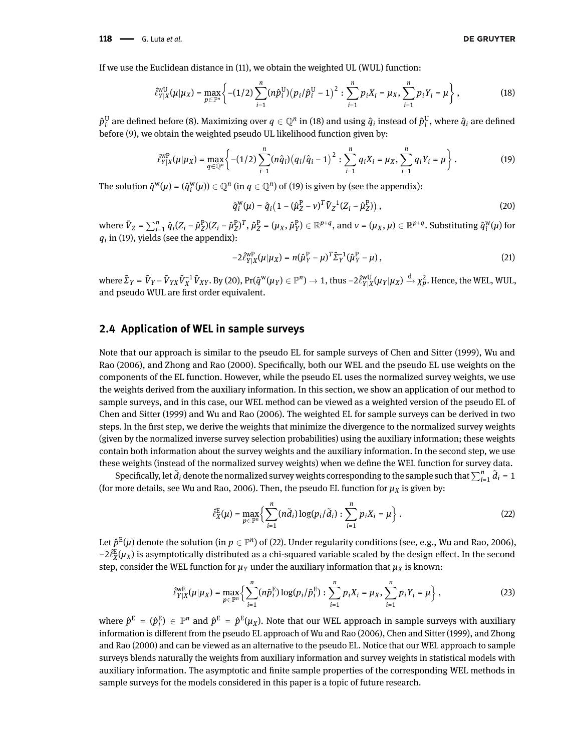If we use the Euclidean distance in (11), we obtain the weighted UL (WUL) function:

$$\hat{\ell}^{\mathrm{wU}}_{Y|X}(\mu|\mu_X) = \max_{p\in\mathbb{P}^n}\left\{-(1/2)\sum_{i=1}^{n}(n\hat{p}^{\mathrm{U}}_i)\left(p_i/\hat{p}^{\mathrm{U}}_i - 1\right)^2 : \sum_{i=1}^{n} p_i X_i = \mu_X, \sum_{i=1}^{n} p_i Y_i = \mu\right\}, \tag{18}$$

$\hat{p}^{\mathrm{U}}_i$ are defined before (8). Maximizing over $q \in \mathbb{Q}^n$ in (18) and using $\hat{q}_i$ instead of $\hat{p}^{\mathrm{U}}_i$, where $\hat{q}_i$ are defined before (9), we obtain the weighted pseudo UL likelihood function given by:

$$\hat{\ell}^{\mathrm{wP}}_{Y|X}(\mu|\mu_X) = \max_{q\in\mathbb{Q}^n}\left\{-(1/2)\sum_{i=1}^{n}(n\hat{q}_i)\left(q_i/\hat{q}_i - 1\right)^2 : \sum_{i=1}^{n} q_i X_i = \mu_X, \sum_{i=1}^{n} q_i Y_i = \mu\right\}. \tag{19}$$

The solution $\hat{q}^{\mathrm{w}}(\mu) = (\hat{q}^{\mathrm{w}}_i(\mu)) \in \mathbb{Q}^n$ (in $q \in \mathbb{Q}^n$) of (19) is given by (see the appendix):

$$\hat{q}^{\mathrm{w}}_i(\mu) = \hat{q}_i\left(1 - (\hat{\mu}^{\mathrm{P}}_Z - \nu)^T \tilde{V}_Z^{-1}(Z_i - \hat{\mu}^{\mathrm{P}}_Z)\right), \tag{20}$$

where $\tilde{V}_Z = \sum_{i=1}^n \hat{q}_i(Z_i - \hat{\mu}^{\mathrm{P}}_Z)(Z_i - \hat{\mu}^{\mathrm{P}}_Z)^T$, $\hat{\mu}^{\mathrm{P}}_Z = (\mu_X, \hat{\mu}^{\mathrm{P}}_Y) \in \mathbb{R}^{p+q}$, and $\nu = (\mu_X, \mu) \in \mathbb{R}^{p+q}$. Substituting $\hat{q}^{\mathrm{w}}_i(\mu)$ for $q_i$ in (19), yields (see the appendix):

$$-2\hat{\ell}^{\mathrm{wP}}_{Y|X}(\mu|\mu_X) = n(\hat{\mu}^{\mathrm{P}}_Y - \mu)^T \tilde{\Sigma}_Y^{-1}(\hat{\mu}^{\mathrm{P}}_Y - \mu), \tag{21}$$

where $\tilde{\Sigma}_Y = \tilde{V}_Y - \tilde{V}_{YX}\tilde{V}_X^{-1}\tilde{V}_{XY}$. By (20), $\Pr(\hat{q}^{\mathrm{w}}(\mu_Y) \in \mathbb{P}^n) \to 1$, thus $-2\hat{\ell}^{\mathrm{wU}}_{Y|X}(\mu_Y|\mu_X) \xrightarrow{\mathrm{d}} \chi^2_p$. Hence, the WEL, WUL, and pseudo WUL are first order equivalent.

## 2.4 Application of WEL in sample surveys

Note that our approach is similar to the pseudo EL for sample surveys of Chen and Sitter (1999), Wu and Rao (2006), and Zhong and Rao (2000). Specifically, both our WEL and the pseudo EL use weights on the components of the EL function. However, while the pseudo EL uses the normalized survey weights, we use the weights derived from the auxiliary information. In this section, we show an application of our method to sample surveys, and in this case, our WEL method can be viewed as a weighted version of the pseudo EL of Chen and Sitter (1999) and Wu and Rao (2006). The weighted EL for sample surveys can be derived in two steps. In the first step, we derive the weights that minimize the divergence to the normalized survey weights (given by the normalized inverse survey selection probabilities) using the auxiliary information; these weights contain both information about the survey weights and the auxiliary information. In the second step, we use these weights (instead of the normalized survey weights) when we define the WEL function for survey data.

Specifically, let $\tilde{d}_i$ denote the normalized survey weights corresponding to the sample such that $\sum_{i=1}^n \tilde{d}_i = 1$ (for more details, see Wu and Rao, 2006). Then, the pseudo EL function for $\mu_X$ is given by:

$$\hat{\ell}^{\mathrm{E}}_X(\mu) = \max_{p\in\mathbb{P}^n}\left\{\sum_{i=1}^{n}(n\tilde{d}_i)\log(p_i/\tilde{d}_i) : \sum_{i=1}^{n} p_i X_i = \mu\right\}. \tag{22}$$

Let $\hat{p}^{\mathrm{E}}(\mu)$ denote the solution (in $p \in \mathbb{P}^n$) of (22). Under regularity conditions (see, e.g., Wu and Rao, 2006), $-2\hat{\ell}^{\mathrm{E}}_X(\mu_X)$ is asymptotically distributed as a chi-squared variable scaled by the design effect. In the second step, consider the WEL function for $\mu_Y$ under the auxiliary information that $\mu_X$ is known:

$$\hat{\ell}^{\mathrm{wE}}_{Y|X}(\mu|\mu_X) = \max_{p\in\mathbb{P}^n}\left\{\sum_{i=1}^{n}(n\hat{p}^{\mathrm{E}}_i)\log(p_i/\hat{p}^{\mathrm{E}}_i) : \sum_{i=1}^{n} p_i X_i = \mu_X, \sum_{i=1}^{n} p_i Y_i = \mu\right\}, \tag{23}$$

where $\hat{p}^{\mathrm{E}} = (\hat{p}^{\mathrm{E}}_i) \in \mathbb{P}^n$ and $\hat{p}^{\mathrm{E}} = \hat{p}^{\mathrm{E}}(\mu_X)$. Note that our WEL approach in sample surveys with auxiliary information is different from the pseudo EL approach of Wu and Rao (2006), Chen and Sitter (1999), and Zhong and Rao (2000) and can be viewed as an alternative to the pseudo EL. Notice that our WEL approach to sample surveys blends naturally the weights from auxiliary information and survey weights in statistical models with auxiliary information. The asymptotic and finite sample properties of the corresponding WEL methods in sample surveys for the models considered in this paper is a topic of future research.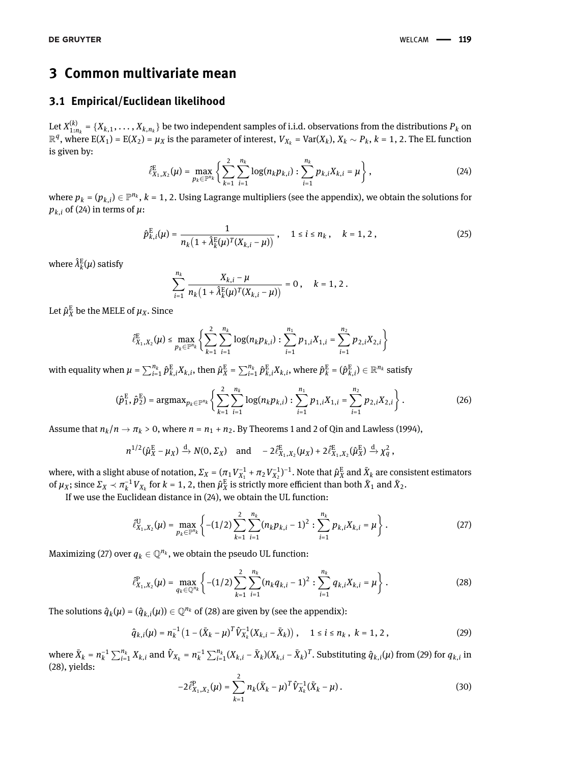# 3 Common multivariate mean

## 3.1 Empirical/Euclidean likelihood

Let $X_{1:n_k}^{(k)} = \{X_{k,1}, \ldots, X_{k,n_k}\}$ be two independent samples of i.i.d. observations from the distributions $P_k$ on $\mathbb{R}^q$, where $\mathrm{E}(X_1) = \mathrm{E}(X_2) = \mu_X$ is the parameter of interest, $V_{X_k} = \mathrm{Var}(X_k)$, $X_k \sim P_k$, $k = 1, 2$. The EL function is given by:

$$\hat{\ell}^{\mathrm{E}}_{X_1,X_2}(\mu) = \max_{p_k \in \mathbb{P}^{n_k}} \left\{ \sum_{k=1}^{2} \sum_{i=1}^{n_k} \log(n_k p_{k,i}) : \sum_{i=1}^{n_k} p_{k,i} X_{k,i} = \mu \right\}, \tag{24}$$

where $p_k = (p_{k,i}) \in \mathbb{P}^{n_k}$, $k = 1, 2$. Using Lagrange multipliers (see the appendix), we obtain the solutions for $p_{k,i}$ of (24) in terms of $\mu$:

$$\hat{p}^{\mathrm{E}}_{k,i}(\mu) = \frac{1}{n_k\big(1 + \hat{\lambda}^{\mathrm{E}}_k(\mu)^T (X_{k,i} - \mu)\big)}, \quad 1 \le i \le n_k, \quad k = 1, 2, \tag{25}$$

where $\hat{\lambda}^{\mathrm{E}}_k(\mu)$ satisfy

$$\sum_{i=1}^{n_k} \frac{X_{k,i} - \mu}{n_k\big(1 + \hat{\lambda}^{\mathrm{E}}_k(\mu)^T (X_{k,i} - \mu)\big)} = 0, \quad k = 1, 2.$$

Let $\hat{\mu}^{\mathrm{E}}_X$ be the MELE of $\mu_X$. Since

$$\hat{\ell}^{\mathrm{E}}_{X_1,X_2}(\mu) \le \max_{p_k \in \mathbb{P}^{n_k}} \left\{ \sum_{k=1}^{2} \sum_{i=1}^{n_k} \log(n_k p_{k,i}) : \sum_{i=1}^{n_1} p_{1,i} X_{1,i} = \sum_{i=1}^{n_2} p_{2,i} X_{2,i} \right\}$$

with equality when $\mu = \sum_{i=1}^{n_k} \hat{p}^{\mathrm{E}}_{k,i} X_{k,i}$, then $\hat{\mu}^{\mathrm{E}}_X = \sum_{i=1}^{n_k} \hat{p}^{\mathrm{E}}_{k,i} X_{k,i}$, where $\hat{p}^{\mathrm{E}}_k = (\hat{p}^{\mathrm{E}}_{k,i}) \in \mathbb{R}^{n_k}$ satisfy

$$(\hat{p}^{\mathrm{E}}_1, \hat{p}^{\mathrm{E}}_2) = \operatorname{argmax}_{p_k \in \mathbb{P}^{n_k}} \left\{ \sum_{k=1}^{2} \sum_{i=1}^{n_k} \log(n_k p_{k,i}) : \sum_{i=1}^{n_1} p_{1,i} X_{1,i} = \sum_{i=1}^{n_2} p_{2,i} X_{2,i} \right\}. \tag{26}$$

Assume that $n_k/n \to \pi_k > 0$, where $n = n_1 + n_2$. By Theorems 1 and 2 of Qin and Lawless (1994),

$$n^{1/2}(\hat{\mu}^{\mathrm{E}}_X - \mu_X) \xrightarrow{\mathrm{d}} N(0, \Sigma_X) \quad \text{and} \quad -2\hat{\ell}^{\mathrm{E}}_{X_1,X_2}(\mu_X) + 2\hat{\ell}^{\mathrm{E}}_{X_1,X_2}(\hat{\mu}^{\mathrm{E}}_X) \xrightarrow{\mathrm{d}} \chi^2_q,$$

where, with a slight abuse of notation, $\Sigma_X = (\pi_1 V_{X_1}^{-1} + \pi_2 V_{X_2}^{-1})^{-1}$. Note that $\hat{\mu}^{\mathrm{E}}_X$ and $\bar{X}_k$ are consistent estimators of $\mu_X$; since $\Sigma_X \prec \pi_k^{-1} V_{X_k}$ for $k = 1, 2$, then $\hat{\mu}^{\mathrm{E}}_X$ is strictly more efficient than both $\bar{X}_1$ and $\bar{X}_2$.

If we use the Euclidean distance in (24), we obtain the UL function:

$$\hat{\ell}^{\mathrm{U}}_{X_1,X_2}(\mu) = \max_{p_k \in \mathbb{P}^{n_k}} \left\{ -(1/2) \sum_{k=1}^{2} \sum_{i=1}^{n_k} (n_k p_{k,i} - 1)^2 : \sum_{i=1}^{n_k} p_{k,i} X_{k,i} = \mu \right\}. \tag{27}$$

Maximizing (27) over $q_k \in \mathbb{Q}^{n_k}$, we obtain the pseudo UL function:

$$\hat{\ell}^{\mathrm{P}}_{X_1,X_2}(\mu) = \max_{q_k \in \mathbb{Q}^{n_k}} \left\{ -(1/2) \sum_{k=1}^{2} \sum_{i=1}^{n_k} (n_k q_{k,i} - 1)^2 : \sum_{i=1}^{n_k} q_{k,i} X_{k,i} = \mu \right\}. \tag{28}$$

The solutions $\hat{q}_k(\mu) = (\hat{q}_{k,i}(\mu)) \in \mathbb{Q}^{n_k}$ of (28) are given by (see the appendix):

$$\hat{q}_{k,i}(\mu) = n_k^{-1}\big(1 - (\bar{X}_k - \mu)^T \hat{V}_{X_k}^{-1} (X_{k,i} - \bar{X}_k)\big), \quad 1 \le i \le n_k, \ k = 1, 2, \tag{29}$$

where $\bar{X}_k = n_k^{-1} \sum_{i=1}^{n_k} X_{k,i}$ and $\hat{V}_{X_k} = n_k^{-1} \sum_{i=1}^{n_k} (X_{k,i} - \bar{X}_k)(X_{k,i} - \bar{X}_k)^T$. Substituting $\hat{q}_{k,i}(\mu)$ from (29) for $q_{k,i}$ in (28), yields:

$$-2\hat{\ell}^{\mathrm{P}}_{X_1,X_2}(\mu) = \sum_{k=1}^{2} n_k (\bar{X}_k - \mu)^T \hat{V}_{X_k}^{-1} (\bar{X}_k - \mu). \tag{30}$$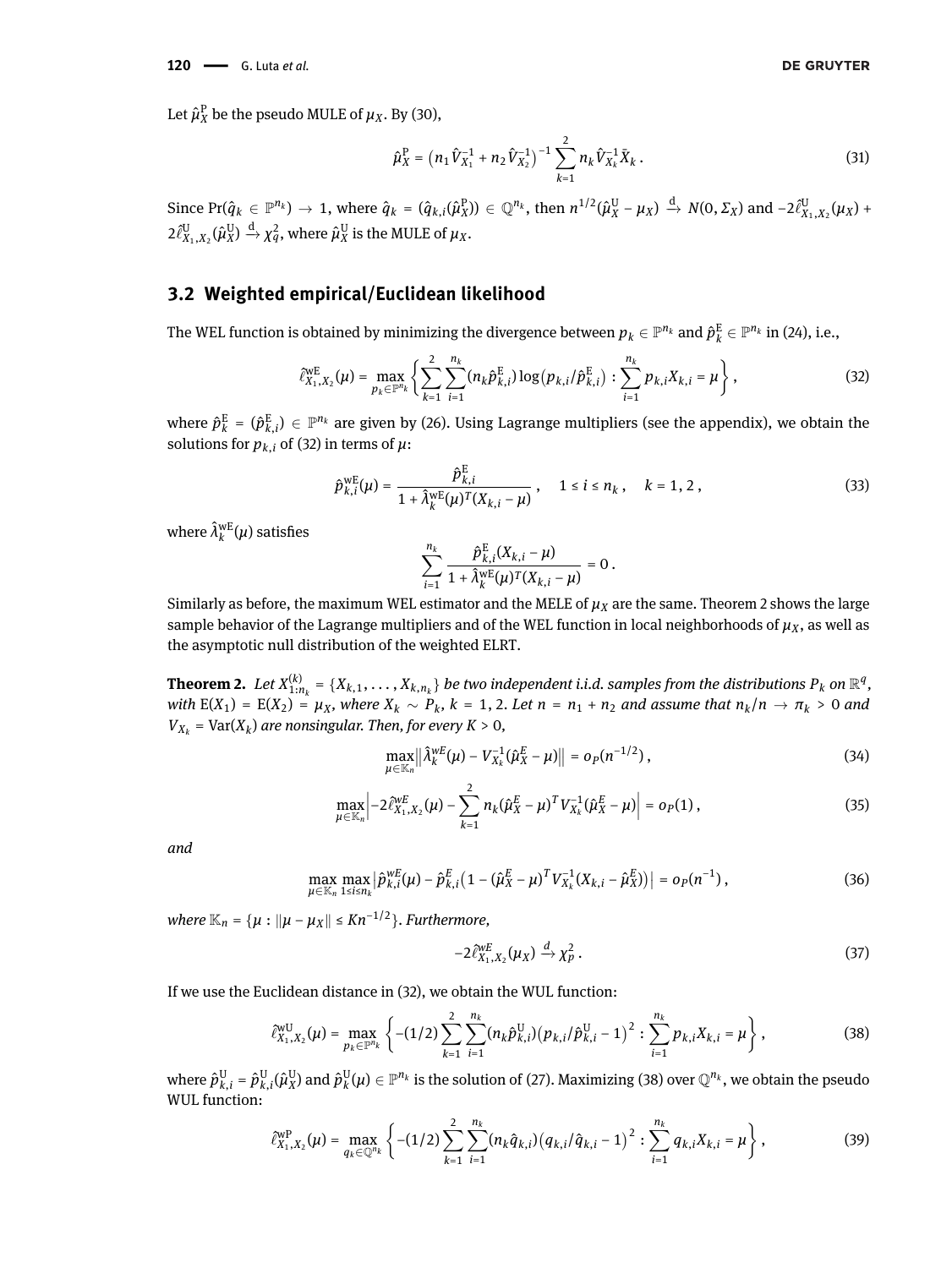Let $\hat{\mu}_X^{\mathrm{P}}$ be the pseudo MULE of $\mu_X$. By (30),

$$\hat{\mu}_X^{\mathrm{P}} = \left(n_1 \hat{V}_{X_1}^{-1} + n_2 \hat{V}_{X_2}^{-1}\right)^{-1} \sum_{k=1}^{2} n_k \hat{V}_{X_k}^{-1} \bar{X}_k \,. \tag{31}$$

Since $\Pr(\hat{q}_k \in \mathbb{P}^{n_k}) \to 1$, where $\hat{q}_k = (\hat{q}_{k,i}(\hat{\mu}_X^{\mathrm{P}})) \in \mathbb{Q}^{n_k}$, then $n^{1/2}(\hat{\mu}_X^{\mathrm{U}} - \mu_X) \xrightarrow{\mathrm{d}} N(0, \Sigma_X)$ and $-2\hat{\ell}_{X_1,X_2}^{\mathrm{U}}(\mu_X) + 2\hat{\ell}_{X_1,X_2}^{\mathrm{U}}(\hat{\mu}_X^{\mathrm{U}}) \xrightarrow{\mathrm{d}} \chi_q^2$, where $\hat{\mu}_X^{\mathrm{U}}$ is the MULE of $\mu_X$.

## 3.2 Weighted empirical/Euclidean likelihood

The WEL function is obtained by minimizing the divergence between $p_k \in \mathbb{P}^{n_k}$ and $\hat{p}_k^{\mathrm{E}} \in \mathbb{P}^{n_k}$ in (24), i.e.,

$$\hat{\ell}_{X_1,X_2}^{\mathrm{wE}}(\mu) = \max_{p_k \in \mathbb{P}^{n_k}} \left\{ \sum_{k=1}^{2} \sum_{i=1}^{n_k} (n_k \hat{p}_{k,i}^{\mathrm{E}}) \log\left(p_{k,i}/\hat{p}_{k,i}^{\mathrm{E}}\right) : \sum_{i=1}^{n_k} p_{k,i} X_{k,i} = \mu \right\}, \tag{32}$$

where $\hat{p}_k^{\mathrm{E}} = (\hat{p}_{k,i}^{\mathrm{E}}) \in \mathbb{P}^{n_k}$ are given by (26). Using Lagrange multipliers (see the appendix), we obtain the solutions for $p_{k,i}$ of (32) in terms of $\mu$:

$$\hat{p}_{k,i}^{\mathrm{wE}}(\mu) = \frac{\hat{p}_{k,i}^{\mathrm{E}}}{1 + \hat{\lambda}_k^{\mathrm{wE}}(\mu)^T (X_{k,i} - \mu)}\,, \quad 1 \le i \le n_k\,, \quad k = 1, 2\,, \tag{33}$$

where $\hat{\lambda}_k^{\mathrm{wE}}(\mu)$ satisfies

$$\sum_{i=1}^{n_k} \frac{\hat{p}_{k,i}^{\mathrm{E}}(X_{k,i} - \mu)}{1 + \hat{\lambda}_k^{\mathrm{wE}}(\mu)^T (X_{k,i} - \mu)} = 0\,.$$

Similarly as before, the maximum WEL estimator and the MELE of $\mu_X$ are the same. Theorem 2 shows the large sample behavior of the Lagrange multipliers and of the WEL function in local neighborhoods of $\mu_X$, as well as the asymptotic null distribution of the weighted ELRT.

**Theorem 2.** *Let $X_{1:n_k}^{(k)} = \{X_{k,1}, \ldots, X_{k,n_k}\}$ be two independent i.i.d. samples from the distributions $P_k$ on $\mathbb{R}^q$, with $\mathrm{E}(X_1) = \mathrm{E}(X_2) = \mu_X$, where $X_k \sim P_k$, $k = 1, 2$. Let $n = n_1 + n_2$ and assume that $n_k/n \to \pi_k > 0$ and $V_{X_k} = \mathrm{Var}(X_k)$ are nonsingular. Then, for every $K > 0$,*

$$\max_{\mu \in \mathbb{K}_n} \left\| \hat{\lambda}_k^{wE}(\mu) - V_{X_k}^{-1}(\hat{\mu}_X^E - \mu) \right\| = o_P(n^{-1/2})\,, \tag{34}$$

$$\max_{\mu \in \mathbb{K}_n} \left| -2\hat{\ell}_{X_1,X_2}^{wE}(\mu) - \sum_{k=1}^{2} n_k (\hat{\mu}_X^E - \mu)^T V_{X_k}^{-1} (\hat{\mu}_X^E - \mu) \right| = o_P(1)\,, \tag{35}$$

*and*

$$\max_{\mu \in \mathbb{K}_n} \max_{1 \le i \le n_k} \left| \hat{p}_{k,i}^{wE}(\mu) - \hat{p}_{k,i}^{E}\left(1 - (\hat{\mu}_X^E - \mu)^T V_{X_k}^{-1}(X_{k,i} - \hat{\mu}_X^E)\right) \right| = o_P(n^{-1})\,, \tag{36}$$

*where $\mathbb{K}_n = \{\mu : \|\mu - \mu_X\| \le K n^{-1/2}\}$. Furthermore,*

$$-2\hat{\ell}_{X_1,X_2}^{wE}(\mu_X) \xrightarrow{d} \chi_p^2\,. \tag{37}$$

If we use the Euclidean distance in (32), we obtain the WUL function:

$$\hat{\ell}_{X_1,X_2}^{\mathrm{wU}}(\mu) = \max_{p_k \in \mathbb{P}^{n_k}} \left\{ -(1/2) \sum_{k=1}^{2} \sum_{i=1}^{n_k} (n_k \hat{p}_{k,i}^{\mathrm{U}}) \left(p_{k,i}/\hat{p}_{k,i}^{\mathrm{U}} - 1\right)^2 : \sum_{i=1}^{n_k} p_{k,i} X_{k,i} = \mu \right\}, \tag{38}$$

where $\hat{p}_{k,i}^{\mathrm{U}} = \hat{p}_{k,i}^{\mathrm{U}}(\hat{\mu}_X^{\mathrm{U}})$ and $\hat{p}_k^{\mathrm{U}}(\mu) \in \mathbb{P}^{n_k}$ is the solution of (27). Maximizing (38) over $\mathbb{Q}^{n_k}$, we obtain the pseudo WUL function:

$$\hat{\ell}_{X_1,X_2}^{\mathrm{wP}}(\mu) = \max_{q_k \in \mathbb{Q}^{n_k}} \left\{ -(1/2) \sum_{k=1}^{2} \sum_{i=1}^{n_k} (n_k \hat{q}_{k,i}) \left(q_{k,i}/\hat{q}_{k,i} - 1\right)^2 : \sum_{i=1}^{n_k} q_{k,i} X_{k,i} = \mu \right\}, \tag{39}$$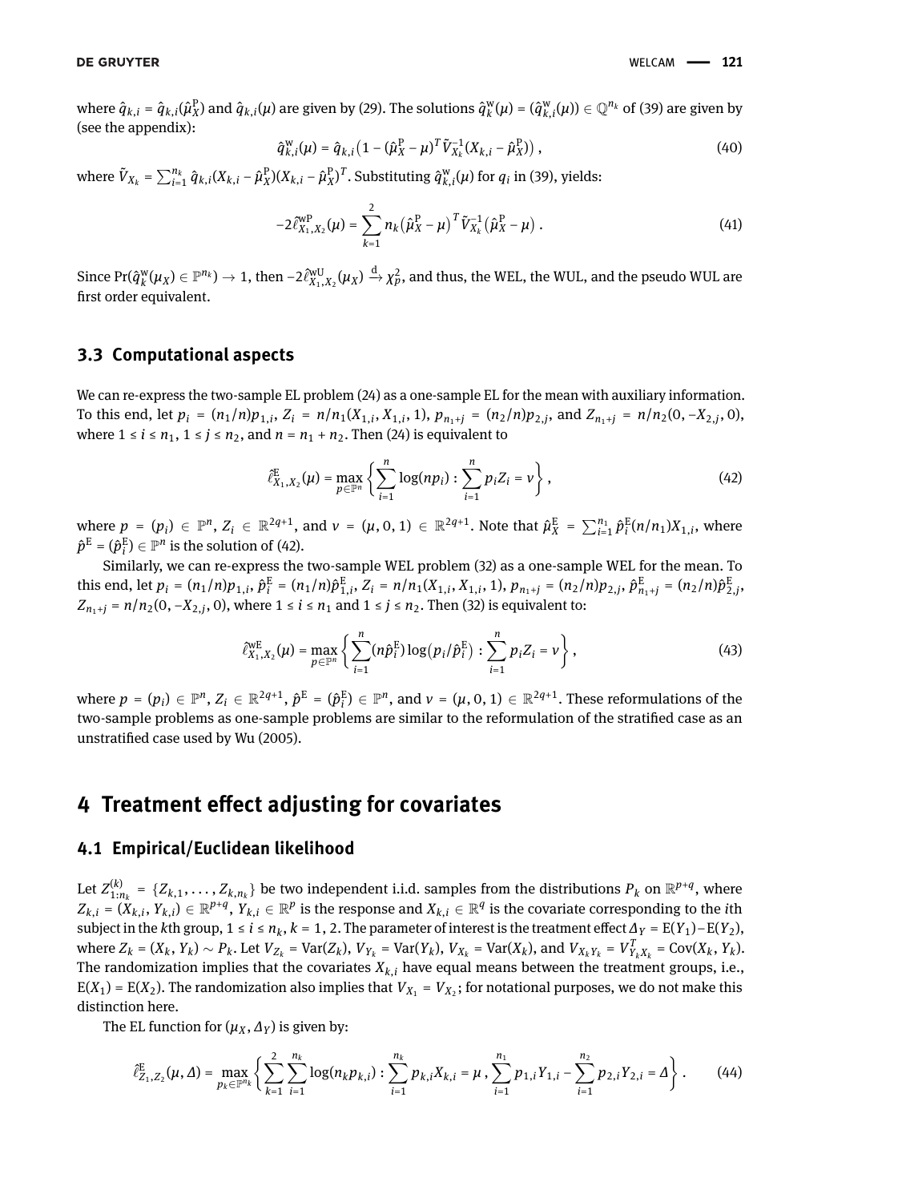where $\hat{q}_{k,i} = \hat{q}_{k,i}(\hat{\mu}_X^{\mathrm{P}})$ and $\hat{q}_{k,i}(\mu)$ are given by (29). The solutions $\hat{q}_k^{\mathrm{w}}(\mu) = (\hat{q}_{k,i}^{\mathrm{w}}(\mu)) \in \mathbb{Q}^{n_k}$ of (39) are given by (see the appendix):

$$\hat{q}_{k,i}^{\mathrm{w}}(\mu) = \hat{q}_{k,i}\big(1 - (\hat{\mu}_X^{\mathrm{P}} - \mu)^T \tilde{V}_{X_k}^{-1}(X_{k,i} - \hat{\mu}_X^{\mathrm{P}})\big)\,, \tag{40}$$

where $\tilde{V}_{X_k} = \sum_{i=1}^{n_k} \hat{q}_{k,i}(X_{k,i} - \hat{\mu}_X^{\mathrm{P}})(X_{k,i} - \hat{\mu}_X^{\mathrm{P}})^T$. Substituting $\hat{q}_{k,i}^{\mathrm{w}}(\mu)$ for $q_i$ in (39), yields:

$$-2\hat{\ell}_{X_1,X_2}^{\mathrm{wP}}(\mu) = \sum_{k=1}^{2} n_k\big(\hat{\mu}_X^{\mathrm{P}} - \mu\big)^T \tilde{V}_{X_k}^{-1}\big(\hat{\mu}_X^{\mathrm{P}} - \mu\big)\,. \tag{41}$$

Since $\Pr(\hat{q}_k^{\mathrm{w}}(\mu_X) \in \mathbb{P}^{n_k}) \to 1$, then $-2\hat{\ell}_{X_1,X_2}^{\mathrm{wU}}(\mu_X) \xrightarrow{\mathrm{d}} \chi_p^2$, and thus, the WEL, the WUL, and the pseudo WUL are first order equivalent.

### 3.3 Computational aspects

We can re-express the two-sample EL problem (24) as a one-sample EL for the mean with auxiliary information. To this end, let $p_i = (n_1/n)p_{1,i}$, $Z_i = n/n_1(X_{1,i}, X_{1,i}, 1)$, $p_{n_1+j} = (n_2/n)p_{2,j}$, and $Z_{n_1+j} = n/n_2(0, -X_{2,j}, 0)$, where $1 \le i \le n_1$, $1 \le j \le n_2$, and $n = n_1 + n_2$. Then (24) is equivalent to

$$\hat{\ell}_{X_1,X_2}^{\mathrm{E}}(\mu) = \max_{p \in \mathbb{P}^n}\left\{\sum_{i=1}^{n} \log(np_i) : \sum_{i=1}^{n} p_i Z_i = \nu\right\}, \tag{42}$$

where $p = (p_i) \in \mathbb{P}^n$, $Z_i \in \mathbb{R}^{2q+1}$, and $\nu = (\mu, 0, 1) \in \mathbb{R}^{2q+1}$. Note that $\hat{\mu}_X^{\mathrm{E}} = \sum_{i=1}^{n_1} \hat{p}_i^{\mathrm{E}}(n/n_1)X_{1,i}$, where $\hat{p}^{\mathrm{E}} = (\hat{p}_i^{\mathrm{E}}) \in \mathbb{P}^n$ is the solution of (42).

Similarly, we can re-express the two-sample WEL problem (32) as a one-sample WEL for the mean. To this end, let $p_i = (n_1/n)p_{1,i}$, $\hat{p}_i^{\mathrm{E}} = (n_1/n)\hat{p}_{1,i}^{\mathrm{E}}$, $Z_i = n/n_1(X_{1,i}, X_{1,i}, 1)$, $p_{n_1+j} = (n_2/n)p_{2,j}$, $\hat{p}_{n_1+j}^{\mathrm{E}} = (n_2/n)\hat{p}_{2,j}^{\mathrm{E}}$, $Z_{n_1+j} = n/n_2(0, -X_{2,j}, 0)$, where $1 \le i \le n_1$ and $1 \le j \le n_2$. Then (32) is equivalent to:

$$\hat{\ell}_{X_1,X_2}^{\mathrm{wE}}(\mu) = \max_{p \in \mathbb{P}^n}\left\{\sum_{i=1}^{n} (n\hat{p}_i^{\mathrm{E}})\log\big(p_i/\hat{p}_i^{\mathrm{E}}\big) : \sum_{i=1}^{n} p_i Z_i = \nu\right\}, \tag{43}$$

where $p = (p_i) \in \mathbb{P}^n$, $Z_i \in \mathbb{R}^{2q+1}$, $\hat{p}^{\mathrm{E}} = (\hat{p}_i^{\mathrm{E}}) \in \mathbb{P}^n$, and $\nu = (\mu, 0, 1) \in \mathbb{R}^{2q+1}$. These reformulations of the two-sample problems as one-sample problems are similar to the reformulation of the stratified case as an unstratified case used by Wu (2005).

## 4 Treatment effect adjusting for covariates

### 4.1 Empirical/Euclidean likelihood

Let $Z_{1:n_k}^{(k)} = \{Z_{k,1}, \ldots, Z_{k,n_k}\}$ be two independent i.i.d. samples from the distributions $P_k$ on $\mathbb{R}^{p+q}$, where $Z_{k,i} = (X_{k,i}, Y_{k,i}) \in \mathbb{R}^{p+q}$, $Y_{k,i} \in \mathbb{R}^p$ is the response and $X_{k,i} \in \mathbb{R}^q$ is the covariate corresponding to the $i$th subject in the $k$th group, $1 \le i \le n_k$, $k = 1, 2$. The parameter of interest is the treatment effect $\Delta_Y = \mathrm{E}(Y_1) - \mathrm{E}(Y_2)$, where $Z_k = (X_k, Y_k) \sim P_k$. Let $V_{Z_k} = \mathrm{Var}(Z_k)$, $V_{Y_k} = \mathrm{Var}(Y_k)$, $V_{X_k} = \mathrm{Var}(X_k)$, and $V_{X_kY_k} = V_{Y_kX_k}^T = \mathrm{Cov}(X_k, Y_k)$. The randomization implies that the covariates $X_{k,i}$ have equal means between the treatment groups, i.e., $\mathrm{E}(X_1) = \mathrm{E}(X_2)$. The randomization also implies that $V_{X_1} = V_{X_2}$; for notational purposes, we do not make this distinction here.

The EL function for $(\mu_X, \Delta_Y)$ is given by:

$$\hat{\ell}_{Z_1,Z_2}^{\mathrm{E}}(\mu, \Delta) = \max_{p_k \in \mathbb{P}^{n_k}}\left\{\sum_{k=1}^{2}\sum_{i=1}^{n_k} \log(n_k p_{k,i}) : \sum_{i=1}^{n_k} p_{k,i}X_{k,i} = \mu\,, \sum_{i=1}^{n_1} p_{1,i}Y_{1,i} - \sum_{i=1}^{n_2} p_{2,i}Y_{2,i} = \Delta\right\}. \tag{44}$$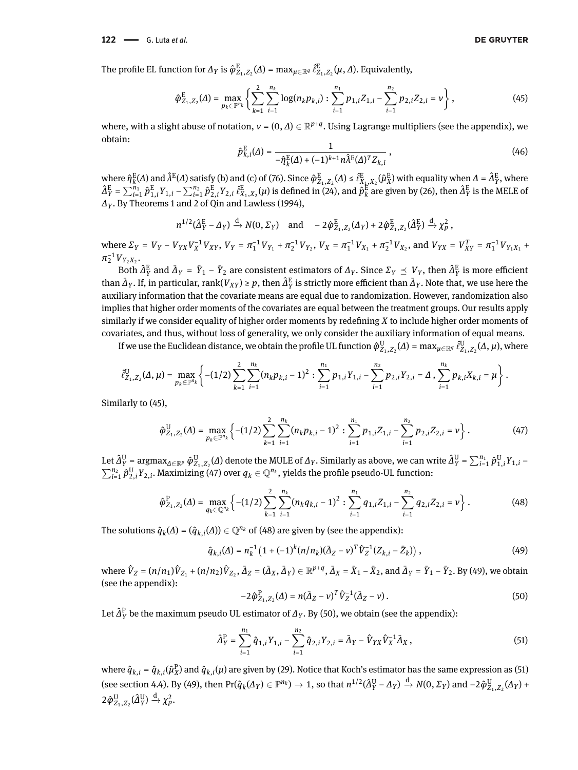The profile EL function for $\Delta_Y$ is $\hat{\varphi}^{\mathrm{E}}_{Z_1,Z_2}(\Delta) = \max_{\mu\in\mathbb{R}^q} \hat{\ell}^{\mathrm{E}}_{Z_1,Z_2}(\mu,\Delta)$. Equivalently,

$$\hat{\varphi}^{\mathrm{E}}_{Z_1,Z_2}(\Delta) = \max_{p_k\in\mathbb{P}^{n_k}} \left\{ \sum_{k=1}^{2}\sum_{i=1}^{n_k} \log(n_k p_{k,i}) : \sum_{i=1}^{n_1} p_{1,i} Z_{1,i} - \sum_{i=1}^{n_2} p_{2,i} Z_{2,i} = \nu \right\}, \tag{45}$$

where, with a slight abuse of notation, $\nu = (0,\Delta) \in \mathbb{R}^{p+q}$. Using Lagrange multipliers (see the appendix), we obtain:

$$\hat{p}^{\mathrm{E}}_{k,i}(\Delta) = \frac{1}{-\hat{\eta}^{\mathrm{E}}_k(\Delta) + (-1)^{k+1} n \hat{\lambda}^{\mathrm{E}}(\Delta)^T Z_{k,i}}, \tag{46}$$

where $\hat{\eta}^{\mathrm{E}}_k(\Delta)$ and $\hat{\lambda}^{\mathrm{E}}(\Delta)$ satisfy (b) and (c) of (76). Since $\hat{\varphi}^{\mathrm{E}}_{Z_1,Z_2}(\Delta) \le \hat{\ell}^{\mathrm{E}}_{X_1,X_2}(\hat{\mu}^{\mathrm{E}}_X)$ with equality when $\Delta = \hat{\Delta}^{\mathrm{E}}_Y$, where $\hat{\Delta}^{\mathrm{E}}_Y = \sum_{i=1}^{n_1} \hat{p}^{\mathrm{E}}_{1,i} Y_{1,i} - \sum_{i=1}^{n_2} \hat{p}^{\mathrm{E}}_{2,i} Y_{2,i}$ $\hat{\ell}^{\mathrm{E}}_{X_1,X_2}(\mu)$ is defined in (24), and $\hat{p}^{\mathrm{E}}_k$ are given by (26), then $\hat{\Delta}^{\mathrm{E}}_Y$ is the MELE of $\Delta_Y$. By Theorems 1 and 2 of Qin and Lawless (1994),

$$n^{1/2}(\hat{\Delta}^{\mathrm{E}}_Y - \Delta_Y) \xrightarrow{\mathrm{d}} N(0,\Sigma_Y) \quad \text{and} \quad -2\hat{\varphi}^{\mathrm{E}}_{Z_1,Z_2}(\Delta_Y) + 2\hat{\varphi}^{\mathrm{E}}_{Z_1,Z_2}(\hat{\Delta}^{\mathrm{E}}_Y) \xrightarrow{\mathrm{d}} \chi^2_p,$$

where $\Sigma_Y = V_Y - V_{YX}V_X^{-1}V_{XY}$, $V_Y = \pi_1^{-1}V_{Y_1} + \pi_2^{-1}V_{Y_2}$, $V_X = \pi_1^{-1}V_{X_1} + \pi_2^{-1}V_{X_2}$, and $V_{YX} = V_{XY}^T = \pi_1^{-1}V_{Y_1X_1} + \pi_2^{-1}V_{Y_2X_2}$.

Both $\hat{\Delta}^{\mathrm{E}}_Y$ and $\bar{\Delta}_Y = \bar{Y}_1 - \bar{Y}_2$ are consistent estimators of $\Delta_Y$. Since $\Sigma_Y \preceq V_Y$, then $\hat{\Delta}^{\mathrm{E}}_Y$ is more efficient than $\bar{\Delta}_Y$. If, in particular, $\mathrm{rank}(V_{XY}) \ge p$, then $\hat{\Delta}^{\mathrm{E}}_Y$ is strictly more efficient than $\bar{\Delta}_Y$. Note that, we use here the auxiliary information that the covariate means are equal due to randomization. However, randomization also implies that higher order moments of the covariates are equal between the treatment groups. Our results apply similarly if we consider equality of higher order moments by redefining $X$ to include higher order moments of covariates, and thus, without loss of generality, we only consider the auxiliary information of equal means.

If we use the Euclidean distance, we obtain the profile UL function $\hat{\varphi}^{\mathrm{U}}_{Z_1,Z_2}(\Delta) = \max_{\mu\in\mathbb{R}^q} \hat{\ell}^{\mathrm{U}}_{Z_1,Z_2}(\Delta,\mu)$, where

$$\hat{\ell}^{\mathrm{U}}_{Z_1,Z_2}(\Delta,\mu) = \max_{p_k\in\mathbb{P}^{n_k}} \left\{ -(1/2)\sum_{k=1}^{2}\sum_{i=1}^{n_k} (n_k p_{k,i} - 1)^2 : \sum_{i=1}^{n_1} p_{1,i} Y_{1,i} - \sum_{i=1}^{n_2} p_{2,i} Y_{2,i} = \Delta,\ \sum_{i=1}^{n_k} p_{k,i} X_{k,i} = \mu \right\}.$$

Similarly to (45),

$$\hat{\varphi}^{\mathrm{U}}_{Z_1,Z_2}(\Delta) = \max_{p_k\in\mathbb{P}^{n_k}} \left\{ -(1/2)\sum_{k=1}^{2}\sum_{i=1}^{n_k} (n_k p_{k,i} - 1)^2 : \sum_{i=1}^{n_1} p_{1,i} Z_{1,i} - \sum_{i=1}^{n_2} p_{2,i} Z_{2,i} = \nu \right\}. \tag{47}$$

Let $\hat{\Delta}^{\mathrm{U}}_Y = \mathrm{argmax}_{\Delta\in\mathbb{R}^p} \hat{\varphi}^{\mathrm{U}}_{Z_1,Z_2}(\Delta)$ denote the MULE of $\Delta_Y$. Similarly as above, we can write $\hat{\Delta}^{\mathrm{U}}_Y = \sum_{i=1}^{n_1} \hat{p}^{\mathrm{U}}_{1,i} Y_{1,i} - \sum_{i=1}^{n_2} \hat{p}^{\mathrm{U}}_{2,i} Y_{2,i}$. Maximizing (47) over $q_k \in \mathbb{Q}^{n_k}$, yields the profile pseudo-UL function:

$$\hat{\varphi}^{\mathrm{P}}_{Z_1,Z_2}(\Delta) = \max_{q_k\in\mathbb{Q}^{n_k}} \left\{ -(1/2)\sum_{k=1}^{2}\sum_{i=1}^{n_k} (n_k q_{k,i} - 1)^2 : \sum_{i=1}^{n_1} q_{1,i} Z_{1,i} - \sum_{i=1}^{n_2} q_{2,i} Z_{2,i} = \nu \right\}. \tag{48}$$

The solutions $\hat{q}_k(\Delta) = (\hat{q}_{k,i}(\Delta)) \in \mathbb{Q}^{n_k}$ of (48) are given by (see the appendix):

$$\hat{q}_{k,i}(\Delta) = n_k^{-1}\left(1 + (-1)^k (n/n_k)(\bar{\Delta}_Z - \nu)^T \hat{V}_Z^{-1}(Z_{k,i} - \bar{Z}_k)\right), \tag{49}$$

where $\hat{V}_Z = (n/n_1)\hat{V}_{Z_1} + (n/n_2)\hat{V}_{Z_2}$, $\bar{\Delta}_Z = (\bar{\Delta}_X, \bar{\Delta}_Y) \in \mathbb{R}^{p+q}$, $\bar{\Delta}_X = \bar{X}_1 - \bar{X}_2$, and $\bar{\Delta}_Y = \bar{Y}_1 - \bar{Y}_2$. By (49), we obtain (see the appendix):

$$-2\hat{\varphi}^{\mathrm{P}}_{Z_1,Z_2}(\Delta) = n(\bar{\Delta}_Z - \nu)^T \hat{V}_Z^{-1}(\bar{\Delta}_Z - \nu). \tag{50}$$

Let $\hat{\Delta}^{\mathrm{P}}_Y$ be the maximum pseudo UL estimator of $\Delta_Y$. By (50), we obtain (see the appendix):

$$\hat{\Delta}^{\mathrm{P}}_Y = \sum_{i=1}^{n_1} \hat{q}_{1,i} Y_{1,i} - \sum_{i=1}^{n_2} \hat{q}_{2,i} Y_{2,i} = \bar{\Delta}_Y - \hat{V}_{YX}\hat{V}_X^{-1}\bar{\Delta}_X, \tag{51}$$

where $\hat{q}_{k,i} = \hat{q}_{k,i}(\hat{\mu}^{\mathrm{P}}_X)$ and $\hat{q}_{k,i}(\mu)$ are given by (29). Notice that Koch's estimator has the same expression as (51) (see section 4.4). By (49), then $\Pr(\hat{q}_k(\Delta_Y) \in \mathbb{P}^{n_k}) \to 1$, so that $n^{1/2}(\hat{\Delta}^{\mathrm{U}}_Y - \Delta_Y) \xrightarrow{\mathrm{d}} N(0,\Sigma_Y)$ and $-2\hat{\varphi}^{\mathrm{U}}_{Z_1,Z_2}(\Delta_Y) + 2\hat{\varphi}^{\mathrm{U}}_{Z_1,Z_2}(\hat{\Delta}^{\mathrm{U}}_Y) \xrightarrow{\mathrm{d}} \chi^2_p$.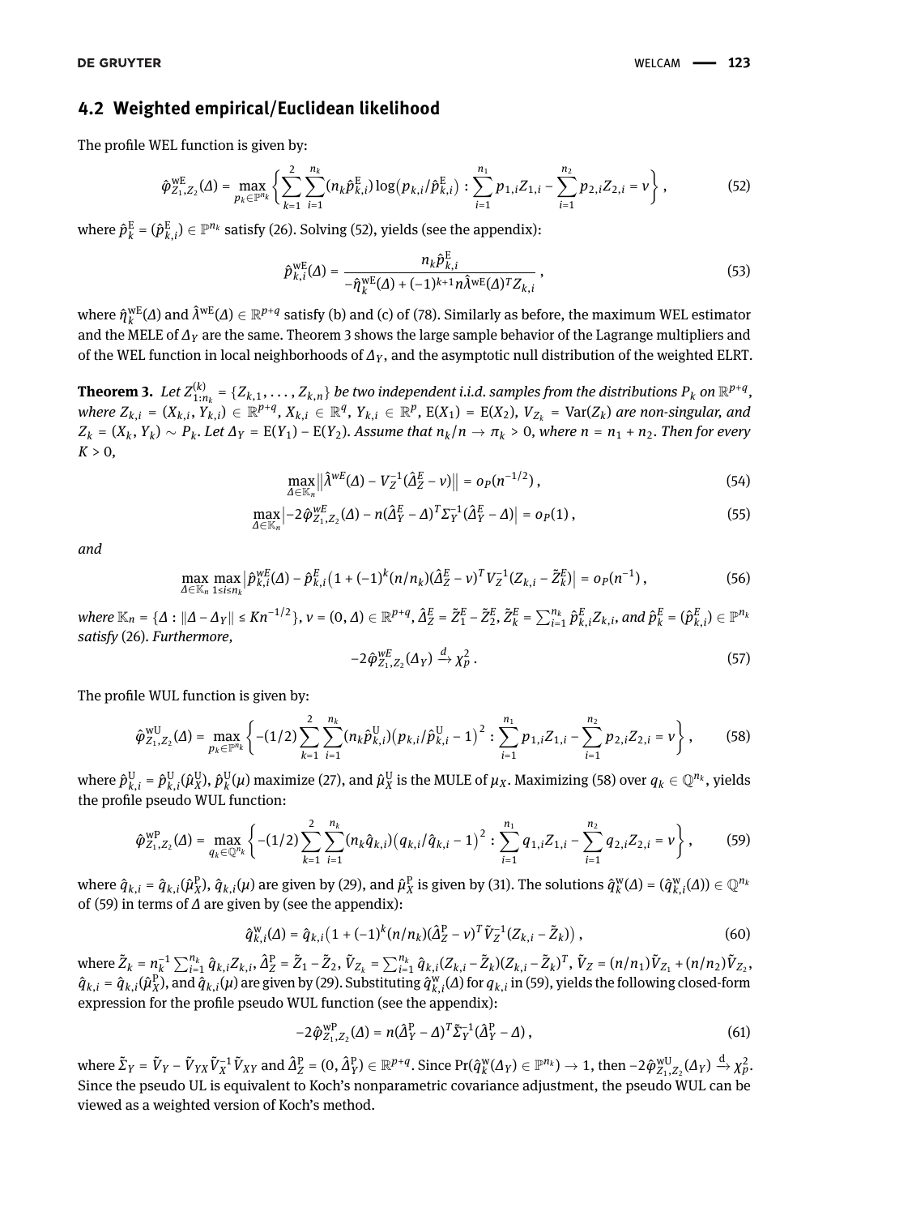## 4.2 Weighted empirical/Euclidean likelihood

The profile WEL function is given by:

$$\hat{\varphi}^{\text{wE}}_{Z_1,Z_2}(\Delta) = \max_{p_k \in \mathbb{P}^{n_k}} \left\{ \sum_{k=1}^{2} \sum_{i=1}^{n_k} (n_k \hat{p}^{\text{E}}_{k,i}) \log(p_{k,i}/\hat{p}^{\text{E}}_{k,i}) : \sum_{i=1}^{n_1} p_{1,i} Z_{1,i} - \sum_{i=1}^{n_2} p_{2,i} Z_{2,i} = \nu \right\}, \tag{52}$$

where $\hat{p}^{\text{E}}_k = (\hat{p}^{\text{E}}_{k,i}) \in \mathbb{P}^{n_k}$ satisfy (26). Solving (52), yields (see the appendix):

$$\hat{p}^{\text{wE}}_{k,i}(\Delta) = \frac{n_k \hat{p}^{\text{E}}_{k,i}}{-\hat{\eta}^{\text{wE}}_k(\Delta) + (-1)^{k+1} n \hat{\lambda}^{\text{wE}}(\Delta)^T Z_{k,i}}, \tag{53}$$

where $\hat{\eta}^{\text{wE}}_k(\Delta)$ and $\hat{\lambda}^{\text{wE}}(\Delta) \in \mathbb{R}^{p+q}$ satisfy (b) and (c) of (78). Similarly as before, the maximum WEL estimator and the MELE of $\Delta_Y$ are the same. Theorem 3 shows the large sample behavior of the Lagrange multipliers and of the WEL function in local neighborhoods of $\Delta_Y$, and the asymptotic null distribution of the weighted ELRT.

**Theorem 3.** *Let $Z^{(k)}_{1:n_k} = \{Z_{k,1}, \ldots, Z_{k,n}\}$ be two independent i.i.d. samples from the distributions $P_k$ on $\mathbb{R}^{p+q}$, where $Z_{k,i} = (X_{k,i}, Y_{k,i}) \in \mathbb{R}^{p+q}$, $X_{k,i} \in \mathbb{R}^q$, $Y_{k,i} \in \mathbb{R}^p$, $\text{E}(X_1) = \text{E}(X_2)$, $V_{Z_k} = \text{Var}(Z_k)$ are non-singular, and $Z_k = (X_k, Y_k) \sim P_k$. Let $\Delta_Y = \text{E}(Y_1) - \text{E}(Y_2)$. Assume that $n_k/n \to \pi_k > 0$, where $n = n_1 + n_2$. Then for every $K > 0$,*

$$\max_{\Delta \in \mathbb{K}_n} \left\| \hat{\lambda}^{wE}(\Delta) - V_Z^{-1}(\hat{\Delta}^E_Z - \nu) \right\| = o_P(n^{-1/2}), \tag{54}$$

$$\max_{\Delta \in \mathbb{K}_n} \left| -2\hat{\varphi}^{wE}_{Z_1,Z_2}(\Delta) - n(\hat{\Delta}^E_Y - \Delta)^T \Sigma_Y^{-1} (\hat{\Delta}^E_Y - \Delta) \right| = o_P(1), \tag{55}$$

*and*

$$\max_{\Delta \in \mathbb{K}_n} \max_{1 \le i \le n_k} \left| \hat{p}^{wE}_{k,i}(\Delta) - \hat{p}^E_{k,i}\left(1 + (-1)^k (n/n_k)(\hat{\Delta}^E_Z - \nu)^T V_Z^{-1}(Z_{k,i} - \tilde{Z}^E_k)\right) \right| = o_P(n^{-1}), \tag{56}$$

*where $\mathbb{K}_n = \{\Delta : \|\Delta - \Delta_Y\| \le K n^{-1/2}\}$, $\nu = (0, \Delta) \in \mathbb{R}^{p+q}$, $\hat{\Delta}^E_Z = \tilde{Z}^E_1 - \tilde{Z}^E_2$, $\tilde{Z}^E_k = \sum_{i=1}^{n_k} \hat{p}^E_{k,i} Z_{k,i}$, and $\hat{p}^E_k = (\hat{p}^E_{k,i}) \in \mathbb{P}^{n_k}$ satisfy (26). Furthermore,*

$$-2\hat{\varphi}^{wE}_{Z_1,Z_2}(\Delta_Y) \xrightarrow{d} \chi^2_p. \tag{57}$$

The profile WUL function is given by:

$$\hat{\varphi}^{\text{wU}}_{Z_1,Z_2}(\Delta) = \max_{p_k \in \mathbb{P}^{n_k}} \left\{ -(1/2) \sum_{k=1}^{2} \sum_{i=1}^{n_k} (n_k \hat{p}^{\text{U}}_{k,i})(p_{k,i}/\hat{p}^{\text{U}}_{k,i} - 1)^2 : \sum_{i=1}^{n_1} p_{1,i} Z_{1,i} - \sum_{i=1}^{n_2} p_{2,i} Z_{2,i} = \nu \right\}, \tag{58}$$

where $\hat{p}^{\text{U}}_{k,i} = \hat{p}^{\text{U}}_{k,i}(\hat{\mu}^{\text{U}}_X)$, $\hat{p}^{\text{U}}_k(\mu)$ maximize (27), and $\hat{\mu}^{\text{U}}_X$ is the MULE of $\mu_X$. Maximizing (58) over $q_k \in \mathbb{Q}^{n_k}$, yields the profile pseudo WUL function:

$$\hat{\varphi}^{\text{wP}}_{Z_1,Z_2}(\Delta) = \max_{q_k \in \mathbb{Q}^{n_k}} \left\{ -(1/2) \sum_{k=1}^{2} \sum_{i=1}^{n_k} (n_k \hat{q}_{k,i})(q_{k,i}/\hat{q}_{k,i} - 1)^2 : \sum_{i=1}^{n_1} q_{1,i} Z_{1,i} - \sum_{i=1}^{n_2} q_{2,i} Z_{2,i} = \nu \right\}, \tag{59}$$

where $\hat{q}_{k,i} = \hat{q}_{k,i}(\hat{\mu}^{\text{P}}_X)$, $\hat{q}_{k,i}(\mu)$ are given by (29), and $\hat{\mu}^{\text{P}}_X$ is given by (31). The solutions $\hat{q}^{\text{w}}_k(\Delta) = (\hat{q}^{\text{w}}_{k,i}(\Delta)) \in \mathbb{Q}^{n_k}$ of (59) in terms of $\Delta$ are given by (see the appendix):

$$\hat{q}^{\text{w}}_{k,i}(\Delta) = \hat{q}_{k,i}\left(1 + (-1)^k (n/n_k)(\hat{\Delta}^{\text{P}}_Z - \nu)^T \tilde{V}_Z^{-1}(Z_{k,i} - \tilde{Z}_k)\right), \tag{60}$$

where $\tilde{Z}_k = n_k^{-1} \sum_{i=1}^{n_k} \hat{q}_{k,i} Z_{k,i}$, $\hat{\Delta}^{\text{P}}_Z = \tilde{Z}_1 - \tilde{Z}_2$, $\tilde{V}_{Z_k} = \sum_{i=1}^{n_k} \hat{q}_{k,i}(Z_{k,i} - \tilde{Z}_k)(Z_{k,i} - \tilde{Z}_k)^T$, $\tilde{V}_Z = (n/n_1)\tilde{V}_{Z_1} + (n/n_2)\tilde{V}_{Z_2}$, $\hat{q}_{k,i} = \hat{q}_{k,i}(\hat{\mu}^{\text{P}}_X)$, and $\hat{q}_{k,i}(\mu)$ are given by (29). Substituting $\hat{q}^{\text{w}}_{k,i}(\Delta)$ for $q_{k,i}$ in (59), yields the following closed-form expression for the profile pseudo WUL function (see the appendix):

$$-2\hat{\varphi}^{\text{wP}}_{Z_1,Z_2}(\Delta) = n(\hat{\Delta}^{\text{P}}_Y - \Delta)^T \tilde{\Sigma}_Y^{-1} (\hat{\Delta}^{\text{P}}_Y - \Delta), \tag{61}$$

where $\tilde{\Sigma}_Y = \tilde{V}_Y - \tilde{V}_{YX} \tilde{V}_X^{-1} \tilde{V}_{XY}$ and $\hat{\Delta}^{\text{P}}_Z = (0, \hat{\Delta}^{\text{P}}_Y) \in \mathbb{R}^{p+q}$. Since $\Pr(\hat{q}^{\text{w}}_k(\Delta_Y) \in \mathbb{P}^{n_k}) \to 1$, then $-2\hat{\varphi}^{\text{wU}}_{Z_1,Z_2}(\Delta_Y) \xrightarrow{\text{d}} \chi^2_p$. Since the pseudo UL is equivalent to Koch's nonparametric covariance adjustment, the pseudo WUL can be viewed as a weighted version of Koch's method.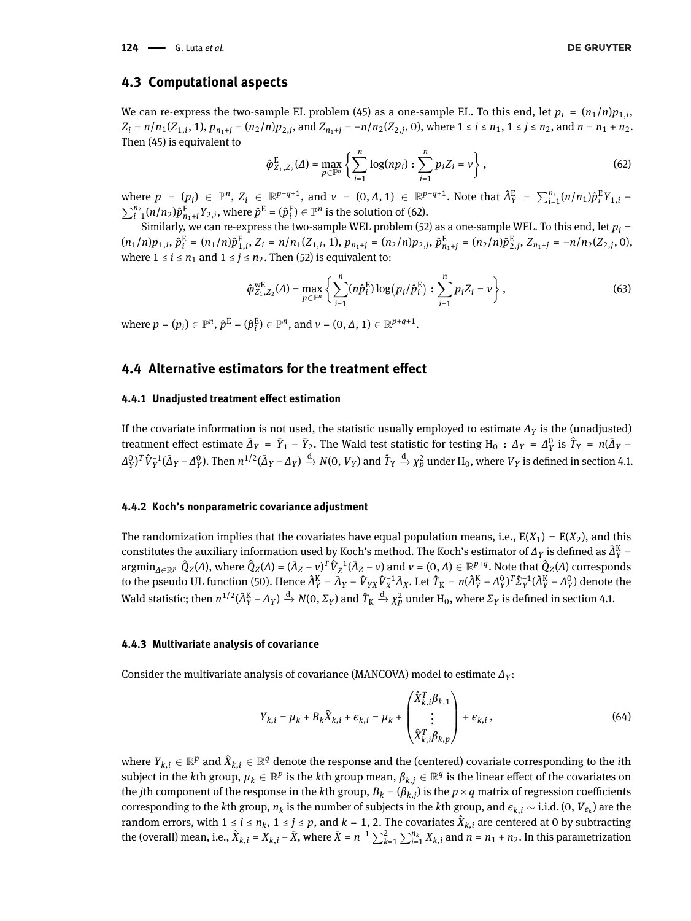## 4.3 Computational aspects

We can re-express the two-sample EL problem (45) as a one-sample EL. To this end, let $p_i = (n_1/n)p_{1,i}$, $Z_i = n/n_1(Z_{1,i}, 1)$, $p_{n_1+j} = (n_2/n)p_{2,j}$, and $Z_{n_1+j} = -n/n_2(Z_{2,j}, 0)$, where $1 \le i \le n_1$, $1 \le j \le n_2$, and $n = n_1 + n_2$. Then (45) is equivalent to

$$\hat{\varphi}^{\mathrm{E}}_{Z_1,Z_2}(\Delta) = \max_{p \in \mathbb{P}^n} \left\{ \sum_{i=1}^{n} \log(np_i) : \sum_{i=1}^{n} p_i Z_i = v \right\}, \tag{62}$$

where $p = (p_i) \in \mathbb{P}^n$, $Z_i \in \mathbb{R}^{p+q+1}$, and $v = (0, \Delta, 1) \in \mathbb{R}^{p+q+1}$. Note that $\hat{\Delta}^{\mathrm{E}}_Y = \sum_{i=1}^{n_1}(n/n_1)\hat{p}^{\mathrm{E}}_i Y_{1,i} - \sum_{i=1}^{n_2}(n/n_2)\hat{p}^{\mathrm{E}}_{n_1+i} Y_{2,i}$, where $\hat{p}^{\mathrm{E}} = (\hat{p}^{\mathrm{E}}_i) \in \mathbb{P}^n$ is the solution of (62).

Similarly, we can re-express the two-sample WEL problem (52) as a one-sample WEL. To this end, let $p_i = (n_1/n)p_{1,i}$, $\hat{p}^{\mathrm{E}}_i = (n_1/n)\hat{p}^{\mathrm{E}}_{1,i}$, $Z_i = n/n_1(Z_{1,i}, 1)$, $p_{n_1+j} = (n_2/n)p_{2,j}$, $\hat{p}^{\mathrm{E}}_{n_1+j} = (n_2/n)\hat{p}^{\mathrm{E}}_{2,j}$, $Z_{n_1+j} = -n/n_2(Z_{2,j}, 0)$, where $1 \le i \le n_1$ and $1 \le j \le n_2$. Then (52) is equivalent to:

$$\hat{\varphi}^{\mathrm{wE}}_{Z_1,Z_2}(\Delta) = \max_{p \in \mathbb{P}^n} \left\{ \sum_{i=1}^{n} (n\hat{p}^{\mathrm{E}}_i) \log(p_i/\hat{p}^{\mathrm{E}}_i) : \sum_{i=1}^{n} p_i Z_i = v \right\}, \tag{63}$$

where $p = (p_i) \in \mathbb{P}^n$, $\hat{p}^{\mathrm{E}} = (\hat{p}^{\mathrm{E}}_i) \in \mathbb{P}^n$, and $v = (0, \Delta, 1) \in \mathbb{R}^{p+q+1}$.

## 4.4 Alternative estimators for the treatment effect

### 4.4.1 Unadjusted treatment effect estimation

If the covariate information is not used, the statistic usually employed to estimate $\Delta_Y$ is the (unadjusted) treatment effect estimate $\bar{\Delta}_Y = \bar{Y}_1 - \bar{Y}_2$. The Wald test statistic for testing $\mathrm{H}_0 : \Delta_Y = \Delta^0_Y$ is $\hat{T}_{\mathrm{Y}} = n(\bar{\Delta}_Y - \Delta^0_Y)^T \hat{V}_Y^{-1}(\bar{\Delta}_Y - \Delta^0_Y)$. Then $n^{1/2}(\bar{\Delta}_Y - \Delta_Y) \xrightarrow{\mathrm{d}} N(0, V_Y)$ and $\hat{T}_{\mathrm{Y}} \xrightarrow{\mathrm{d}} \chi^2_p$ under $\mathrm{H}_0$, where $V_Y$ is defined in section 4.1.

### 4.4.2 Koch's nonparametric covariance adjustment

The randomization implies that the covariates have equal population means, i.e., $\mathrm{E}(X_1) = \mathrm{E}(X_2)$, and this constitutes the auxiliary information used by Koch's method. The Koch's estimator of $\Delta_Y$ is defined as $\hat{\Delta}^{\mathrm{K}}_Y = \mathrm{argmin}_{\Delta \in \mathbb{R}^p}\ \hat{Q}_Z(\Delta)$, where $\hat{Q}_Z(\Delta) = (\bar{\Delta}_Z - v)^T \hat{V}_Z^{-1}(\bar{\Delta}_Z - v)$ and $v = (0, \Delta) \in \mathbb{R}^{p+q}$. Note that $\hat{Q}_Z(\Delta)$ corresponds to the pseudo UL function (50). Hence $\hat{\Delta}^{\mathrm{K}}_Y = \bar{\Delta}_Y - \hat{V}_{YX}\hat{V}_X^{-1}\bar{\Delta}_X$. Let $\hat{T}_{\mathrm{K}} = n(\hat{\Delta}^{\mathrm{K}}_Y - \Delta^0_Y)^T \hat{\Sigma}_Y^{-1}(\hat{\Delta}^{\mathrm{K}}_Y - \Delta^0_Y)$ denote the Wald statistic; then $n^{1/2}(\hat{\Delta}^{\mathrm{K}}_Y - \Delta_Y) \xrightarrow{\mathrm{d}} N(0, \Sigma_Y)$ and $\hat{T}_{\mathrm{K}} \xrightarrow{\mathrm{d}} \chi^2_p$ under $\mathrm{H}_0$, where $\Sigma_Y$ is defined in section 4.1.

### 4.4.3 Multivariate analysis of covariance

Consider the multivariate analysis of covariance (MANCOVA) model to estimate $\Delta_Y$:

$$Y_{k,i} = \mu_k + B_k \hat{X}_{k,i} + \epsilon_{k,i} = \mu_k + \begin{pmatrix} \hat{X}^T_{k,i}\beta_{k,1} \\ \vdots \\ \hat{X}^T_{k,i}\beta_{k,p} \end{pmatrix} + \epsilon_{k,i}, \tag{64}$$

where $Y_{k,i} \in \mathbb{R}^p$ and $\hat{X}_{k,i} \in \mathbb{R}^q$ denote the response and the (centered) covariate corresponding to the $i$th subject in the $k$th group, $\mu_k \in \mathbb{R}^p$ is the $k$th group mean, $\beta_{k,j} \in \mathbb{R}^q$ is the linear effect of the covariates on the $j$th component of the response in the $k$th group, $B_k = (\beta_{k,j})$ is the $p \times q$ matrix of regression coefficients corresponding to the $k$th group, $n_k$ is the number of subjects in the $k$th group, and $\epsilon_{k,i} \sim$ i.i.d. $(0, V_{\epsilon_k})$ are the random errors, with $1 \le i \le n_k$, $1 \le j \le p$, and $k = 1, 2$. The covariates $\hat{X}_{k,i}$ are centered at 0 by subtracting the (overall) mean, i.e., $\hat{X}_{k,i} = X_{k,i} - \bar{X}$, where $\bar{X} = n^{-1}\sum_{k=1}^{2}\sum_{i=1}^{n_k} X_{k,i}$ and $n = n_1 + n_2$. In this parametrization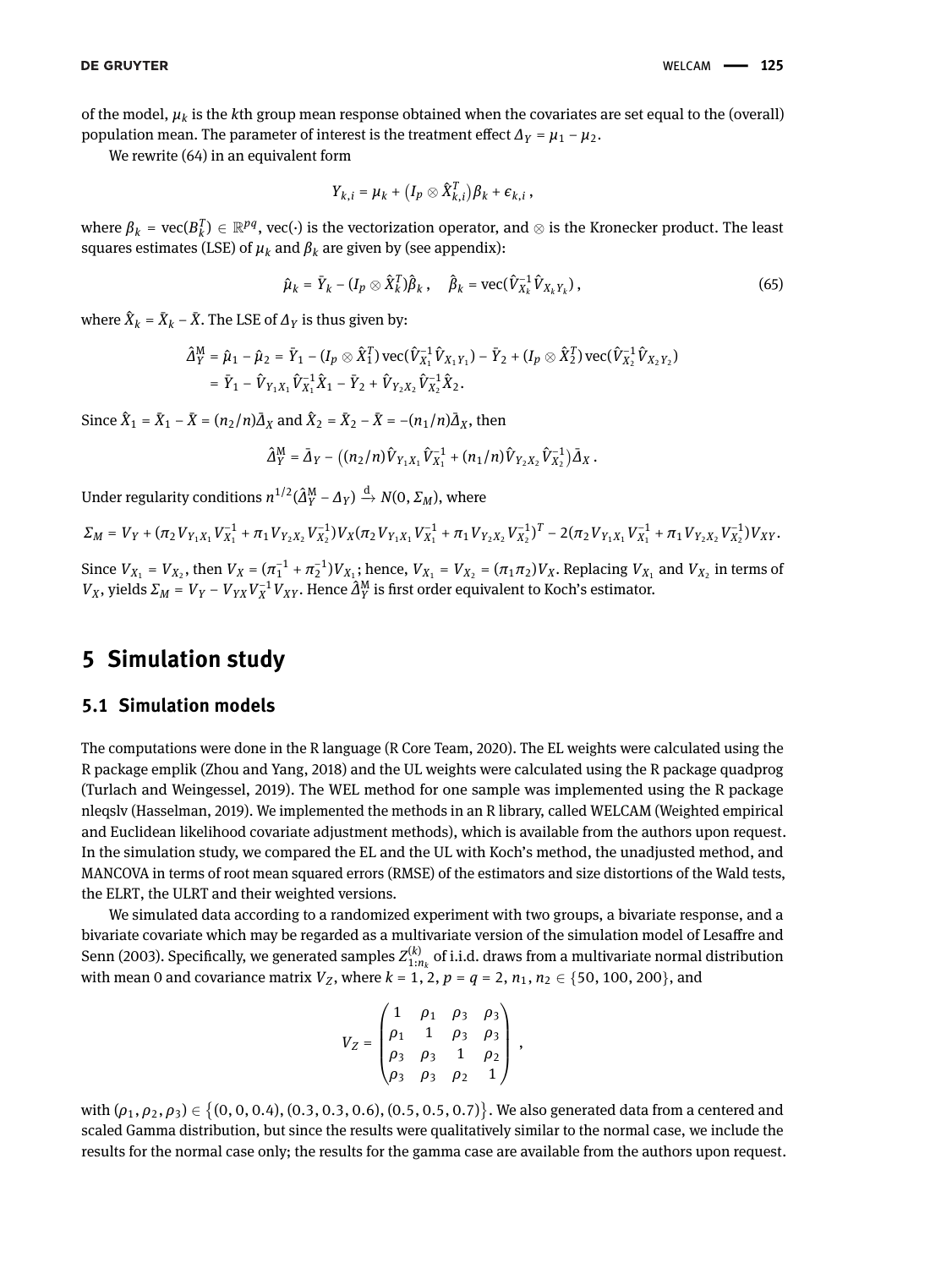of the model, $\mu_k$ is the $k$th group mean response obtained when the covariates are set equal to the (overall) population mean. The parameter of interest is the treatment effect $\Delta_Y = \mu_1 - \mu_2$.

We rewrite (64) in an equivalent form

$$Y_{k,i} = \mu_k + \left(I_p \otimes \hat{X}_{k,i}^T\right)\beta_k + \epsilon_{k,i}\,,$$

where $\beta_k = \text{vec}(B_k^T) \in \mathbb{R}^{pq}$, vec(·) is the vectorization operator, and $\otimes$ is the Kronecker product. The least squares estimates (LSE) of $\mu_k$ and $\beta_k$ are given by (see appendix):

$$\hat{\mu}_k = \bar{Y}_k - (I_p \otimes \hat{X}_k^T)\hat{\beta}_k\,, \quad \hat{\beta}_k = \text{vec}(\hat{V}_{X_k}^{-1}\hat{V}_{X_k Y_k})\,, \tag{65}$$

where $\hat{X}_k = \bar{X}_k - \bar{X}$. The LSE of $\Delta_Y$ is thus given by:

$$\begin{aligned}
\hat{\Delta}_Y^{\text{M}} &= \hat{\mu}_1 - \hat{\mu}_2 = \bar{Y}_1 - (I_p \otimes \hat{X}_1^T)\,\text{vec}(\hat{V}_{X_1}^{-1}\hat{V}_{X_1 Y_1}) - \bar{Y}_2 + (I_p \otimes \hat{X}_2^T)\,\text{vec}(\hat{V}_{X_2}^{-1}\hat{V}_{X_2 Y_2}) \\
&= \bar{Y}_1 - \hat{V}_{Y_1 X_1}\hat{V}_{X_1}^{-1}\hat{X}_1 - \bar{Y}_2 + \hat{V}_{Y_2 X_2}\hat{V}_{X_2}^{-1}\hat{X}_2.
\end{aligned}$$

Since $\hat{X}_1 = \bar{X}_1 - \bar{X} = (n_2/n)\bar{\Delta}_X$ and $\hat{X}_2 = \bar{X}_2 - \bar{X} = -(n_1/n)\bar{\Delta}_X$, then

$$\hat{\Delta}_Y^{\text{M}} = \bar{\Delta}_Y - \left((n_2/n)\hat{V}_{Y_1 X_1}\hat{V}_{X_1}^{-1} + (n_1/n)\hat{V}_{Y_2 X_2}\hat{V}_{X_2}^{-1}\right)\bar{\Delta}_X\,.$$

Under regularity conditions $n^{1/2}(\hat{\Delta}_Y^{\text{M}} - \Delta_Y) \xrightarrow{\text{d}} N(0, \Sigma_M)$, where

$$\Sigma_M = V_Y + (\pi_2 V_{Y_1 X_1}V_{X_1}^{-1} + \pi_1 V_{Y_2 X_2}V_{X_2}^{-1})V_X(\pi_2 V_{Y_1 X_1}V_{X_1}^{-1} + \pi_1 V_{Y_2 X_2}V_{X_2}^{-1})^T - 2(\pi_2 V_{Y_1 X_1}V_{X_1}^{-1} + \pi_1 V_{Y_2 X_2}V_{X_2}^{-1})V_{XY}.$$

Since $V_{X_1} = V_{X_2}$, then $V_X = (\pi_1^{-1} + \pi_2^{-1})V_{X_1}$; hence, $V_{X_1} = V_{X_2} = (\pi_1\pi_2)V_X$. Replacing $V_{X_1}$ and $V_{X_2}$ in terms of $V_X$, yields $\Sigma_M = V_Y - V_{YX}V_X^{-1}V_{XY}$. Hence $\hat{\Delta}_Y^{\text{M}}$ is first order equivalent to Koch's estimator.

# 5 Simulation study

## 5.1 Simulation models

The computations were done in the R language (R Core Team, 2020). The EL weights were calculated using the R package emplik (Zhou and Yang, 2018) and the UL weights were calculated using the R package quadprog (Turlach and Weingessel, 2019). The WEL method for one sample was implemented using the R package nleqslv (Hasselman, 2019). We implemented the methods in an R library, called WELCAM (Weighted empirical and Euclidean likelihood covariate adjustment methods), which is available from the authors upon request. In the simulation study, we compared the EL and the UL with Koch's method, the unadjusted method, and MANCOVA in terms of root mean squared errors (RMSE) of the estimators and size distortions of the Wald tests, the ELRT, the ULRT and their weighted versions.

We simulated data according to a randomized experiment with two groups, a bivariate response, and a bivariate covariate which may be regarded as a multivariate version of the simulation model of Lesaffre and Senn (2003). Specifically, we generated samples $Z_{1:n_k}^{(k)}$ of i.i.d. draws from a multivariate normal distribution with mean 0 and covariance matrix $V_Z$, where $k = 1, 2$, $p = q = 2$, $n_1, n_2 \in \{50, 100, 200\}$, and

$$V_Z = \begin{pmatrix} 1 & \rho_1 & \rho_3 & \rho_3 \\ \rho_1 & 1 & \rho_3 & \rho_3 \\ \rho_3 & \rho_3 & 1 & \rho_2 \\ \rho_3 & \rho_3 & \rho_2 & 1 \end{pmatrix}\,,$$

with $(\rho_1, \rho_2, \rho_3) \in \{(0, 0, 0.4), (0.3, 0.3, 0.6), (0.5, 0.5, 0.7)\}$. We also generated data from a centered and scaled Gamma distribution, but since the results were qualitatively similar to the normal case, we include the results for the normal case only; the results for the gamma case are available from the authors upon request.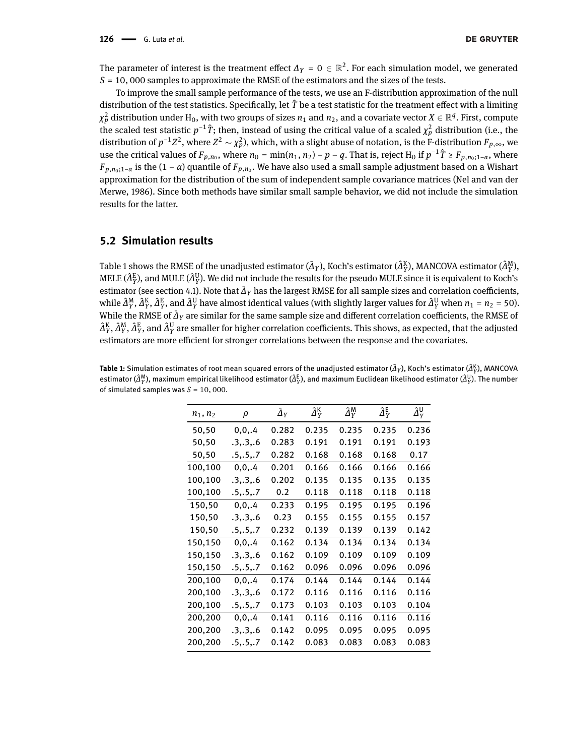The parameter of interest is the treatment effect $\Delta_Y = 0 \in \mathbb{R}^2$. For each simulation model, we generated $S = 10,000$ samples to approximate the RMSE of the estimators and the sizes of the tests.

To improve the small sample performance of the tests, we use an F-distribution approximation of the null distribution of the test statistics. Specifically, let $\hat{T}$ be a test statistic for the treatment effect with a limiting $\chi^2_p$ distribution under $H_0$, with two groups of sizes $n_1$ and $n_2$, and a covariate vector $X \in \mathbb{R}^q$. First, compute the scaled test statistic $p^{-1}\hat{T}$; then, instead of using the critical value of a scaled $\chi^2_p$ distribution (i.e., the distribution of $p^{-1}Z^2$, where $Z^2 \sim \chi^2_p$), which, with a slight abuse of notation, is the F-distribution $F_{p,\infty}$, we use the critical values of $F_{p,n_0}$, where $n_0 = \min(n_1, n_2) - p - q$. That is, reject $H_0$ if $p^{-1}\hat{T} \geq F_{p,n_0;1-\alpha}$, where $F_{p,n_0;1-\alpha}$ is the $(1-\alpha)$ quantile of $F_{p,n_0}$. We have also used a small sample adjustment based on a Wishart approximation for the distribution of the sum of independent sample covariance matrices (Nel and van der Merwe, 1986). Since both methods have similar small sample behavior, we did not include the simulation results for the latter.

## 5.2 Simulation results

Table 1 shows the RMSE of the unadjusted estimator ($\bar{\Delta}_Y$), Koch's estimator ($\hat{\Delta}^K_Y$), MANCOVA estimator ($\hat{\Delta}^M_Y$), MELE ($\hat{\Delta}^E_Y$), and MULE ($\hat{\Delta}^U_Y$). We did not include the results for the pseudo MULE since it is equivalent to Koch's estimator (see section 4.1). Note that $\bar{\Delta}_Y$ has the largest RMSE for all sample sizes and correlation coefficients, while $\hat{\Delta}^M_Y$, $\hat{\Delta}^K_Y$, $\hat{\Delta}^E_Y$, and $\hat{\Delta}^U_Y$ have almost identical values (with slightly larger values for $\hat{\Delta}^U_Y$ when $n_1 = n_2 = 50$). While the RMSE of $\bar{\Delta}_Y$ are similar for the same sample size and different correlation coefficients, the RMSE of $\hat{\Delta}^K_Y$, $\hat{\Delta}^M_Y$, $\hat{\Delta}^E_Y$, and $\hat{\Delta}^U_Y$ are smaller for higher correlation coefficients. This shows, as expected, that the adjusted estimators are more efficient for stronger correlations between the response and the covariates.

**Table 1:** Simulation estimates of root mean squared errors of the unadjusted estimator ($\bar{\Delta}_Y$), Koch's estimator ($\hat{\Delta}^K_Y$), MANCOVA estimator ($\hat{\Delta}^M_Y$), maximum empirical likelihood estimator ($\hat{\Delta}^E_Y$), and maximum Euclidean likelihood estimator ($\hat{\Delta}^U_Y$). The number of simulated samples was $S = 10,000$.

| $n_1, n_2$ | $\rho$ | $\bar{\Delta}_Y$ | $\hat{\Delta}^K_Y$ | $\hat{\Delta}^M_Y$ | $\hat{\Delta}^E_Y$ | $\hat{\Delta}^U_Y$ |
|---|---|---|---|---|---|---|
| 50,50 | 0,0,.4 | 0.282 | 0.235 | 0.235 | 0.235 | 0.236 |
| 50,50 | .3,.3,.6 | 0.283 | 0.191 | 0.191 | 0.191 | 0.193 |
| 50,50 | .5,.5,.7 | 0.282 | 0.168 | 0.168 | 0.168 | 0.17 |
| 100,100 | 0,0,.4 | 0.201 | 0.166 | 0.166 | 0.166 | 0.166 |
| 100,100 | .3,.3,.6 | 0.202 | 0.135 | 0.135 | 0.135 | 0.135 |
| 100,100 | .5,.5,.7 | 0.2 | 0.118 | 0.118 | 0.118 | 0.118 |
| 150,50 | 0,0,.4 | 0.233 | 0.195 | 0.195 | 0.195 | 0.196 |
| 150,50 | .3,.3,.6 | 0.23 | 0.155 | 0.155 | 0.155 | 0.157 |
| 150,50 | .5,.5,.7 | 0.232 | 0.139 | 0.139 | 0.139 | 0.142 |
| 150,150 | 0,0,.4 | 0.162 | 0.134 | 0.134 | 0.134 | 0.134 |
| 150,150 | .3,.3,.6 | 0.162 | 0.109 | 0.109 | 0.109 | 0.109 |
| 150,150 | .5,.5,.7 | 0.162 | 0.096 | 0.096 | 0.096 | 0.096 |
| 200,100 | 0,0,.4 | 0.174 | 0.144 | 0.144 | 0.144 | 0.144 |
| 200,100 | .3,.3,.6 | 0.172 | 0.116 | 0.116 | 0.116 | 0.116 |
| 200,100 | .5,.5,.7 | 0.173 | 0.103 | 0.103 | 0.103 | 0.104 |
| 200,200 | 0,0,.4 | 0.141 | 0.116 | 0.116 | 0.116 | 0.116 |
| 200,200 | .3,.3,.6 | 0.142 | 0.095 | 0.095 | 0.095 | 0.095 |
| 200,200 | .5,.5,.7 | 0.142 | 0.083 | 0.083 | 0.083 | 0.083 |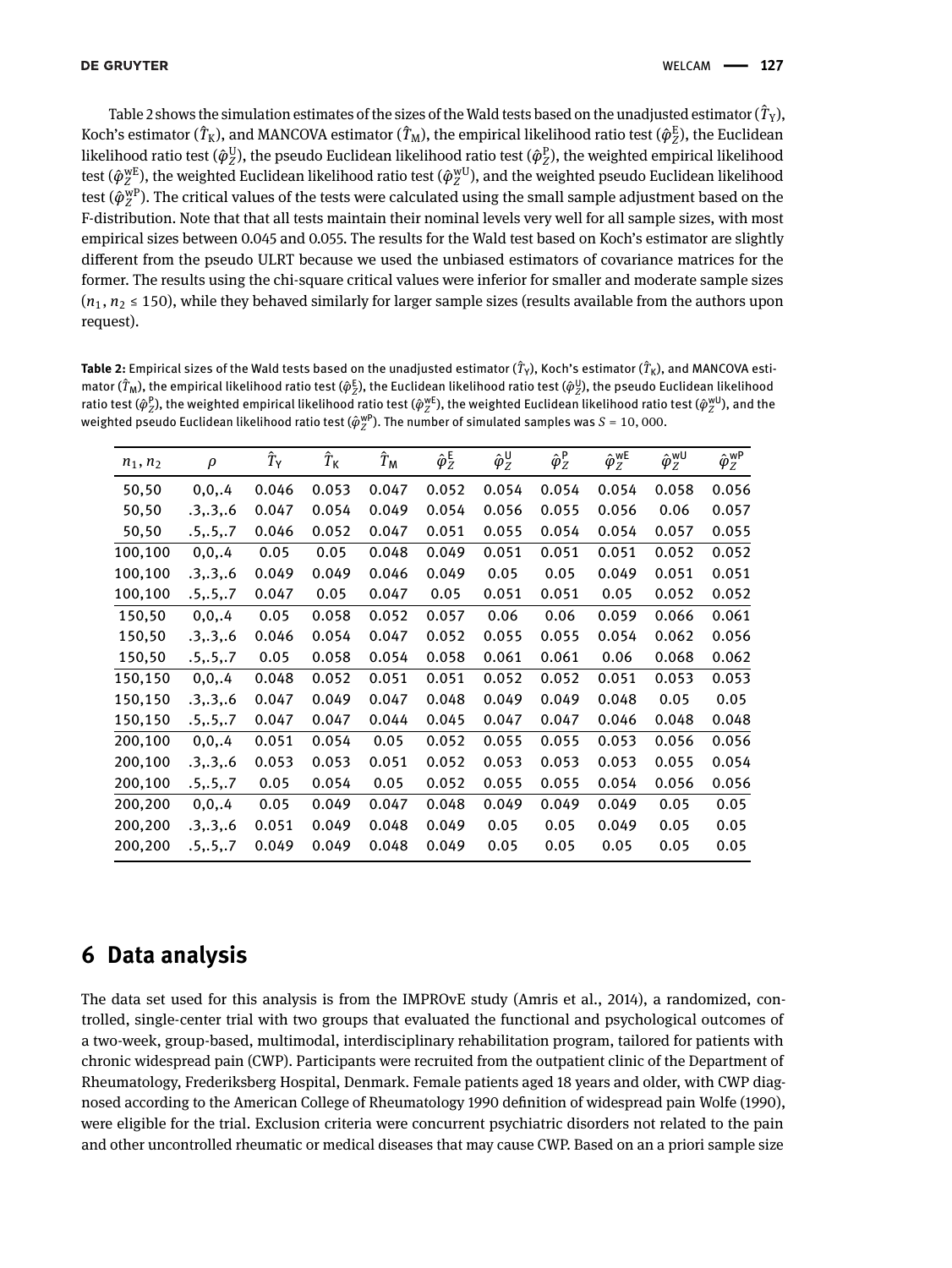Table 2 shows the simulation estimates of the sizes of the Wald tests based on the unadjusted estimator ($\hat{T}_Y$), Koch's estimator ($\hat{T}_K$), and MANCOVA estimator ($\hat{T}_M$), the empirical likelihood ratio test ($\hat{\varphi}_Z^E$), the Euclidean likelihood ratio test ($\hat{\varphi}_Z^U$), the pseudo Euclidean likelihood ratio test ($\hat{\varphi}_Z^P$), the weighted empirical likelihood test ($\hat{\varphi}_Z^{wE}$), the weighted Euclidean likelihood ratio test ($\hat{\varphi}_Z^{wU}$), and the weighted pseudo Euclidean likelihood test ($\hat{\varphi}_Z^{wP}$). The critical values of the tests were calculated using the small sample adjustment based on the F-distribution. Note that that all tests maintain their nominal levels very well for all sample sizes, with most empirical sizes between 0.045 and 0.055. The results for the Wald test based on Koch's estimator are slightly different from the pseudo ULRT because we used the unbiased estimators of covariance matrices for the former. The results using the chi-square critical values were inferior for smaller and moderate sample sizes ($n_1, n_2 \leq 150$), while they behaved similarly for larger sample sizes (results available from the authors upon request).

**Table 2:** Empirical sizes of the Wald tests based on the unadjusted estimator ($\hat{T}_Y$), Koch's estimator ($\hat{T}_K$), and MANCOVA estimator ($\hat{T}_M$), the empirical likelihood ratio test ($\hat{\varphi}_Z^E$), the Euclidean likelihood ratio test ($\hat{\varphi}_Z^U$), the pseudo Euclidean likelihood ratio test ($\hat{\varphi}_Z^P$), the weighted empirical likelihood ratio test ($\hat{\varphi}_Z^{wE}$), the weighted Euclidean likelihood ratio test ($\hat{\varphi}_Z^{wU}$), and the weighted pseudo Euclidean likelihood ratio test ($\hat{\varphi}_Z^{wP}$). The number of simulated samples was $S = 10,000$.

| $n_1, n_2$ | $\rho$ | $\hat{T}_Y$ | $\hat{T}_K$ | $\hat{T}_M$ | $\hat{\varphi}_Z^E$ | $\hat{\varphi}_Z^U$ | $\hat{\varphi}_Z^P$ | $\hat{\varphi}_Z^{wE}$ | $\hat{\varphi}_Z^{wU}$ | $\hat{\varphi}_Z^{wP}$ |
|---|---|---|---|---|---|---|---|---|---|---|
| 50,50 | 0,0,.4 | 0.046 | 0.053 | 0.047 | 0.052 | 0.054 | 0.054 | 0.054 | 0.058 | 0.056 |
| 50,50 | .3,.3,.6 | 0.047 | 0.054 | 0.049 | 0.054 | 0.056 | 0.055 | 0.056 | 0.06 | 0.057 |
| 50,50 | .5,.5,.7 | 0.046 | 0.052 | 0.047 | 0.051 | 0.055 | 0.054 | 0.054 | 0.057 | 0.055 |
| 100,100 | 0,0,.4 | 0.05 | 0.05 | 0.048 | 0.049 | 0.051 | 0.051 | 0.051 | 0.052 | 0.052 |
| 100,100 | .3,.3,.6 | 0.049 | 0.049 | 0.046 | 0.049 | 0.05 | 0.05 | 0.049 | 0.051 | 0.051 |
| 100,100 | .5,.5,.7 | 0.047 | 0.05 | 0.047 | 0.05 | 0.051 | 0.051 | 0.05 | 0.052 | 0.052 |
| 150,50 | 0,0,.4 | 0.05 | 0.058 | 0.052 | 0.057 | 0.06 | 0.06 | 0.059 | 0.066 | 0.061 |
| 150,50 | .3,.3,.6 | 0.046 | 0.054 | 0.047 | 0.052 | 0.055 | 0.055 | 0.054 | 0.062 | 0.056 |
| 150,50 | .5,.5,.7 | 0.05 | 0.058 | 0.054 | 0.058 | 0.061 | 0.061 | 0.06 | 0.068 | 0.062 |
| 150,150 | 0,0,.4 | 0.048 | 0.052 | 0.051 | 0.051 | 0.052 | 0.052 | 0.051 | 0.053 | 0.053 |
| 150,150 | .3,.3,.6 | 0.047 | 0.049 | 0.047 | 0.048 | 0.049 | 0.049 | 0.048 | 0.05 | 0.05 |
| 150,150 | .5,.5,.7 | 0.047 | 0.047 | 0.044 | 0.045 | 0.047 | 0.047 | 0.046 | 0.048 | 0.048 |
| 200,100 | 0,0,.4 | 0.051 | 0.054 | 0.05 | 0.052 | 0.055 | 0.055 | 0.053 | 0.056 | 0.056 |
| 200,100 | .3,.3,.6 | 0.053 | 0.053 | 0.051 | 0.052 | 0.053 | 0.053 | 0.053 | 0.055 | 0.054 |
| 200,100 | .5,.5,.7 | 0.05 | 0.054 | 0.05 | 0.052 | 0.055 | 0.055 | 0.054 | 0.056 | 0.056 |
| 200,200 | 0,0,.4 | 0.05 | 0.049 | 0.047 | 0.048 | 0.049 | 0.049 | 0.049 | 0.05 | 0.05 |
| 200,200 | .3,.3,.6 | 0.051 | 0.049 | 0.048 | 0.049 | 0.05 | 0.05 | 0.049 | 0.05 | 0.05 |
| 200,200 | .5,.5,.7 | 0.049 | 0.049 | 0.048 | 0.049 | 0.05 | 0.05 | 0.05 | 0.05 | 0.05 |

## 6 Data analysis

The data set used for this analysis is from the IMPROvE study (Amris et al., 2014), a randomized, controlled, single-center trial with two groups that evaluated the functional and psychological outcomes of a two-week, group-based, multimodal, interdisciplinary rehabilitation program, tailored for patients with chronic widespread pain (CWP). Participants were recruited from the outpatient clinic of the Department of Rheumatology, Frederiksberg Hospital, Denmark. Female patients aged 18 years and older, with CWP diagnosed according to the American College of Rheumatology 1990 definition of widespread pain Wolfe (1990), were eligible for the trial. Exclusion criteria were concurrent psychiatric disorders not related to the pain and other uncontrolled rheumatic or medical diseases that may cause CWP. Based on an a priori sample size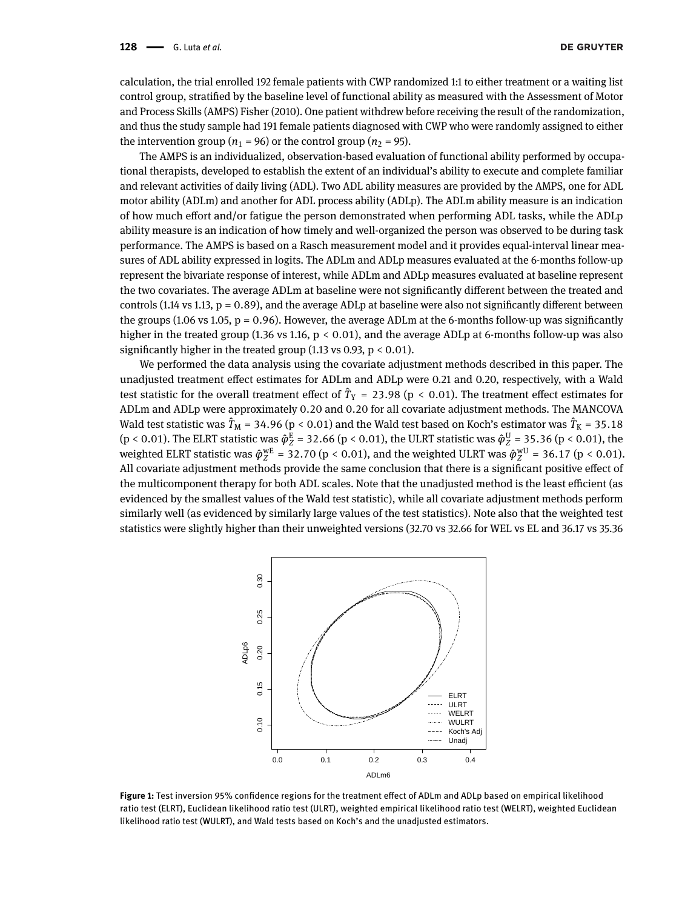calculation, the trial enrolled 192 female patients with CWP randomized 1:1 to either treatment or a waiting list control group, stratified by the baseline level of functional ability as measured with the Assessment of Motor and Process Skills (AMPS) Fisher (2010). One patient withdrew before receiving the result of the randomization, and thus the study sample had 191 female patients diagnosed with CWP who were randomly assigned to either the intervention group ($n_1 = 96$) or the control group ($n_2 = 95$).

The AMPS is an individualized, observation-based evaluation of functional ability performed by occupational therapists, developed to establish the extent of an individual's ability to execute and complete familiar and relevant activities of daily living (ADL). Two ADL ability measures are provided by the AMPS, one for ADL motor ability (ADLm) and another for ADL process ability (ADLp). The ADLm ability measure is an indication of how much effort and/or fatigue the person demonstrated when performing ADL tasks, while the ADLp ability measure is an indication of how timely and well-organized the person was observed to be during task performance. The AMPS is based on a Rasch measurement model and it provides equal-interval linear measures of ADL ability expressed in logits. The ADLm and ADLp measures evaluated at the 6-months follow-up represent the bivariate response of interest, while ADLm and ADLp measures evaluated at baseline represent the two covariates. The average ADLm at baseline were not significantly different between the treated and controls (1.14 vs 1.13, $p = 0.89$), and the average ADLp at baseline were also not significantly different between the groups (1.06 vs 1.05, $p = 0.96$). However, the average ADLm at the 6-months follow-up was significantly higher in the treated group (1.36 vs 1.16, $p < 0.01$), and the average ADLp at 6-months follow-up was also significantly higher in the treated group (1.13 vs 0.93, $p < 0.01$).

We performed the data analysis using the covariate adjustment methods described in this paper. The unadjusted treatment effect estimates for ADLm and ADLp were 0.21 and 0.20, respectively, with a Wald test statistic for the overall treatment effect of $\hat{T}_Y = 23.98$ ($p < 0.01$). The treatment effect estimates for ADLm and ADLp were approximately 0.20 and 0.20 for all covariate adjustment methods. The MANCOVA Wald test statistic was $\hat{T}_M = 34.96$ ($p < 0.01$) and the Wald test based on Koch's estimator was $\hat{T}_K = 35.18$ ($p < 0.01$). The ELRT statistic was $\hat{\varphi}_Z^E = 32.66$ ($p < 0.01$), the ULRT statistic was $\hat{\varphi}_Z^U = 35.36$ ($p < 0.01$), the weighted ELRT statistic was $\hat{\varphi}_Z^{wE} = 32.70$ ($p < 0.01$), and the weighted ULRT was $\hat{\varphi}_Z^{wU} = 36.17$ ($p < 0.01$). All covariate adjustment methods provide the same conclusion that there is a significant positive effect of the multicomponent therapy for both ADL scales. Note that the unadjusted method is the least efficient (as evidenced by the smallest values of the Wald test statistic), while all covariate adjustment methods perform similarly well (as evidenced by similarly large values of the test statistics). Note also that the weighted test statistics were slightly higher than their unweighted versions (32.70 vs 32.66 for WEL vs EL and 36.17 vs 35.36

**Figure 1:** Test inversion 95% confidence regions for the treatment effect of ADLm and ADLp based on empirical likelihood ratio test (ELRT), Euclidean likelihood ratio test (ULRT), weighted empirical likelihood ratio test (WELRT), weighted Euclidean likelihood ratio test (WULRT), and Wald tests based on Koch's and the unadjusted estimators.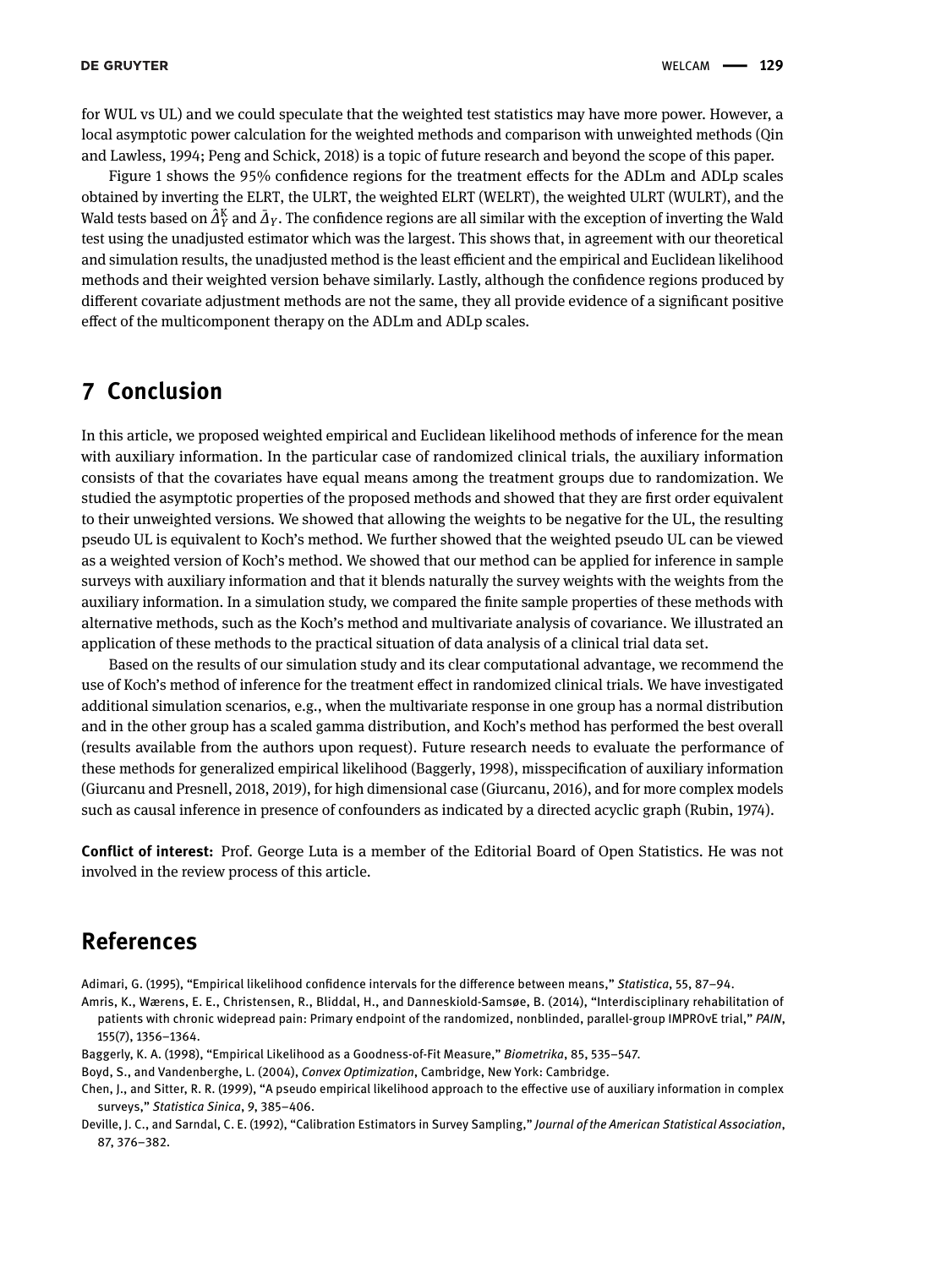for WUL vs UL) and we could speculate that the weighted test statistics may have more power. However, a local asymptotic power calculation for the weighted methods and comparison with unweighted methods (Qin and Lawless, 1994; Peng and Schick, 2018) is a topic of future research and beyond the scope of this paper.

Figure 1 shows the 95% confidence regions for the treatment effects for the ADLm and ADLp scales obtained by inverting the ELRT, the ULRT, the weighted ELRT (WELRT), the weighted ULRT (WULRT), and the Wald tests based on $\hat{\Delta}_Y^{\mathrm{K}}$ and $\bar{\Delta}_Y$. The confidence regions are all similar with the exception of inverting the Wald test using the unadjusted estimator which was the largest. This shows that, in agreement with our theoretical and simulation results, the unadjusted method is the least efficient and the empirical and Euclidean likelihood methods and their weighted version behave similarly. Lastly, although the confidence regions produced by different covariate adjustment methods are not the same, they all provide evidence of a significant positive effect of the multicomponent therapy on the ADLm and ADLp scales.

## 7 Conclusion

In this article, we proposed weighted empirical and Euclidean likelihood methods of inference for the mean with auxiliary information. In the particular case of randomized clinical trials, the auxiliary information consists of that the covariates have equal means among the treatment groups due to randomization. We studied the asymptotic properties of the proposed methods and showed that they are first order equivalent to their unweighted versions. We showed that allowing the weights to be negative for the UL, the resulting pseudo UL is equivalent to Koch's method. We further showed that the weighted pseudo UL can be viewed as a weighted version of Koch's method. We showed that our method can be applied for inference in sample surveys with auxiliary information and that it blends naturally the survey weights with the weights from the auxiliary information. In a simulation study, we compared the finite sample properties of these methods with alternative methods, such as the Koch's method and multivariate analysis of covariance. We illustrated an application of these methods to the practical situation of data analysis of a clinical trial data set.

Based on the results of our simulation study and its clear computational advantage, we recommend the use of Koch's method of inference for the treatment effect in randomized clinical trials. We have investigated additional simulation scenarios, e.g., when the multivariate response in one group has a normal distribution and in the other group has a scaled gamma distribution, and Koch's method has performed the best overall (results available from the authors upon request). Future research needs to evaluate the performance of these methods for generalized empirical likelihood (Baggerly, 1998), misspecification of auxiliary information (Giurcanu and Presnell, 2018, 2019), for high dimensional case (Giurcanu, 2016), and for more complex models such as causal inference in presence of confounders as indicated by a directed acyclic graph (Rubin, 1974).

**Conflict of interest:** Prof. George Luta is a member of the Editorial Board of Open Statistics. He was not involved in the review process of this article.

## References

Adimari, G. (1995), "Empirical likelihood confidence intervals for the difference between means," *Statistica*, 55, 87–94.

Amris, K., Wærens, E. E., Christensen, R., Bliddal, H., and Danneskiold-Samsøe, B. (2014), "Interdisciplinary rehabilitation of patients with chronic widepread pain: Primary endpoint of the randomized, nonblinded, parallel-group IMPROvE trial," *PAIN*, 155(7), 1356–1364.

Baggerly, K. A. (1998), "Empirical Likelihood as a Goodness-of-Fit Measure," *Biometrika*, 85, 535–547.

Boyd, S., and Vandenberghe, L. (2004), *Convex Optimization*, Cambridge, New York: Cambridge.

Chen, J., and Sitter, R. R. (1999), "A pseudo empirical likelihood approach to the effective use of auxiliary information in complex surveys," *Statistica Sinica*, 9, 385–406.

Deville, J. C., and Sarndal, C. E. (1992), "Calibration Estimators in Survey Sampling," *Journal of the American Statistical Association*, 87, 376–382.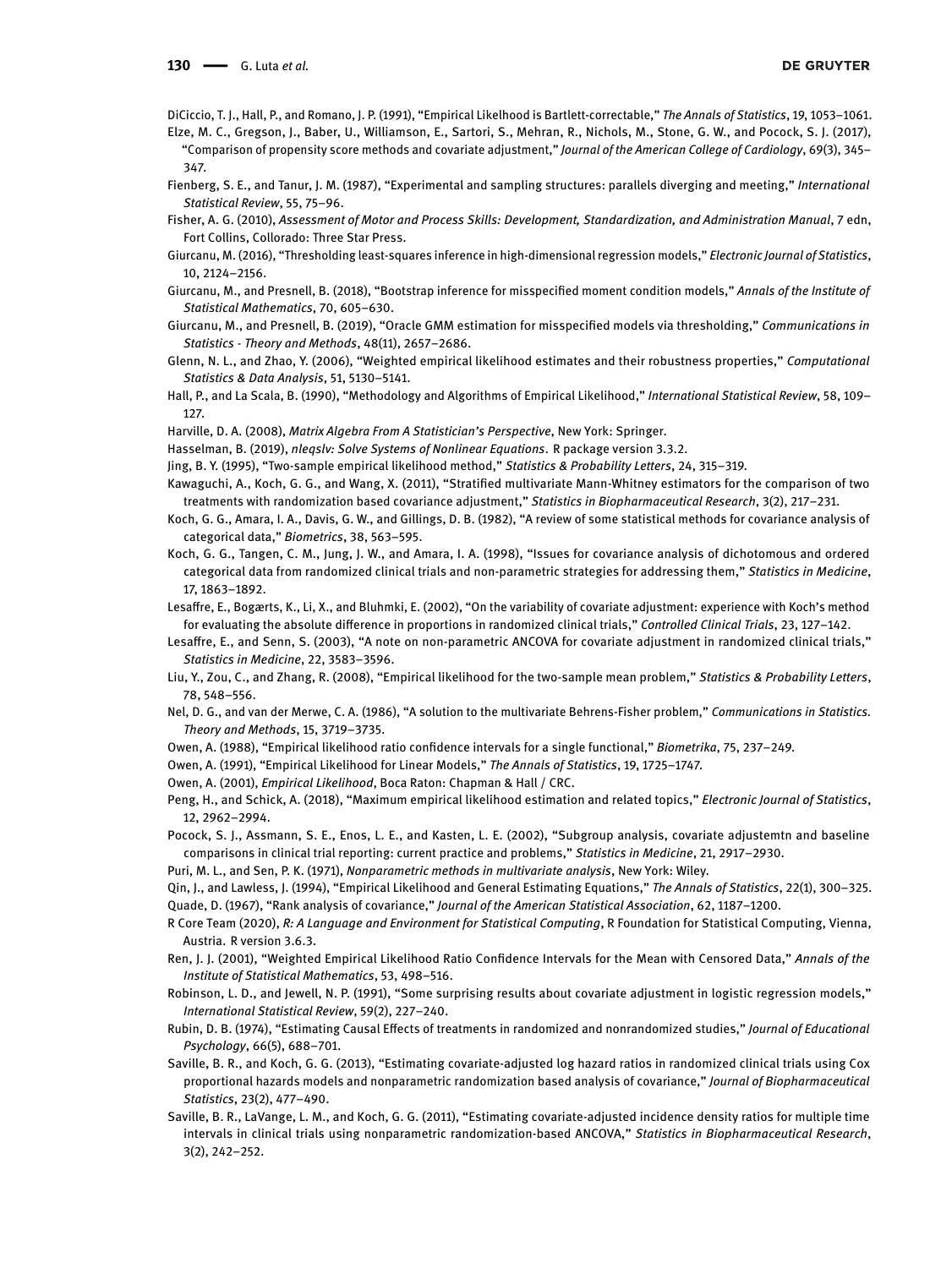DiCiccio, T. J., Hall, P., and Romano, J. P. (1991), "Empirical Likelihood is Bartlett-correctable," *The Annals of Statistics*, 19, 1053–1061.

Elze, M. C., Gregson, J., Baber, U., Williamson, E., Sartori, S., Mehran, R., Nichols, M., Stone, G. W., and Pocock, S. J. (2017), "Comparison of propensity score methods and covariate adjustment," *Journal of the American College of Cardiology*, 69(3), 345–347.

Fienberg, S. E., and Tanur, J. M. (1987), "Experimental and sampling structures: parallels diverging and meeting," *International Statistical Review*, 55, 75–96.

Fisher, A. G. (2010), *Assessment of Motor and Process Skills: Development, Standardization, and Administration Manual*, 7 edn, Fort Collins, Collorado: Three Star Press.

Giurcanu, M. (2016), "Thresholding least-squares inference in high-dimensional regression models," *Electronic Journal of Statistics*, 10, 2124–2156.

Giurcanu, M., and Presnell, B. (2018), "Bootstrap inference for misspecified moment condition models," *Annals of the Institute of Statistical Mathematics*, 70, 605–630.

Giurcanu, M., and Presnell, B. (2019), "Oracle GMM estimation for misspecified models via thresholding," *Communications in Statistics - Theory and Methods*, 48(11), 2657–2686.

Glenn, N. L., and Zhao, Y. (2006), "Weighted empirical likelihood estimates and their robustness properties," *Computational Statistics & Data Analysis*, 51, 5130–5141.

Hall, P., and La Scala, B. (1990), "Methodology and Algorithms of Empirical Likelihood," *International Statistical Review*, 58, 109–127.

Harville, D. A. (2008), *Matrix Algebra From A Statistician's Perspective*, New York: Springer.

Hasselman, B. (2019), *nleqslv: Solve Systems of Nonlinear Equations*. R package version 3.3.2.

Jing, B. Y. (1995), "Two-sample empirical likelihood method," *Statistics & Probability Letters*, 24, 315–319.

Kawaguchi, A., Koch, G. G., and Wang, X. (2011), "Stratified multivariate Mann-Whitney estimators for the comparison of two treatments with randomization based covariance adjustment," *Statistics in Biopharmaceutical Research*, 3(2), 217–231.

Koch, G. G., Amara, I. A., Davis, G. W., and Gillings, D. B. (1982), "A review of some statistical methods for covariance analysis of categorical data," *Biometrics*, 38, 563–595.

Koch, G. G., Tangen, C. M., Jung, J. W., and Amara, I. A. (1998), "Issues for covariance analysis of dichotomous and ordered categorical data from randomized clinical trials and non-parametric strategies for addressing them," *Statistics in Medicine*, 17, 1863–1892.

Lesaffre, E., Bogærts, K., Li, X., and Bluhmki, E. (2002), "On the variability of covariate adjustment: experience with Koch's method for evaluating the absolute difference in proportions in randomized clinical trials," *Controlled Clinical Trials*, 23, 127–142.

Lesaffre, E., and Senn, S. (2003), "A note on non-parametric ANCOVA for covariate adjustment in randomized clinical trials," *Statistics in Medicine*, 22, 3583–3596.

Liu, Y., Zou, C., and Zhang, R. (2008), "Empirical likelihood for the two-sample mean problem," *Statistics & Probability Letters*, 78, 548–556.

Nel, D. G., and van der Merwe, C. A. (1986), "A solution to the multivariate Behrens-Fisher problem," *Communications in Statistics. Theory and Methods*, 15, 3719–3735.

Owen, A. (1988), "Empirical likelihood ratio confidence intervals for a single functional," *Biometrika*, 75, 237–249.

Owen, A. (1991), "Empirical Likelihood for Linear Models," *The Annals of Statistics*, 19, 1725–1747.

Owen, A. (2001), *Empirical Likelihood*, Boca Raton: Chapman & Hall / CRC.

Peng, H., and Schick, A. (2018), "Maximum empirical likelihood estimation and related topics," *Electronic Journal of Statistics*, 12, 2962–2994.

Pocock, S. J., Assmann, S. E., Enos, L. E., and Kasten, L. E. (2002), "Subgroup analysis, covariate adjustemtn and baseline comparisons in clinical trial reporting: current practice and problems," *Statistics in Medicine*, 21, 2917–2930.

Puri, M. L., and Sen, P. K. (1971), *Nonparametric methods in multivariate analysis*, New York: Wiley.

Qin, J., and Lawless, J. (1994), "Empirical Likelihood and General Estimating Equations," *The Annals of Statistics*, 22(1), 300–325.

Quade, D. (1967), "Rank analysis of covariance," *Journal of the American Statistical Association*, 62, 1187–1200.

R Core Team (2020), *R: A Language and Environment for Statistical Computing*, R Foundation for Statistical Computing, Vienna, Austria. R version 3.6.3.

Ren, J. J. (2001), "Weighted Empirical Likelihood Ratio Confidence Intervals for the Mean with Censored Data," *Annals of the Institute of Statistical Mathematics*, 53, 498–516.

Robinson, L. D., and Jewell, N. P. (1991), "Some surprising results about covariate adjustment in logistic regression models," *International Statistical Review*, 59(2), 227–240.

Rubin, D. B. (1974), "Estimating Causal Effects of treatments in randomized and nonrandomized studies," *Journal of Educational Psychology*, 66(5), 688–701.

Saville, B. R., and Koch, G. G. (2013), "Estimating covariate-adjusted log hazard ratios in randomized clinical trials using Cox proportional hazards models and nonparametric randomization based analysis of covariance," *Journal of Biopharmaceutical Statistics*, 23(2), 477–490.

Saville, B. R., LaVange, L. M., and Koch, G. G. (2011), "Estimating covariate-adjusted incidence density ratios for multiple time intervals in clinical trials using nonparametric randomization-based ANCOVA," *Statistics in Biopharmaceutical Research*, 3(2), 242–252.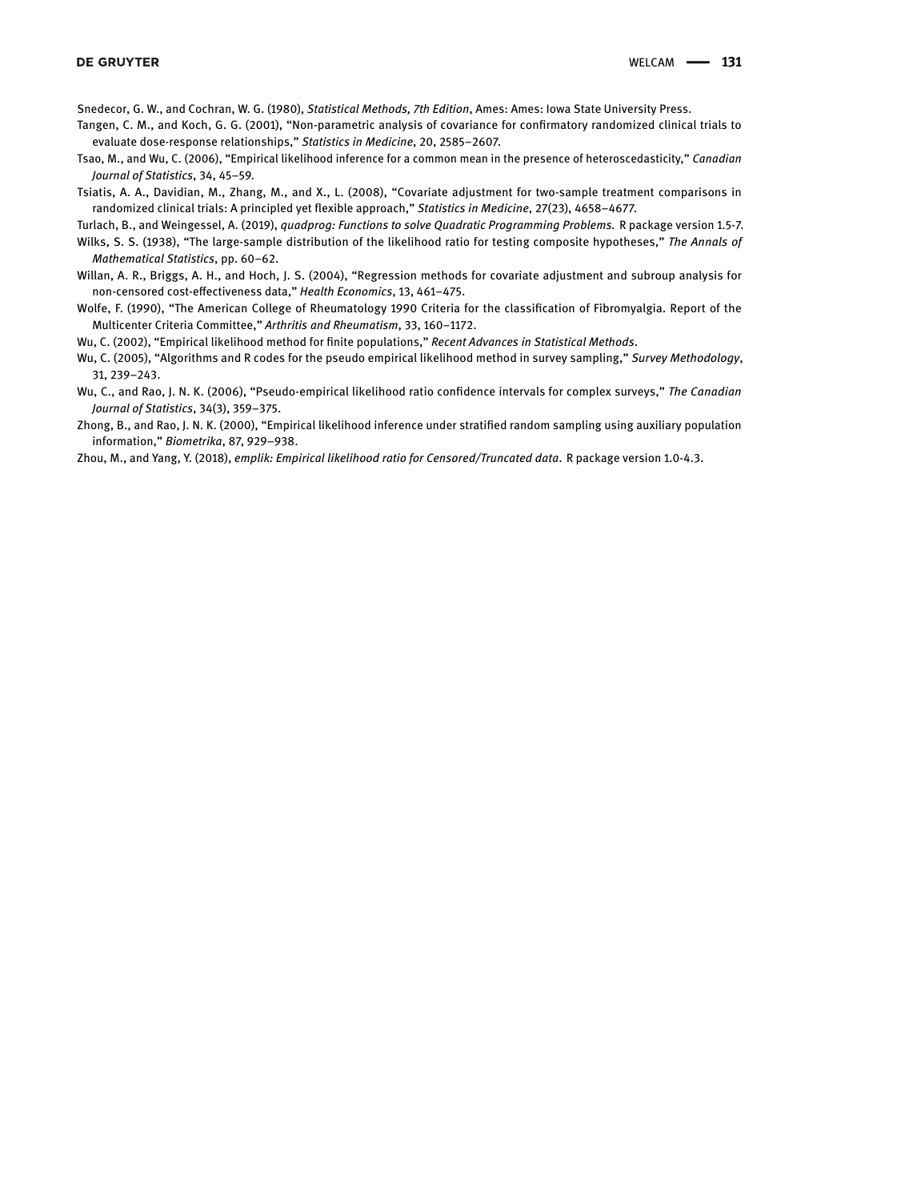Snedecor, G. W., and Cochran, W. G. (1980), *Statistical Methods, 7th Edition*, Ames: Ames: Iowa State University Press.

Tangen, C. M., and Koch, G. G. (2001), "Non-parametric analysis of covariance for confirmatory randomized clinical trials to evaluate dose-response relationships," *Statistics in Medicine*, 20, 2585–2607.

Tsao, M., and Wu, C. (2006), "Empirical likelihood inference for a common mean in the presence of heteroscedasticity," *Canadian Journal of Statistics*, 34, 45–59.

Tsiatis, A. A., Davidian, M., Zhang, M., and X., L. (2008), "Covariate adjustment for two-sample treatment comparisons in randomized clinical trials: A principled yet flexible approach," *Statistics in Medicine*, 27(23), 4658–4677.

Turlach, B., and Weingessel, A. (2019), *quadprog: Functions to solve Quadratic Programming Problems*. R package version 1.5-7.

Wilks, S. S. (1938), "The large-sample distribution of the likelihood ratio for testing composite hypotheses," *The Annals of Mathematical Statistics*, pp. 60–62.

Willan, A. R., Briggs, A. H., and Hoch, J. S. (2004), "Regression methods for covariate adjustment and subroup analysis for non-censored cost-effectiveness data," *Health Economics*, 13, 461–475.

Wolfe, F. (1990), "The American College of Rheumatology 1990 Criteria for the classification of Fibromyalgia. Report of the Multicenter Criteria Committee," *Arthritis and Rheumatism*, 33, 160–1172.

Wu, C. (2002), "Empirical likelihood method for finite populations," *Recent Advances in Statistical Methods*.

Wu, C. (2005), "Algorithms and R codes for the pseudo empirical likelihood method in survey sampling," *Survey Methodology*, 31, 239–243.

Wu, C., and Rao, J. N. K. (2006), "Pseudo-empirical likelihood ratio confidence intervals for complex surveys," *The Canadian Journal of Statistics*, 34(3), 359–375.

Zhong, B., and Rao, J. N. K. (2000), "Empirical likelihood inference under stratified random sampling using auxiliary population information," *Biometrika*, 87, 929–938.

Zhou, M., and Yang, Y. (2018), *emplik: Empirical likelihood ratio for Censored/Truncated data*. R package version 1.0-4.3.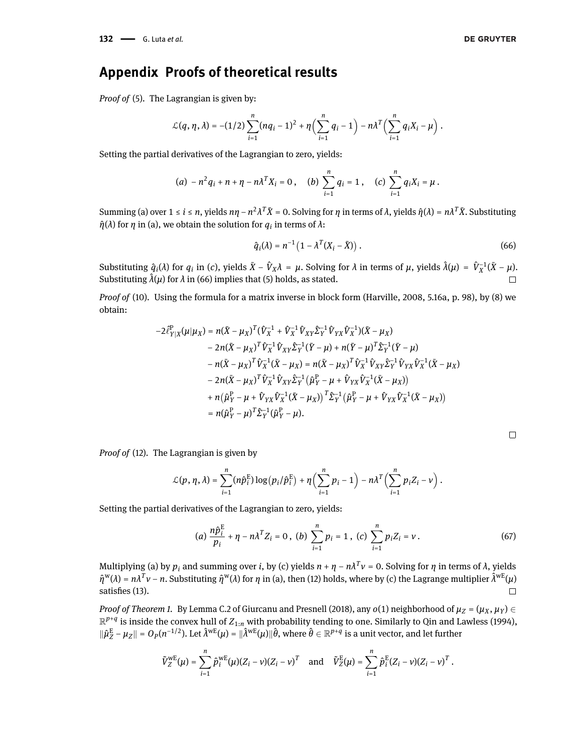## Appendix Proofs of theoretical results

*Proof of* (5). The Lagrangian is given by:

$$\mathcal{L}(q, \eta, \lambda) = -(1/2)\sum_{i=1}^{n}(nq_i - 1)^2 + \eta\Big(\sum_{i=1}^{n} q_i - 1\Big) - n\lambda^T\Big(\sum_{i=1}^{n} q_i X_i - \mu\Big)\,.$$

Setting the partial derivatives of the Lagrangian to zero, yields:

$$(a)\ -n^2 q_i + n + \eta - n\lambda^T X_i = 0\,, \quad (b)\ \sum_{i=1}^{n} q_i = 1\,, \quad (c)\ \sum_{i=1}^{n} q_i X_i = \mu\,.$$

Summing (a) over $1 \le i \le n$, yields $n\eta - n^2\lambda^T\bar{X} = 0$. Solving for $\eta$ in terms of $\lambda$, yields $\hat{\eta}(\lambda) = n\lambda^T\bar{X}$. Substituting $\hat{\eta}(\lambda)$ for $\eta$ in (a), we obtain the solution for $q_i$ in terms of $\lambda$:

$$\hat{q}_i(\lambda) = n^{-1}\big(1 - \lambda^T(X_i - \bar{X})\big)\,. \tag{66}$$

Substituting $\hat{q}_i(\lambda)$ for $q_i$ in $(c)$, yields $\bar{X} - \hat{V}_X\lambda = \mu$. Solving for $\lambda$ in terms of $\mu$, yields $\hat{\lambda}(\mu) = \hat{V}_X^{-1}(\bar{X} - \mu)$. Substituting $\hat{\lambda}(\mu)$ for $\lambda$ in (66) implies that (5) holds, as stated. □

*Proof of* (10). Using the formula for a matrix inverse in block form (Harville, 2008, 5.16a, p. 98), by (8) we obtain:

$$\begin{aligned}
-2\hat{\ell}^{\mathrm{P}}_{Y|X}(\mu|\mu_X) &= n(\bar{X} - \mu_X)^T(\hat{V}_X^{-1} + \hat{V}_X^{-1}\hat{V}_{XY}\hat{\Sigma}_Y^{-1}\hat{V}_{YX}\hat{V}_X^{-1})(\bar{X} - \mu_X)\\
&\quad - 2n(\bar{X} - \mu_X)^T\hat{V}_X^{-1}\hat{V}_{XY}\hat{\Sigma}_Y^{-1}(\bar{Y} - \mu) + n(\bar{Y} - \mu)^T\hat{\Sigma}_Y^{-1}(\bar{Y} - \mu)\\
&\quad - n(\bar{X} - \mu_X)^T\hat{V}_X^{-1}(\bar{X} - \mu_X) = n(\bar{X} - \mu_X)^T\hat{V}_X^{-1}\hat{V}_{XY}\hat{\Sigma}_Y^{-1}\hat{V}_{YX}\hat{V}_X^{-1}(\bar{X} - \mu_X)\\
&\quad - 2n(\bar{X} - \mu_X)^T\hat{V}_X^{-1}\hat{V}_{XY}\hat{\Sigma}_Y^{-1}\big(\hat{\mu}_Y^{\mathrm{P}} - \mu + \hat{V}_{YX}\hat{V}_X^{-1}(\bar{X} - \mu_X)\big)\\
&\quad + n\big(\hat{\mu}_Y^{\mathrm{P}} - \mu + \hat{V}_{YX}\hat{V}_X^{-1}(\bar{X} - \mu_X)\big)^T\hat{\Sigma}_Y^{-1}\big(\hat{\mu}_Y^{\mathrm{P}} - \mu + \hat{V}_{YX}\hat{V}_X^{-1}(\bar{X} - \mu_X)\big)\\
&= n(\hat{\mu}_Y^{\mathrm{P}} - \mu)^T\hat{\Sigma}_Y^{-1}(\hat{\mu}_Y^{\mathrm{P}} - \mu).
\end{aligned}$$

□

*Proof of* (12). The Lagrangian is given by

$$\mathcal{L}(p, \eta, \lambda) = \sum_{i=1}^{n}(n\hat{p}_i^{\mathrm{E}})\log\big(p_i/\hat{p}_i^{\mathrm{E}}\big) + \eta\Big(\sum_{i=1}^{n} p_i - 1\Big) - n\lambda^T\Big(\sum_{i=1}^{n} p_i Z_i - \nu\Big)\,.$$

Setting the partial derivatives of the Lagrangian to zero, yields:

$$(a)\ \frac{n\hat{p}_i^{\mathrm{E}}}{p_i} + \eta - n\lambda^T Z_i = 0\,,\ (b)\ \sum_{i=1}^{n} p_i = 1\,,\ (c)\ \sum_{i=1}^{n} p_i Z_i = \nu\,. \tag{67}$$

Multiplying (a) by $p_i$ and summing over $i$, by (c) yields $n + \eta - n\lambda^T\nu = 0$. Solving for $\eta$ in terms of $\lambda$, yields $\hat{\eta}^{\mathrm{w}}(\lambda) = n\lambda^T\nu - n$. Substituting $\hat{\eta}^{\mathrm{w}}(\lambda)$ for $\eta$ in (a), then (12) holds, where by (c) the Lagrange multiplier $\hat{\lambda}^{\mathrm{wE}}(\mu)$ satisfies (13). □

*Proof of Theorem 1.* By Lemma C.2 of Giurcanu and Presnell (2018), any $o(1)$ neighborhood of $\mu_Z = (\mu_X, \mu_Y) \in \mathbb{R}^{p+q}$ is inside the convex hull of $Z_{1:n}$ with probability tending to one. Similarly to Qin and Lawless (1994), $\|\hat{\mu}_Z^{\mathrm{E}} - \mu_Z\| = O_P(n^{-1/2})$. Let $\hat{\lambda}^{\mathrm{wE}}(\mu) = \|\hat{\lambda}^{\mathrm{wE}}(\mu)\|\hat{\theta}$, where $\hat{\theta} \in \mathbb{R}^{p+q}$ is a unit vector, and let further

$$\tilde{V}_Z^{\mathrm{wE}}(\mu) = \sum_{i=1}^{n}\hat{p}_i^{\mathrm{wE}}(\mu)(Z_i - \nu)(Z_i - \nu)^T \quad \text{and} \quad \tilde{V}_Z^{\mathrm{E}}(\mu) = \sum_{i=1}^{n}\hat{p}_i^{\mathrm{E}}(Z_i - \nu)(Z_i - \nu)^T\,.$$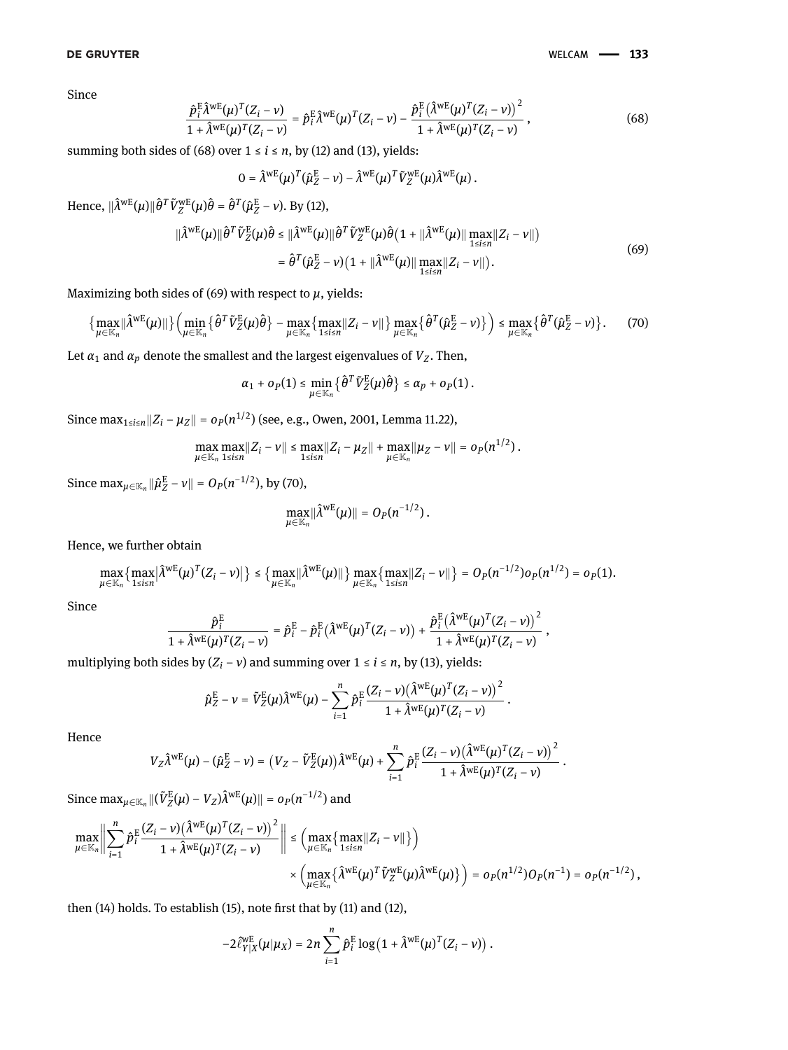Since

$$\frac{\hat{p}_i^{\mathrm{E}}\hat{\lambda}^{\mathrm{wE}}(\mu)^T(Z_i-\nu)}{1+\hat{\lambda}^{\mathrm{wE}}(\mu)^T(Z_i-\nu)} = \hat{p}_i^{\mathrm{E}}\hat{\lambda}^{\mathrm{wE}}(\mu)^T(Z_i-\nu) - \frac{\hat{p}_i^{\mathrm{E}}\big(\hat{\lambda}^{\mathrm{wE}}(\mu)^T(Z_i-\nu)\big)^2}{1+\hat{\lambda}^{\mathrm{wE}}(\mu)^T(Z_i-\nu)}\,, \tag{68}$$

summing both sides of (68) over $1 \le i \le n$, by (12) and (13), yields:

$$0 = \hat{\lambda}^{\mathrm{wE}}(\mu)^T(\hat{\mu}_Z^{\mathrm{E}}-\nu) - \hat{\lambda}^{\mathrm{wE}}(\mu)^T\tilde{V}_Z^{\mathrm{wE}}(\mu)\hat{\lambda}^{\mathrm{wE}}(\mu)\,.$$

Hence, $\|\hat{\lambda}^{\mathrm{wE}}(\mu)\|\hat{\theta}^T\tilde{V}_Z^{\mathrm{wE}}(\mu)\hat{\theta} = \hat{\theta}^T(\hat{\mu}_Z^{\mathrm{E}}-\nu)$. By (12),

$$\begin{aligned}\|\hat{\lambda}^{\mathrm{wE}}(\mu)\|\hat{\theta}^T\tilde{V}_Z^{\mathrm{E}}(\mu)\hat{\theta} &\le \|\hat{\lambda}^{\mathrm{wE}}(\mu)\|\hat{\theta}^T\tilde{V}_Z^{\mathrm{wE}}(\mu)\hat{\theta}\big(1+\|\hat{\lambda}^{\mathrm{wE}}(\mu)\|\max_{1\le i\le n}\|Z_i-\nu\|\big)\\ &= \hat{\theta}^T(\hat{\mu}_Z^{\mathrm{E}}-\nu)\big(1+\|\hat{\lambda}^{\mathrm{wE}}(\mu)\|\max_{1\le i\le n}\|Z_i-\nu\|\big).\end{aligned} \tag{69}$$

Maximizing both sides of (69) with respect to $\mu$, yields:

$$\big\{\max_{\mu\in\mathbb{K}_n}\|\hat{\lambda}^{\mathrm{wE}}(\mu)\|\big\}\Big(\min_{\mu\in\mathbb{K}_n}\big\{\hat{\theta}^T\tilde{V}_Z^{\mathrm{E}}(\mu)\hat{\theta}\big\} - \max_{\mu\in\mathbb{K}_n}\big\{\max_{1\le i\le n}\|Z_i-\nu\|\big\}\max_{\mu\in\mathbb{K}_n}\big\{\hat{\theta}^T(\hat{\mu}_Z^{\mathrm{E}}-\nu)\big\}\Big) \le \max_{\mu\in\mathbb{K}_n}\big\{\hat{\theta}^T(\hat{\mu}_Z^{\mathrm{E}}-\nu)\big\}. \tag{70}$$

Let $\alpha_1$ and $\alpha_p$ denote the smallest and the largest eigenvalues of $V_Z$. Then,

$$\alpha_1 + o_P(1) \le \min_{\mu\in\mathbb{K}_n}\big\{\hat{\theta}^T\tilde{V}_Z^{\mathrm{E}}(\mu)\hat{\theta}\big\} \le \alpha_p + o_P(1)\,.$$

Since $\max_{1\le i\le n}\|Z_i-\mu_Z\| = o_P(n^{1/2})$ (see, e.g., Owen, 2001, Lemma 11.22),

$$\max_{\mu\in\mathbb{K}_n}\max_{1\le i\le n}\|Z_i-\nu\| \le \max_{1\le i\le n}\|Z_i-\mu_Z\| + \max_{\mu\in\mathbb{K}_n}\|\mu_Z-\nu\| = o_P(n^{1/2})\,.$$

Since $\max_{\mu\in\mathbb{K}_n}\|\hat{\mu}_Z^{\mathrm{E}}-\nu\| = O_P(n^{-1/2})$, by (70),

$$\max_{\mu\in\mathbb{K}_n}\|\hat{\lambda}^{\mathrm{wE}}(\mu)\| = O_P(n^{-1/2})\,.$$

Hence, we further obtain

$$\max_{\mu\in\mathbb{K}_n}\big\{\max_{1\le i\le n}|\hat{\lambda}^{\mathrm{wE}}(\mu)^T(Z_i-\nu)|\big\} \le \big\{\max_{\mu\in\mathbb{K}_n}\|\hat{\lambda}^{\mathrm{wE}}(\mu)\|\big\}\max_{\mu\in\mathbb{K}_n}\big\{\max_{1\le i\le n}\|Z_i-\nu\|\big\} = O_P(n^{-1/2})o_P(n^{1/2}) = o_P(1).$$

Since

$$\frac{\hat{p}_i^{\mathrm{E}}}{1+\hat{\lambda}^{\mathrm{wE}}(\mu)^T(Z_i-\nu)} = \hat{p}_i^{\mathrm{E}} - \hat{p}_i^{\mathrm{E}}\big(\hat{\lambda}^{\mathrm{wE}}(\mu)^T(Z_i-\nu)\big) + \frac{\hat{p}_i^{\mathrm{E}}\big(\hat{\lambda}^{\mathrm{wE}}(\mu)^T(Z_i-\nu)\big)^2}{1+\hat{\lambda}^{\mathrm{wE}}(\mu)^T(Z_i-\nu)}\,,$$

multiplying both sides by $(Z_i-\nu)$ and summing over $1 \le i \le n$, by (13), yields:

$$\hat{\mu}_Z^{\mathrm{E}} - \nu = \tilde{V}_Z^{\mathrm{E}}(\mu)\hat{\lambda}^{\mathrm{wE}}(\mu) - \sum_{i=1}^n \hat{p}_i^{\mathrm{E}}\frac{(Z_i-\nu)\big(\hat{\lambda}^{\mathrm{wE}}(\mu)^T(Z_i-\nu)\big)^2}{1+\hat{\lambda}^{\mathrm{wE}}(\mu)^T(Z_i-\nu)}\,.$$

Hence

$$V_Z\hat{\lambda}^{\mathrm{wE}}(\mu) - (\hat{\mu}_Z^{\mathrm{E}}-\nu) = \big(V_Z - \tilde{V}_Z^{\mathrm{E}}(\mu)\big)\hat{\lambda}^{\mathrm{wE}}(\mu) + \sum_{i=1}^n \hat{p}_i^{\mathrm{E}}\frac{(Z_i-\nu)\big(\hat{\lambda}^{\mathrm{wE}}(\mu)^T(Z_i-\nu)\big)^2}{1+\hat{\lambda}^{\mathrm{wE}}(\mu)^T(Z_i-\nu)}\,.$$

Since $\max_{\mu\in\mathbb{K}_n}\|(\tilde{V}_Z^{\mathrm{E}}(\mu)-V_Z)\hat{\lambda}^{\mathrm{wE}}(\mu)\| = o_P(n^{-1/2})$ and

$$\begin{aligned}\max_{\mu\in\mathbb{K}_n}\left\|\sum_{i=1}^n \hat{p}_i^{\mathrm{E}}\frac{(Z_i-\nu)\big(\hat{\lambda}^{\mathrm{wE}}(\mu)^T(Z_i-\nu)\big)^2}{1+\hat{\lambda}^{\mathrm{wE}}(\mu)^T(Z_i-\nu)}\right\| &\le \Big(\max_{\mu\in\mathbb{K}_n}\big\{\max_{1\le i\le n}\|Z_i-\nu\|\big\}\Big)\\ &\quad\times\Big(\max_{\mu\in\mathbb{K}_n}\big\{\hat{\lambda}^{\mathrm{wE}}(\mu)^T\tilde{V}_Z^{\mathrm{wE}}(\mu)\hat{\lambda}^{\mathrm{wE}}(\mu)\big\}\Big) = o_P(n^{1/2})O_P(n^{-1}) = o_P(n^{-1/2})\,,\end{aligned}$$

then (14) holds. To establish (15), note first that by (11) and (12),

$$-2\hat{\ell}_{Y|X}^{\mathrm{wE}}(\mu|\mu_X) = 2n\sum_{i=1}^n \hat{p}_i^{\mathrm{E}}\log\big(1+\hat{\lambda}^{\mathrm{wE}}(\mu)^T(Z_i-\nu)\big)\,.$$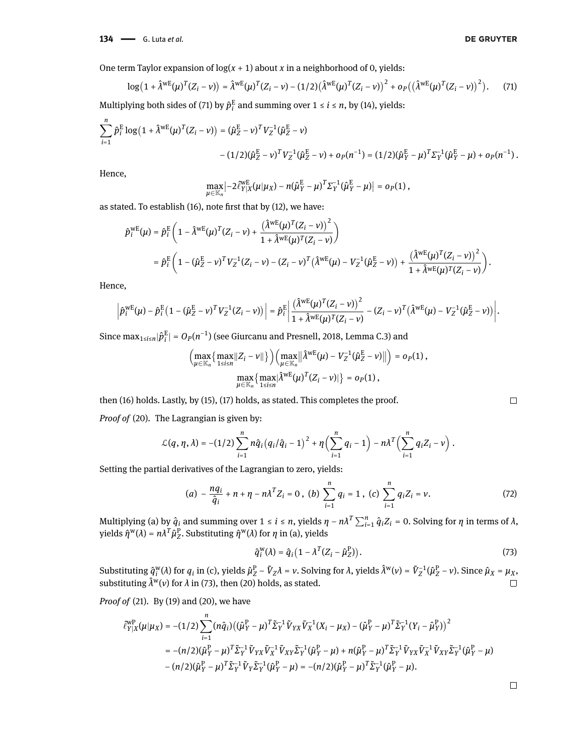One term Taylor expansion of $\log(x+1)$ about $x$ in a neighborhood of 0, yields:

$$\log\big(1+\hat{\lambda}^{\mathrm{wE}}(\mu)^T(Z_i-\nu)\big) = \hat{\lambda}^{\mathrm{wE}}(\mu)^T(Z_i-\nu) - (1/2)\big(\hat{\lambda}^{\mathrm{wE}}(\mu)^T(Z_i-\nu)\big)^2 + o_P\big(\big(\hat{\lambda}^{\mathrm{wE}}(\mu)^T(Z_i-\nu)\big)^2\big). \qquad (71)$$

Multiplying both sides of (71) by $\hat{p}_i^{\mathrm{E}}$ and summing over $1 \le i \le n$, by (14), yields:

$$\sum_{i=1}^{n} \hat{p}_i^{\mathrm{E}} \log\big(1+\hat{\lambda}^{\mathrm{wE}}(\mu)^T(Z_i-\nu)\big) = (\hat{\mu}_Z^{\mathrm{E}}-\nu)^T V_Z^{-1}(\hat{\mu}_Z^{\mathrm{E}}-\nu)$$
$$- (1/2)(\hat{\mu}_Z^{\mathrm{E}}-\nu)^T V_Z^{-1}(\hat{\mu}_Z^{\mathrm{E}}-\nu) + o_P(n^{-1}) = (1/2)(\hat{\mu}_Y^{\mathrm{E}}-\mu)^T \Sigma_Y^{-1}(\hat{\mu}_Y^{\mathrm{E}}-\mu) + o_P(n^{-1}).$$

Hence,

$$\max_{\mu\in\mathbb{K}_n}\big|-2\hat{\ell}^{\mathrm{wE}}_{Y|X}(\mu|\mu_X) - n(\hat{\mu}_Y^{\mathrm{E}}-\mu)^T\Sigma_Y^{-1}(\hat{\mu}_Y^{\mathrm{E}}-\mu)\big| = o_P(1),$$

as stated. To establish (16), note first that by (12), we have:

$$\hat{p}_i^{\mathrm{wE}}(\mu) = \hat{p}_i^{\mathrm{E}}\left(1-\hat{\lambda}^{\mathrm{wE}}(\mu)^T(Z_i-\nu) + \frac{\big(\hat{\lambda}^{\mathrm{wE}}(\mu)^T(Z_i-\nu)\big)^2}{1+\hat{\lambda}^{\mathrm{wE}}(\mu)^T(Z_i-\nu)}\right)$$
$$= \hat{p}_i^{\mathrm{E}}\left(1-(\hat{\mu}_Z^{\mathrm{E}}-\nu)^T V_Z^{-1}(Z_i-\nu) - (Z_i-\nu)^T\big(\hat{\lambda}^{\mathrm{wE}}(\mu) - V_Z^{-1}(\hat{\mu}_Z^{\mathrm{E}}-\nu)\big) + \frac{\big(\hat{\lambda}^{\mathrm{wE}}(\mu)^T(Z_i-\nu)\big)^2}{1+\hat{\lambda}^{\mathrm{wE}}(\mu)^T(Z_i-\nu)}\right).$$

Hence,

$$\left|\hat{p}_i^{\mathrm{wE}}(\mu) - \hat{p}_i^{\mathrm{E}}\big(1-(\hat{\mu}_Z^{\mathrm{E}}-\nu)^T V_Z^{-1}(Z_i-\nu)\big)\right| = \hat{p}_i^{\mathrm{E}}\left|\frac{\big(\hat{\lambda}^{\mathrm{wE}}(\mu)^T(Z_i-\nu)\big)^2}{1+\hat{\lambda}^{\mathrm{wE}}(\mu)^T(Z_i-\nu)} - (Z_i-\nu)^T\big(\hat{\lambda}^{\mathrm{wE}}(\mu) - V_Z^{-1}(\hat{\mu}_Z^{\mathrm{E}}-\nu)\big)\right|.$$

Since $\max_{1\le i\le n}|\hat{p}_i^{\mathrm{E}}| = O_P(n^{-1})$ (see Giurcanu and Presnell, 2018, Lemma C.3) and

$$\Big(\max_{\mu\in\mathbb{K}_n}\big\{\max_{1\le i\le n}\|Z_i-\nu\|\big\}\Big)\Big(\max_{\mu\in\mathbb{K}_n}\big\|\hat{\lambda}^{\mathrm{wE}}(\mu) - V_Z^{-1}(\hat{\mu}_Z^{\mathrm{E}}-\nu)\big\|\Big) = o_P(1),$$
$$\max_{\mu\in\mathbb{K}_n}\big\{\max_{1\le i\le n}|\hat{\lambda}^{\mathrm{wE}}(\mu)^T(Z_i-\nu)|\big\} = o_P(1),$$

then (16) holds. Lastly, by (15), (17) holds, as stated. This completes the proof. □

*Proof of* (20). The Lagrangian is given by:

$$\mathcal{L}(q,\eta,\lambda) = -(1/2)\sum_{i=1}^{n} n\hat{q}_i\big(q_i/\hat{q}_i - 1\big)^2 + \eta\Big(\sum_{i=1}^{n} q_i - 1\Big) - n\lambda^T\Big(\sum_{i=1}^{n} q_i Z_i - \nu\Big).$$

Setting the partial derivatives of the Lagrangian to zero, yields:

$$(a)\ -\frac{nq_i}{\hat{q}_i} + n + \eta - n\lambda^T Z_i = 0,\ (b)\ \sum_{i=1}^{n} q_i = 1,\ (c)\ \sum_{i=1}^{n} q_i Z_i = \nu. \qquad (72)$$

Multiplying (a) by $\hat{q}_i$ and summing over $1 \le i \le n$, yields $\eta - n\lambda^T\sum_{i=1}^{n}\hat{q}_i Z_i = 0$. Solving for $\eta$ in terms of $\lambda$, yields $\hat{\eta}^{\mathrm{w}}(\lambda) = n\lambda^T\hat{\mu}_Z^{\mathrm{P}}$. Substituting $\hat{\eta}^{\mathrm{w}}(\lambda)$ for $\eta$ in (a), yields

$$\hat{q}_i^{\mathrm{w}}(\lambda) = \hat{q}_i\big(1-\lambda^T(Z_i-\hat{\mu}_Z^{\mathrm{P}})\big). \qquad (73)$$

Substituting $\hat{q}_i^{\mathrm{w}}(\lambda)$ for $q_i$ in (c), yields $\hat{\mu}_Z^{\mathrm{P}} - \tilde{V}_Z\lambda = \nu$. Solving for $\lambda$, yields $\hat{\lambda}^{\mathrm{w}}(\nu) = \tilde{V}_Z^{-1}(\hat{\mu}_Z^{\mathrm{P}}-\nu)$. Since $\hat{\mu}_X = \mu_X$, substituting $\hat{\lambda}^{\mathrm{w}}(\nu)$ for $\lambda$ in (73), then (20) holds, as stated. □

*Proof of* (21). By (19) and (20), we have

$$\hat{\ell}^{\mathrm{wP}}_{Y|X}(\mu|\mu_X) = -(1/2)\sum_{i=1}^{n}(n\hat{q}_i)\big((\hat{\mu}_Y^{\mathrm{P}}-\mu)^T\tilde{\Sigma}_Y^{-1}\tilde{V}_{YX}\tilde{V}_X^{-1}(X_i-\mu_X) - (\hat{\mu}_Y^{\mathrm{P}}-\mu)^T\tilde{\Sigma}_Y^{-1}(Y_i-\hat{\mu}_Y^{\mathrm{P}})\big)^2$$
$$= -(n/2)(\hat{\mu}_Y^{\mathrm{P}}-\mu)^T\tilde{\Sigma}_Y^{-1}\tilde{V}_{YX}\tilde{V}_X^{-1}\tilde{V}_{XY}\tilde{\Sigma}_Y^{-1}(\hat{\mu}_Y^{\mathrm{P}}-\mu) + n(\hat{\mu}_Y^{\mathrm{P}}-\mu)^T\tilde{\Sigma}_Y^{-1}\tilde{V}_{YX}\tilde{V}_X^{-1}\tilde{V}_{XY}\tilde{\Sigma}_Y^{-1}(\hat{\mu}_Y^{\mathrm{P}}-\mu)$$
$$- (n/2)(\hat{\mu}_Y^{\mathrm{P}}-\mu)^T\tilde{\Sigma}_Y^{-1}\tilde{V}_Y\tilde{\Sigma}_Y^{-1}(\hat{\mu}_Y^{\mathrm{P}}-\mu) = -(n/2)(\hat{\mu}_Y^{\mathrm{P}}-\mu)^T\tilde{\Sigma}_Y^{-1}(\hat{\mu}_Y^{\mathrm{P}}-\mu).$$

□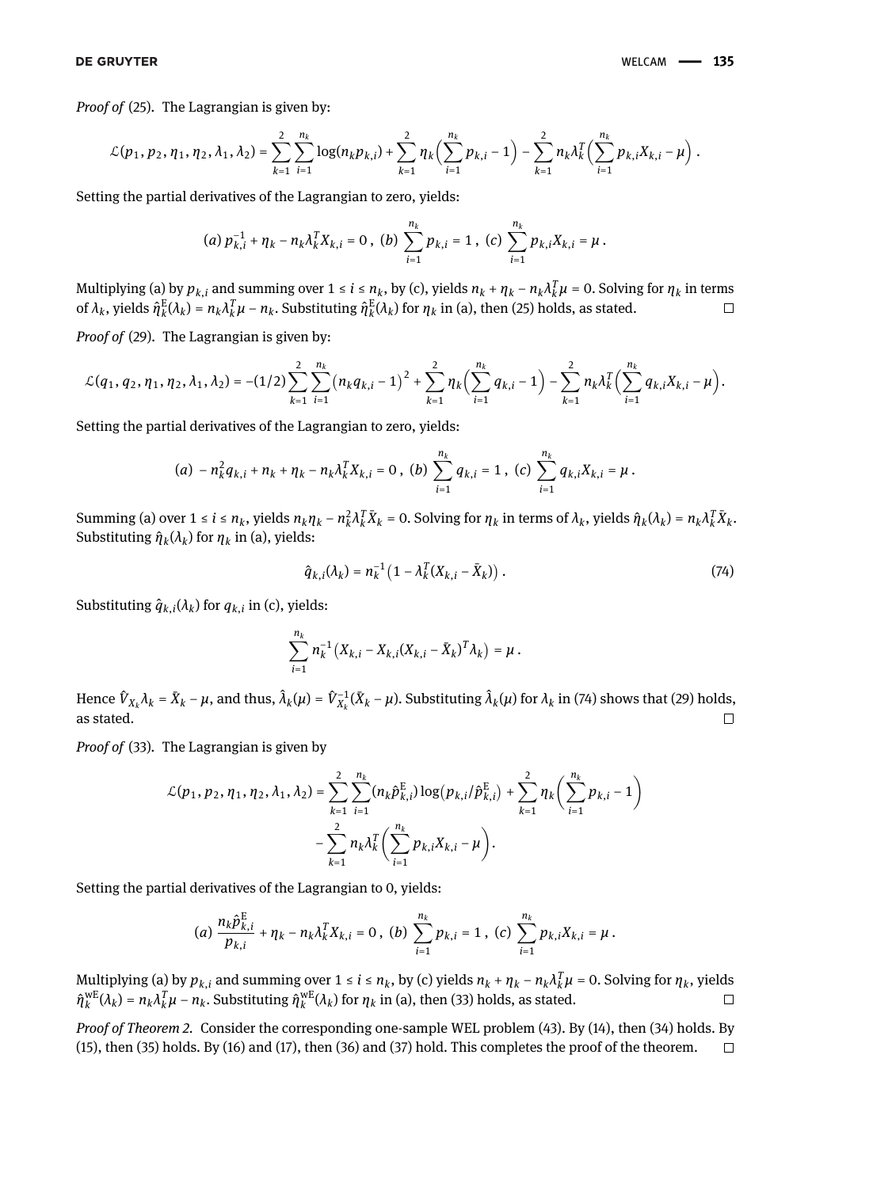*Proof of* (25). The Lagrangian is given by:

$$\mathcal{L}(p_1, p_2, \eta_1, \eta_2, \lambda_1, \lambda_2) = \sum_{k=1}^{2}\sum_{i=1}^{n_k} \log(n_k p_{k,i}) + \sum_{k=1}^{2} \eta_k\Big(\sum_{i=1}^{n_k} p_{k,i} - 1\Big) - \sum_{k=1}^{2} n_k \lambda_k^T \Big(\sum_{i=1}^{n_k} p_{k,i} X_{k,i} - \mu\Big)\,.$$

Setting the partial derivatives of the Lagrangian to zero, yields:

$$(a)\; p_{k,i}^{-1} + \eta_k - n_k \lambda_k^T X_{k,i} = 0\,,\; (b)\; \sum_{i=1}^{n_k} p_{k,i} = 1\,,\; (c)\; \sum_{i=1}^{n_k} p_{k,i} X_{k,i} = \mu\,.$$

Multiplying (a) by $p_{k,i}$ and summing over $1 \le i \le n_k$, by (c), yields $n_k + \eta_k - n_k \lambda_k^T \mu = 0$. Solving for $\eta_k$ in terms of $\lambda_k$, yields $\hat{\eta}_k^{\mathrm{E}}(\lambda_k) = n_k \lambda_k^T \mu - n_k$. Substituting $\hat{\eta}_k^{\mathrm{E}}(\lambda_k)$ for $\eta_k$ in (a), then (25) holds, as stated. □

*Proof of* (29). The Lagrangian is given by:

$$\mathcal{L}(q_1, q_2, \eta_1, \eta_2, \lambda_1, \lambda_2) = -(1/2)\sum_{k=1}^{2}\sum_{i=1}^{n_k} \big(n_k q_{k,i} - 1\big)^2 + \sum_{k=1}^{2} \eta_k\Big(\sum_{i=1}^{n_k} q_{k,i} - 1\Big) - \sum_{k=1}^{2} n_k \lambda_k^T \Big(\sum_{i=1}^{n_k} q_{k,i} X_{k,i} - \mu\Big).$$

Setting the partial derivatives of the Lagrangian to zero, yields:

$$(a)\; - n_k^2 q_{k,i} + n_k + \eta_k - n_k \lambda_k^T X_{k,i} = 0\,,\; (b)\; \sum_{i=1}^{n_k} q_{k,i} = 1\,,\; (c)\; \sum_{i=1}^{n_k} q_{k,i} X_{k,i} = \mu\,.$$

Summing (a) over $1 \le i \le n_k$, yields $n_k \eta_k - n_k^2 \lambda_k^T \bar{X}_k = 0$. Solving for $\eta_k$ in terms of $\lambda_k$, yields $\hat{\eta}_k(\lambda_k) = n_k \lambda_k^T \bar{X}_k$. Substituting $\hat{\eta}_k(\lambda_k)$ for $\eta_k$ in (a), yields:

$$\hat{q}_{k,i}(\lambda_k) = n_k^{-1}\big(1 - \lambda_k^T (X_{k,i} - \bar{X}_k)\big)\,. \tag{74}$$

Substituting $\hat{q}_{k,i}(\lambda_k)$ for $q_{k,i}$ in (c), yields:

$$\sum_{i=1}^{n_k} n_k^{-1}\big(X_{k,i} - X_{k,i}(X_{k,i} - \bar{X}_k)^T \lambda_k\big) = \mu\,.$$

Hence $\hat{V}_{X_k} \lambda_k = \bar{X}_k - \mu$, and thus, $\hat{\lambda}_k(\mu) = \hat{V}_{X_k}^{-1}(\bar{X}_k - \mu)$. Substituting $\hat{\lambda}_k(\mu)$ for $\lambda_k$ in (74) shows that (29) holds, as stated. □

*Proof of* (33). The Lagrangian is given by

$$\begin{aligned}\mathcal{L}(p_1, p_2, \eta_1, \eta_2, \lambda_1, \lambda_2) = &\sum_{k=1}^{2}\sum_{i=1}^{n_k} (n_k \hat{p}_{k,i}^{\mathrm{E}}) \log\big(p_{k,i}/\hat{p}_{k,i}^{\mathrm{E}}\big) + \sum_{k=1}^{2} \eta_k \Big(\sum_{i=1}^{n_k} p_{k,i} - 1\Big)\\ &- \sum_{k=1}^{2} n_k \lambda_k^T \Big(\sum_{i=1}^{n_k} p_{k,i} X_{k,i} - \mu\Big).\end{aligned}$$

Setting the partial derivatives of the Lagrangian to 0, yields:

$$(a)\; \frac{n_k \hat{p}_{k,i}^{\mathrm{E}}}{p_{k,i}} + \eta_k - n_k \lambda_k^T X_{k,i} = 0\,,\; (b)\; \sum_{i=1}^{n_k} p_{k,i} = 1\,,\; (c)\; \sum_{i=1}^{n_k} p_{k,i} X_{k,i} = \mu\,.$$

Multiplying (a) by $p_{k,i}$ and summing over $1 \le i \le n_k$, by (c) yields $n_k + \eta_k - n_k \lambda_k^T \mu = 0$. Solving for $\eta_k$, yields $\hat{\eta}_k^{\mathrm{wE}}(\lambda_k) = n_k \lambda_k^T \mu - n_k$. Substituting $\hat{\eta}_k^{\mathrm{wE}}(\lambda_k)$ for $\eta_k$ in (a), then (33) holds, as stated. □

*Proof of Theorem 2.* Consider the corresponding one-sample WEL problem (43). By (14), then (34) holds. By (15), then (35) holds. By (16) and (17), then (36) and (37) hold. This completes the proof of the theorem. □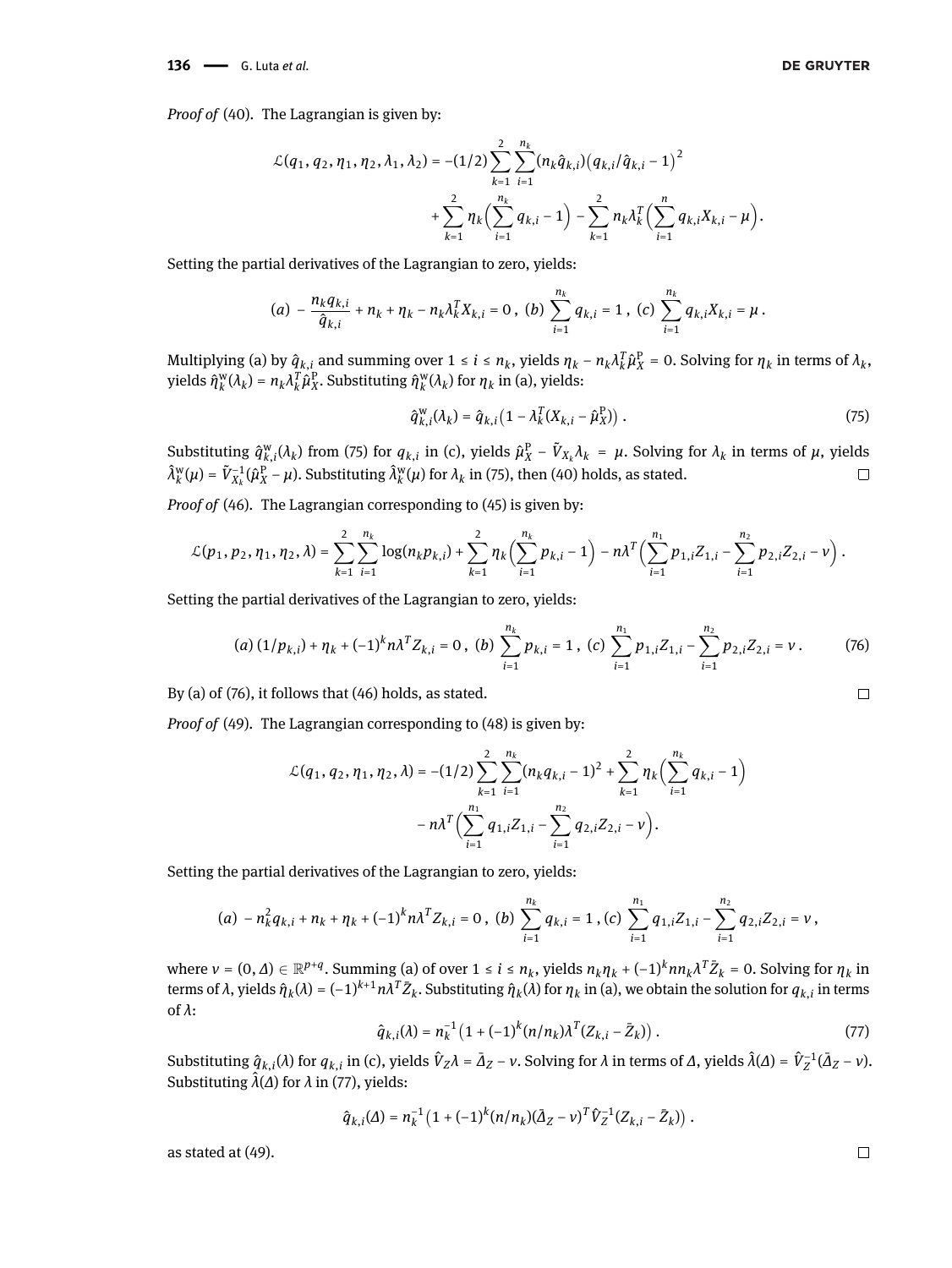*Proof of* (40). The Lagrangian is given by:

$$\mathcal{L}(q_1, q_2, \eta_1, \eta_2, \lambda_1, \lambda_2) = -(1/2)\sum_{k=1}^{2}\sum_{i=1}^{n_k}(n_k\hat{q}_{k,i})\big(q_{k,i}/\hat{q}_{k,i} - 1\big)^2 + \sum_{k=1}^{2}\eta_k\Big(\sum_{i=1}^{n_k}q_{k,i} - 1\Big) - \sum_{k=1}^{2}n_k\lambda_k^T\Big(\sum_{i=1}^{n}q_{k,i}X_{k,i} - \mu\Big).$$

Setting the partial derivatives of the Lagrangian to zero, yields:

$$(a)\ -\frac{n_k q_{k,i}}{\hat{q}_{k,i}} + n_k + \eta_k - n_k\lambda_k^T X_{k,i} = 0\,,\ (b)\ \sum_{i=1}^{n_k}q_{k,i} = 1\,,\ (c)\ \sum_{i=1}^{n_k}q_{k,i}X_{k,i} = \mu\,.$$

Multiplying (a) by $\hat{q}_{k,i}$ and summing over $1 \le i \le n_k$, yields $\eta_k - n_k\lambda_k^T\hat{\mu}_X^{\mathrm{P}} = 0$. Solving for $\eta_k$ in terms of $\lambda_k$, yields $\hat{\eta}_k^{\mathrm{w}}(\lambda_k) = n_k\lambda_k^T\hat{\mu}_X^{\mathrm{P}}$. Substituting $\hat{\eta}_k^{\mathrm{w}}(\lambda_k)$ for $\eta_k$ in (a), yields:

$$\hat{q}_{k,i}^{\mathrm{w}}(\lambda_k) = \hat{q}_{k,i}\big(1 - \lambda_k^T(X_{k,i} - \hat{\mu}_X^{\mathrm{P}})\big)\,. \tag{75}$$

Substituting $\hat{q}_{k,i}^{\mathrm{w}}(\lambda_k)$ from (75) for $q_{k,i}$ in (c), yields $\hat{\mu}_X^{\mathrm{P}} - \tilde{V}_{X_k}\lambda_k = \mu$. Solving for $\lambda_k$ in terms of $\mu$, yields $\hat{\lambda}_k^{\mathrm{w}}(\mu) = \tilde{V}_{X_k}^{-1}(\hat{\mu}_X^{\mathrm{P}} - \mu)$. Substituting $\hat{\lambda}_k^{\mathrm{w}}(\mu)$ for $\lambda_k$ in (75), then (40) holds, as stated. □

*Proof of* (46). The Lagrangian corresponding to (45) is given by:

$$\mathcal{L}(p_1, p_2, \eta_1, \eta_2, \lambda) = \sum_{k=1}^{2}\sum_{i=1}^{n_k}\log(n_k p_{k,i}) + \sum_{k=1}^{2}\eta_k\Big(\sum_{i=1}^{n_k}p_{k,i} - 1\Big) - n\lambda^T\Big(\sum_{i=1}^{n_1}p_{1,i}Z_{1,i} - \sum_{i=1}^{n_2}p_{2,i}Z_{2,i} - \nu\Big)\,.$$

Setting the partial derivatives of the Lagrangian to zero, yields:

$$(a)\ (1/p_{k,i}) + \eta_k + (-1)^k n\lambda^T Z_{k,i} = 0\,,\ (b)\ \sum_{i=1}^{n_k}p_{k,i} = 1\,,\ (c)\ \sum_{i=1}^{n_1}p_{1,i}Z_{1,i} - \sum_{i=1}^{n_2}p_{2,i}Z_{2,i} = \nu\,. \tag{76}$$

By (a) of (76), it follows that (46) holds, as stated. □

*Proof of* (49). The Lagrangian corresponding to (48) is given by:

$$\mathcal{L}(q_1, q_2, \eta_1, \eta_2, \lambda) = -(1/2)\sum_{k=1}^{2}\sum_{i=1}^{n_k}(n_k q_{k,i} - 1)^2 + \sum_{k=1}^{2}\eta_k\Big(\sum_{i=1}^{n_k}q_{k,i} - 1\Big) - n\lambda^T\Big(\sum_{i=1}^{n_1}q_{1,i}Z_{1,i} - \sum_{i=1}^{n_2}q_{2,i}Z_{2,i} - \nu\Big).$$

Setting the partial derivatives of the Lagrangian to zero, yields:

$$(a)\ -n_k^2 q_{k,i} + n_k + \eta_k + (-1)^k n\lambda^T Z_{k,i} = 0\,,\ (b)\ \sum_{i=1}^{n_k}q_{k,i} = 1\,,\ (c)\ \sum_{i=1}^{n_1}q_{1,i}Z_{1,i} - \sum_{i=1}^{n_2}q_{2,i}Z_{2,i} = \nu\,,$$

where $\nu = (0, \Delta) \in \mathbb{R}^{p+q}$. Summing (a) of over $1 \le i \le n_k$, yields $n_k\eta_k + (-1)^k nn_k\lambda^T\bar{Z}_k = 0$. Solving for $\eta_k$ in terms of $\lambda$, yields $\hat{\eta}_k(\lambda) = (-1)^{k+1}n\lambda^T\bar{Z}_k$. Substituting $\hat{\eta}_k(\lambda)$ for $\eta_k$ in (a), we obtain the solution for $q_{k,i}$ in terms of $\lambda$:

$$\hat{q}_{k,i}(\lambda) = n_k^{-1}\big(1 + (-1)^k(n/n_k)\lambda^T(Z_{k,i} - \bar{Z}_k)\big)\,. \tag{77}$$

Substituting $\hat{q}_{k,i}(\lambda)$ for $q_{k,i}$ in (c), yields $\hat{V}_Z\lambda = \bar{\Delta}_Z - \nu$. Solving for $\lambda$ in terms of $\Delta$, yields $\hat{\lambda}(\Delta) = \hat{V}_Z^{-1}(\bar{\Delta}_Z - \nu)$. Substituting $\hat{\lambda}(\Delta)$ for $\lambda$ in (77), yields:

$$\hat{q}_{k,i}(\Delta) = n_k^{-1}\big(1 + (-1)^k(n/n_k)(\bar{\Delta}_Z - \nu)^T\hat{V}_Z^{-1}(Z_{k,i} - \bar{Z}_k)\big)\,.$$

as stated at (49). □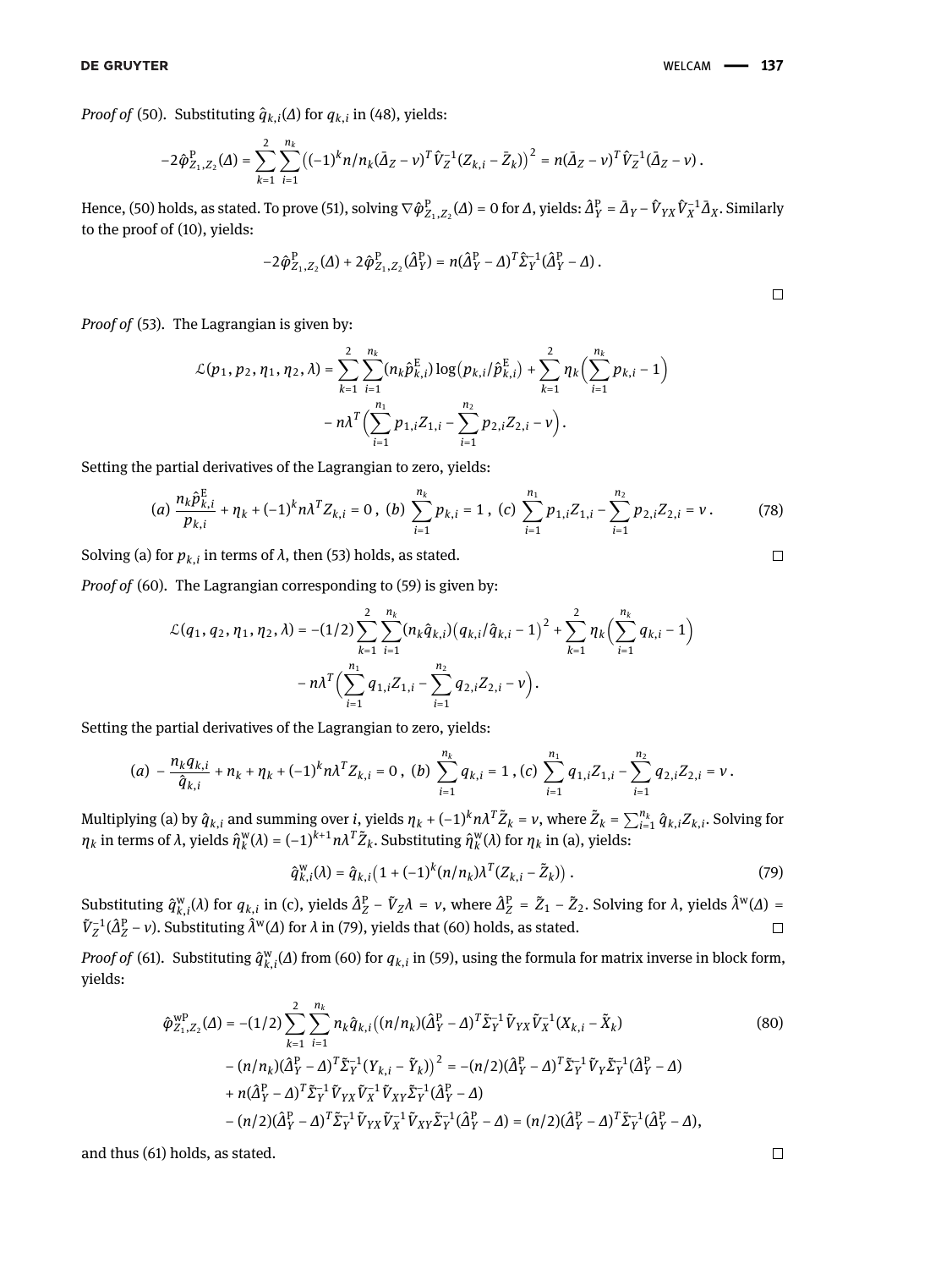*Proof of* (50). Substituting $\hat{q}_{k,i}(\Delta)$ for $q_{k,i}$ in (48), yields:

$$-2\hat{\varphi}^{\mathrm{P}}_{Z_1,Z_2}(\Delta) = \sum_{k=1}^{2}\sum_{i=1}^{n_k}\left((-1)^k n/n_k(\bar{\Delta}_Z - \nu)^T \hat{V}_Z^{-1}(Z_{k,i} - \bar{Z}_k)\right)^2 = n(\bar{\Delta}_Z - \nu)^T \hat{V}_Z^{-1}(\bar{\Delta}_Z - \nu)\,.$$

Hence, (50) holds, as stated. To prove (51), solving $\nabla\hat{\varphi}^{\mathrm{P}}_{Z_1,Z_2}(\Delta) = 0$ for $\Delta$, yields: $\hat{\Delta}^{\mathrm{P}}_Y = \bar{\Delta}_Y - \hat{V}_{YX}\hat{V}_X^{-1}\bar{\Delta}_X$. Similarly to the proof of (10), yields:

$$-2\hat{\varphi}^{\mathrm{P}}_{Z_1,Z_2}(\Delta) + 2\hat{\varphi}^{\mathrm{P}}_{Z_1,Z_2}(\hat{\Delta}^{\mathrm{P}}_Y) = n(\hat{\Delta}^{\mathrm{P}}_Y - \Delta)^T \hat{\Sigma}_Y^{-1}(\hat{\Delta}^{\mathrm{P}}_Y - \Delta)\,.$$

□

*Proof of* (53). The Lagrangian is given by:

$$\mathcal{L}(p_1, p_2, \eta_1, \eta_2, \lambda) = \sum_{k=1}^{2}\sum_{i=1}^{n_k}(n_k\hat{p}^{\mathrm{E}}_{k,i})\log\left(p_{k,i}/\hat{p}^{\mathrm{E}}_{k,i}\right) + \sum_{k=1}^{2}\eta_k\Big(\sum_{i=1}^{n_k}p_{k,i} - 1\Big) - n\lambda^T\Big(\sum_{i=1}^{n_1}p_{1,i}Z_{1,i} - \sum_{i=1}^{n_2}p_{2,i}Z_{2,i} - \nu\Big).$$

Setting the partial derivatives of the Lagrangian to zero, yields:

$$(a)\ \frac{n_k\hat{p}^{\mathrm{E}}_{k,i}}{p_{k,i}} + \eta_k + (-1)^k n\lambda^T Z_{k,i} = 0\,,\ (b)\ \sum_{i=1}^{n_k}p_{k,i} = 1\,,\ (c)\ \sum_{i=1}^{n_1}p_{1,i}Z_{1,i} - \sum_{i=1}^{n_2}p_{2,i}Z_{2,i} = \nu\,. \tag{78}$$

Solving (a) for $p_{k,i}$ in terms of $\lambda$, then (53) holds, as stated. □

*Proof of* (60). The Lagrangian corresponding to (59) is given by:

$$\mathcal{L}(q_1, q_2, \eta_1, \eta_2, \lambda) = -(1/2)\sum_{k=1}^{2}\sum_{i=1}^{n_k}(n_k\hat{q}_{k,i})\left(q_{k,i}/\hat{q}_{k,i} - 1\right)^2 + \sum_{k=1}^{2}\eta_k\Big(\sum_{i=1}^{n_k}q_{k,i} - 1\Big) - n\lambda^T\Big(\sum_{i=1}^{n_1}q_{1,i}Z_{1,i} - \sum_{i=1}^{n_2}q_{2,i}Z_{2,i} - \nu\Big).$$

Setting the partial derivatives of the Lagrangian to zero, yields:

$$(a)\ -\frac{n_k q_{k,i}}{\hat{q}_{k,i}} + n_k + \eta_k + (-1)^k n\lambda^T Z_{k,i} = 0\,,\ (b)\ \sum_{i=1}^{n_k}q_{k,i} = 1\,,(c)\ \sum_{i=1}^{n_1}q_{1,i}Z_{1,i} - \sum_{i=1}^{n_2}q_{2,i}Z_{2,i} = \nu\,.$$

Multiplying (a) by $\hat{q}_{k,i}$ and summing over $i$, yields $\eta_k + (-1)^k n\lambda^T\tilde{Z}_k = \nu$, where $\tilde{Z}_k = \sum_{i=1}^{n_k}\hat{q}_{k,i}Z_{k,i}$. Solving for $\eta_k$ in terms of $\lambda$, yields $\hat{\eta}^{\mathrm{w}}_k(\lambda) = (-1)^{k+1}n\lambda^T\tilde{Z}_k$. Substituting $\hat{\eta}^{\mathrm{w}}_k(\lambda)$ for $\eta_k$ in (a), yields:

$$\hat{q}^{\mathrm{w}}_{k,i}(\lambda) = \hat{q}_{k,i}\left(1 + (-1)^k(n/n_k)\lambda^T(Z_{k,i} - \tilde{Z}_k)\right). \tag{79}$$

Substituting $\hat{q}^{\mathrm{w}}_{k,i}(\lambda)$ for $q_{k,i}$ in (c), yields $\hat{\Delta}^{\mathrm{P}}_Z - \tilde{V}_Z\lambda = \nu$, where $\hat{\Delta}^{\mathrm{P}}_Z = \tilde{Z}_1 - \tilde{Z}_2$. Solving for $\lambda$, yields $\hat{\lambda}^{\mathrm{w}}(\Delta) = \tilde{V}_Z^{-1}(\hat{\Delta}^{\mathrm{P}}_Z - \nu)$. Substituting $\hat{\lambda}^{\mathrm{w}}(\Delta)$ for $\lambda$ in (79), yields that (60) holds, as stated. □

*Proof of* (61). Substituting $\hat{q}^{\mathrm{w}}_{k,i}(\Delta)$ from (60) for $q_{k,i}$ in (59), using the formula for matrix inverse in block form, yields:

$$\begin{aligned}\hat{\varphi}^{\mathrm{wP}}_{Z_1,Z_2}(\Delta) &= -(1/2)\sum_{k=1}^{2}\sum_{i=1}^{n_k}n_k\hat{q}_{k,i}\big((n/n_k)(\hat{\Delta}^{\mathrm{P}}_Y - \Delta)^T\tilde{\Sigma}_Y^{-1}\tilde{V}_{YX}\tilde{V}_X^{-1}(X_{k,i} - \tilde{X}_k) \\ &\quad - (n/n_k)(\hat{\Delta}^{\mathrm{P}}_Y - \Delta)^T\tilde{\Sigma}_Y^{-1}(Y_{k,i} - \tilde{Y}_k)\big)^2 = -(n/2)(\hat{\Delta}^{\mathrm{P}}_Y - \Delta)^T\tilde{\Sigma}_Y^{-1}\tilde{V}_Y\tilde{\Sigma}_Y^{-1}(\hat{\Delta}^{\mathrm{P}}_Y - \Delta) \\ &\quad + n(\hat{\Delta}^{\mathrm{P}}_Y - \Delta)^T\tilde{\Sigma}_Y^{-1}\tilde{V}_{YX}\tilde{V}_X^{-1}\tilde{V}_{XY}\tilde{\Sigma}_Y^{-1}(\hat{\Delta}^{\mathrm{P}}_Y - \Delta) \\ &\quad - (n/2)(\hat{\Delta}^{\mathrm{P}}_Y - \Delta)^T\tilde{\Sigma}_Y^{-1}\tilde{V}_{YX}\tilde{V}_X^{-1}\tilde{V}_{XY}\tilde{\Sigma}_Y^{-1}(\hat{\Delta}^{\mathrm{P}}_Y - \Delta) = (n/2)(\hat{\Delta}^{\mathrm{P}}_Y - \Delta)^T\tilde{\Sigma}_Y^{-1}(\hat{\Delta}^{\mathrm{P}}_Y - \Delta),\end{aligned} \tag{80}$$

and thus (61) holds, as stated. □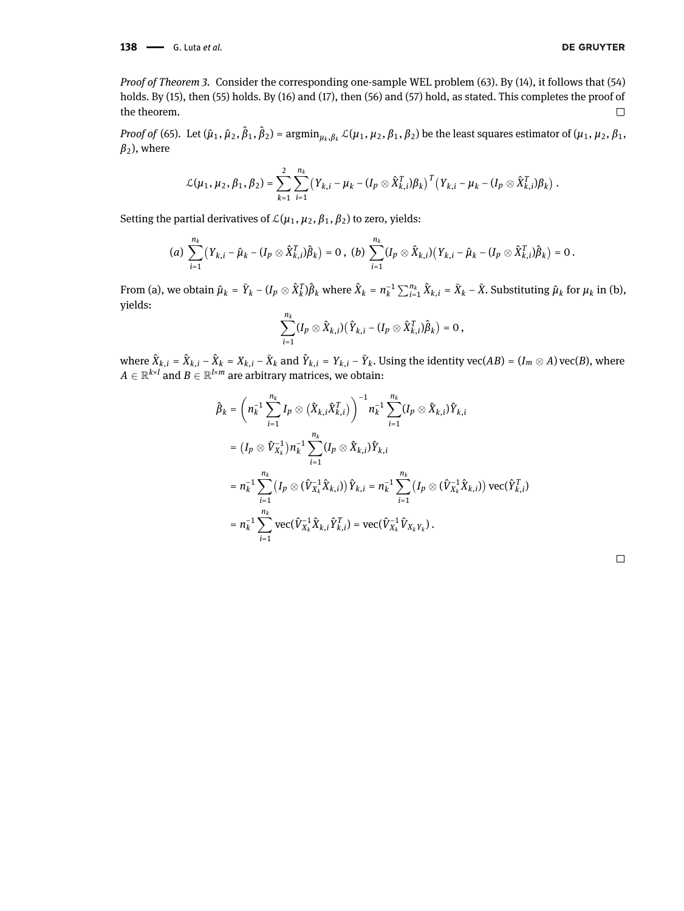*Proof of Theorem 3.* Consider the corresponding one-sample WEL problem (63). By (14), it follows that (54) holds. By (15), then (55) holds. By (16) and (17), then (56) and (57) hold, as stated. This completes the proof of the theorem. □

*Proof of* (65). Let $(\hat{\mu}_1, \hat{\mu}_2, \hat{\beta}_1, \hat{\beta}_2) = \operatorname{argmin}_{\mu_k, \beta_k} \mathcal{L}(\mu_1, \mu_2, \beta_1, \beta_2)$ be the least squares estimator of $(\mu_1, \mu_2, \beta_1, \beta_2)$, where

$$\mathcal{L}(\mu_1, \mu_2, \beta_1, \beta_2) = \sum_{k=1}^{2} \sum_{i=1}^{n_k} \big(Y_{k,i} - \mu_k - (I_p \otimes \hat{X}_{k,i}^T)\beta_k\big)^T \big(Y_{k,i} - \mu_k - (I_p \otimes \hat{X}_{k,i}^T)\beta_k\big) \,.$$

Setting the partial derivatives of $\mathcal{L}(\mu_1, \mu_2, \beta_1, \beta_2)$ to zero, yields:

$$(a) \ \sum_{i=1}^{n_k} \big(Y_{k,i} - \hat{\mu}_k - (I_p \otimes \hat{X}_{k,i}^T)\hat{\beta}_k\big) = 0 \,, \ (b) \ \sum_{i=1}^{n_k} (I_p \otimes \hat{X}_{k,i})\big(Y_{k,i} - \hat{\mu}_k - (I_p \otimes \hat{X}_{k,i}^T)\hat{\beta}_k\big) = 0 \,.$$

From (a), we obtain $\hat{\mu}_k = \bar{Y}_k - (I_p \otimes \hat{X}_k^T)\hat{\beta}_k$ where $\hat{X}_k = n_k^{-1} \sum_{i=1}^{n_k} \hat{X}_{k,i} = \bar{X}_k - \bar{X}$. Substituting $\hat{\mu}_k$ for $\mu_k$ in (b), yields:

$$\sum_{i=1}^{n_k} (I_p \otimes \hat{X}_{k,i})\big(\hat{Y}_{k,i} - (I_p \otimes \hat{X}_{k,i}^T)\hat{\beta}_k\big) = 0 \,,$$

where $\hat{X}_{k,i} = \hat{X}_{k,i} - \hat{X}_k = X_{k,i} - \bar{X}_k$ and $\hat{Y}_{k,i} = Y_{k,i} - \bar{Y}_k$. Using the identity $\operatorname{vec}(AB) = (I_m \otimes A)\operatorname{vec}(B)$, where $A \in \mathbb{R}^{k \times l}$ and $B \in \mathbb{R}^{l \times m}$ are arbitrary matrices, we obtain:

$$\begin{aligned}
\hat{\beta}_k &= \left( n_k^{-1} \sum_{i=1}^{n_k} I_p \otimes \big(\hat{X}_{k,i}\hat{X}_{k,i}^T\big) \right)^{-1} n_k^{-1} \sum_{i=1}^{n_k} (I_p \otimes \hat{X}_{k,i})\hat{Y}_{k,i} \\
&= \big(I_p \otimes \hat{V}_{X_k}^{-1}\big) n_k^{-1} \sum_{i=1}^{n_k} (I_p \otimes \hat{X}_{k,i})\hat{Y}_{k,i} \\
&= n_k^{-1} \sum_{i=1}^{n_k} \big(I_p \otimes (\hat{V}_{X_k}^{-1}\hat{X}_{k,i})\big)\hat{Y}_{k,i} = n_k^{-1} \sum_{i=1}^{n_k} \big(I_p \otimes (\hat{V}_{X_k}^{-1}\hat{X}_{k,i})\big)\operatorname{vec}(\hat{Y}_{k,i}^T) \\
&= n_k^{-1} \sum_{i=1}^{n_k} \operatorname{vec}(\hat{V}_{X_k}^{-1}\hat{X}_{k,i}\hat{Y}_{k,i}^T) = \operatorname{vec}(\hat{V}_{X_k}^{-1}\hat{V}_{X_k Y_k}) \,.
\end{aligned}$$

□